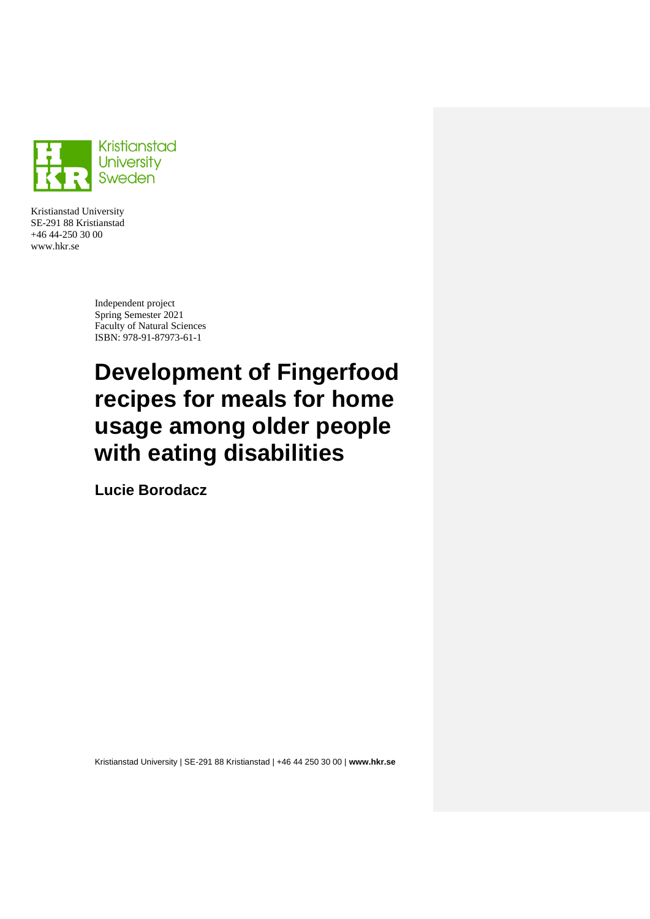Kristianstad University
SE-291 88 Kristianstad
+46 44-250 30 00
www.hkr.se

Independent project
Spring Semester 2021
Faculty of Natural Sciences
ISBN: 978-91-87973-61-1

# Development of Fingerfood recipes for meals for home usage among older people with eating disabilities

**Lucie Borodacz**

Kristianstad University | SE-291 88 Kristianstad | +46 44 250 30 00 | **www.hkr.se**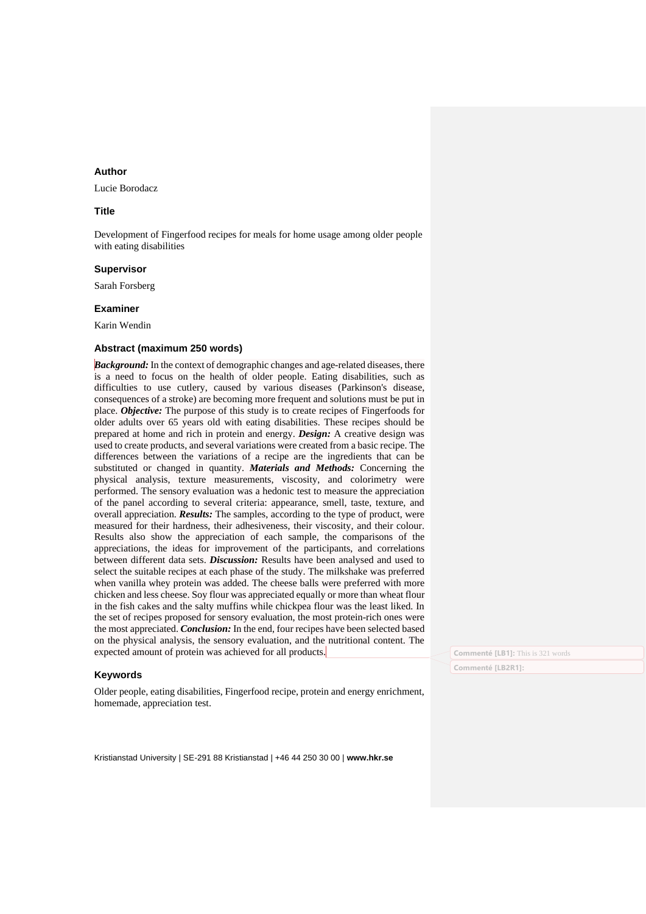### Author

Lucie Borodacz

### Title

Development of Fingerfood recipes for meals for home usage among older people with eating disabilities

### Supervisor

Sarah Forsberg

### Examiner

Karin Wendin

### Abstract (maximum 250 words)

***Background:*** In the context of demographic changes and age-related diseases, there is a need to focus on the health of older people. Eating disabilities, such as difficulties to use cutlery, caused by various diseases (Parkinson's disease, consequences of a stroke) are becoming more frequent and solutions must be put in place. ***Objective:*** The purpose of this study is to create recipes of Fingerfoods for older adults over 65 years old with eating disabilities. These recipes should be prepared at home and rich in protein and energy. ***Design:*** A creative design was used to create products, and several variations were created from a basic recipe. The differences between the variations of a recipe are the ingredients that can be substituted or changed in quantity. ***Materials and Methods:*** Concerning the physical analysis, texture measurements, viscosity, and colorimetry were performed. The sensory evaluation was a hedonic test to measure the appreciation of the panel according to several criteria: appearance, smell, taste, texture, and overall appreciation. ***Results:*** The samples, according to the type of product, were measured for their hardness, their adhesiveness, their viscosity, and their colour. Results also show the appreciation of each sample, the comparisons of the appreciations, the ideas for improvement of the participants, and correlations between different data sets. ***Discussion:*** Results have been analysed and used to select the suitable recipes at each phase of the study. The milkshake was preferred when vanilla whey protein was added. The cheese balls were preferred with more chicken and less cheese. Soy flour was appreciated equally or more than wheat flour in the fish cakes and the salty muffins while chickpea flour was the least liked. In the set of recipes proposed for sensory evaluation, the most protein-rich ones were the most appreciated. ***Conclusion:*** In the end, four recipes have been selected based on the physical analysis, the sensory evaluation, and the nutritional content. The expected amount of protein was achieved for all products.

Commenté [LB1]: This is 321 words

Commenté [LB2R1]:

### Keywords

Older people, eating disabilities, Fingerfood recipe, protein and energy enrichment, homemade, appreciation test.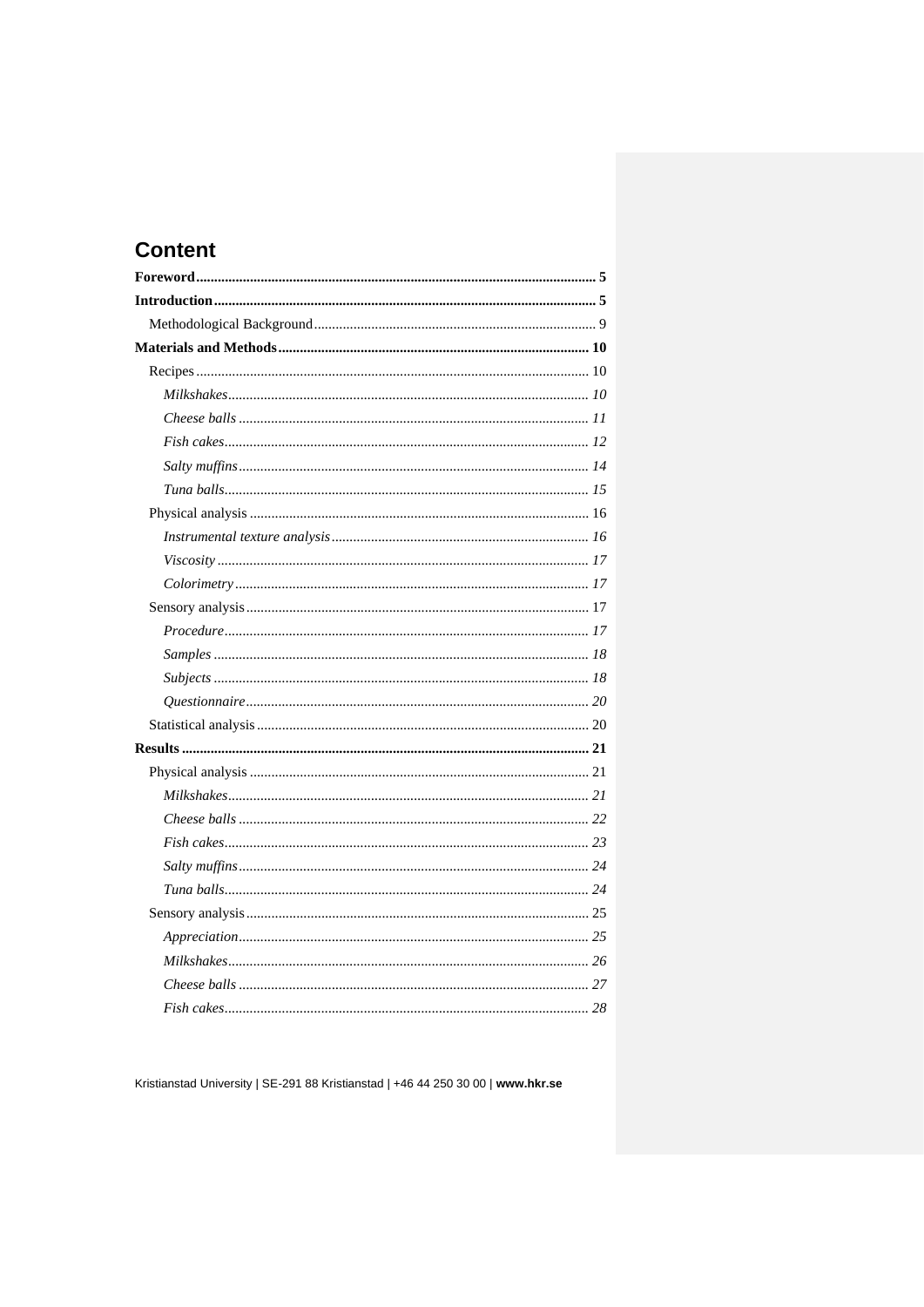# Content

**Foreword** ........ 5

**Introduction** ........ 5

Methodological Background ........ 9

**Materials and Methods** ........ 10

Recipes ........ 10

*Milkshakes* ........ *10*

*Cheese balls* ........ *11*

*Fish cakes* ........ *12*

*Salty muffins* ........ *14*

*Tuna balls* ........ *15*

Physical analysis ........ 16

*Instrumental texture analysis* ........ *16*

*Viscosity* ........ *17*

*Colorimetry* ........ *17*

Sensory analysis ........ 17

*Procedure* ........ *17*

*Samples* ........ *18*

*Subjects* ........ *18*

*Questionnaire* ........ *20*

Statistical analysis ........ 20

**Results** ........ 21

Physical analysis ........ 21

*Milkshakes* ........ *21*

*Cheese balls* ........ *22*

*Fish cakes* ........ *23*

*Salty muffins* ........ *24*

*Tuna balls* ........ *24*

Sensory analysis ........ 25

*Appreciation* ........ *25*

*Milkshakes* ........ *26*

*Cheese balls* ........ *27*

*Fish cakes* ........ *28*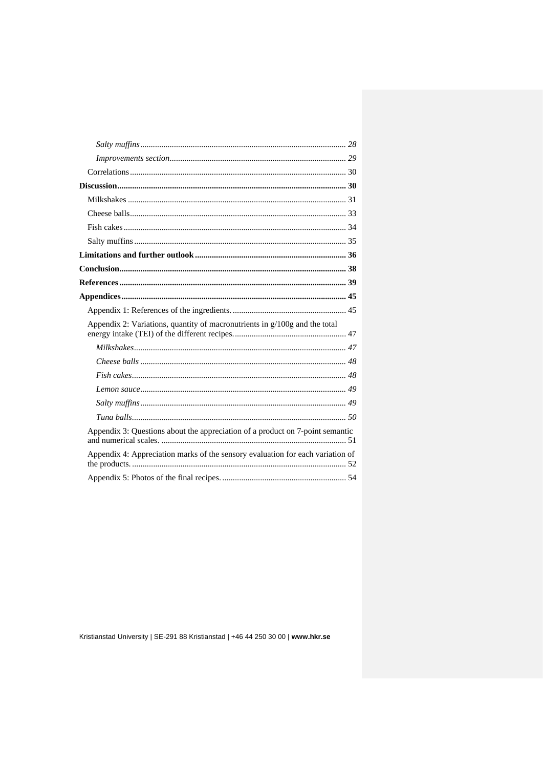*Salty muffins* ........................................................................................ 28

*Improvements section* ........................................................................... 29

Correlations ................................................................................................ 30

**Discussion** ............................................................................................ **30**

Milkshakes .................................................................................................. 31

Cheese balls ................................................................................................ 33

Fish cakes .................................................................................................... 34

Salty muffins ............................................................................................... 35

**Limitations and further outlook** .......................................................... **36**

**Conclusion** ............................................................................................. **38**

**References** ............................................................................................. **39**

**Appendices** ............................................................................................. **45**

Appendix 1: References of the ingredients. ................................................ 45

Appendix 2: Variations, quantity of macronutrients in g/100g and the total energy intake (TEI) of the different recipes. ................................................ 47

*Milkshakes* ................................................................................................ 47

*Cheese balls* .............................................................................................. 48

*Fish cakes* ................................................................................................. 48

*Lemon sauce* ............................................................................................. 49

*Salty muffins* ............................................................................................. 49

*Tuna balls* ................................................................................................. 50

Appendix 3: Questions about the appreciation of a product on 7-point semantic and numerical scales. ........................................................................ 51

Appendix 4: Appreciation marks of the sensory evaluation for each variation of the products. ........................................................................................... 52

Appendix 5: Photos of the final recipes. ..................................................... 54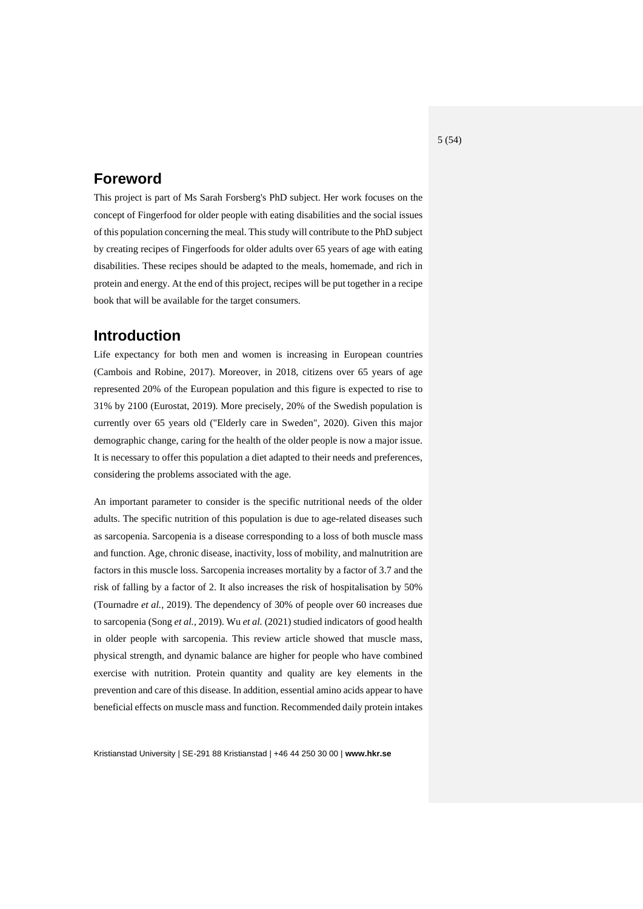## Foreword

This project is part of Ms Sarah Forsberg's PhD subject. Her work focuses on the concept of Fingerfood for older people with eating disabilities and the social issues of this population concerning the meal. This study will contribute to the PhD subject by creating recipes of Fingerfoods for older adults over 65 years of age with eating disabilities. These recipes should be adapted to the meals, homemade, and rich in protein and energy. At the end of this project, recipes will be put together in a recipe book that will be available for the target consumers.

## Introduction

Life expectancy for both men and women is increasing in European countries (Cambois and Robine, 2017). Moreover, in 2018, citizens over 65 years of age represented 20% of the European population and this figure is expected to rise to 31% by 2100 (Eurostat, 2019). More precisely, 20% of the Swedish population is currently over 65 years old ("Elderly care in Sweden", 2020). Given this major demographic change, caring for the health of the older people is now a major issue. It is necessary to offer this population a diet adapted to their needs and preferences, considering the problems associated with the age.

An important parameter to consider is the specific nutritional needs of the older adults. The specific nutrition of this population is due to age-related diseases such as sarcopenia. Sarcopenia is a disease corresponding to a loss of both muscle mass and function. Age, chronic disease, inactivity, loss of mobility, and malnutrition are factors in this muscle loss. Sarcopenia increases mortality by a factor of 3.7 and the risk of falling by a factor of 2. It also increases the risk of hospitalisation by 50% (Tournadre *et al.*, 2019). The dependency of 30% of people over 60 increases due to sarcopenia (Song *et al.*, 2019). Wu *et al.* (2021) studied indicators of good health in older people with sarcopenia. This review article showed that muscle mass, physical strength, and dynamic balance are higher for people who have combined exercise with nutrition. Protein quantity and quality are key elements in the prevention and care of this disease. In addition, essential amino acids appear to have beneficial effects on muscle mass and function. Recommended daily protein intakes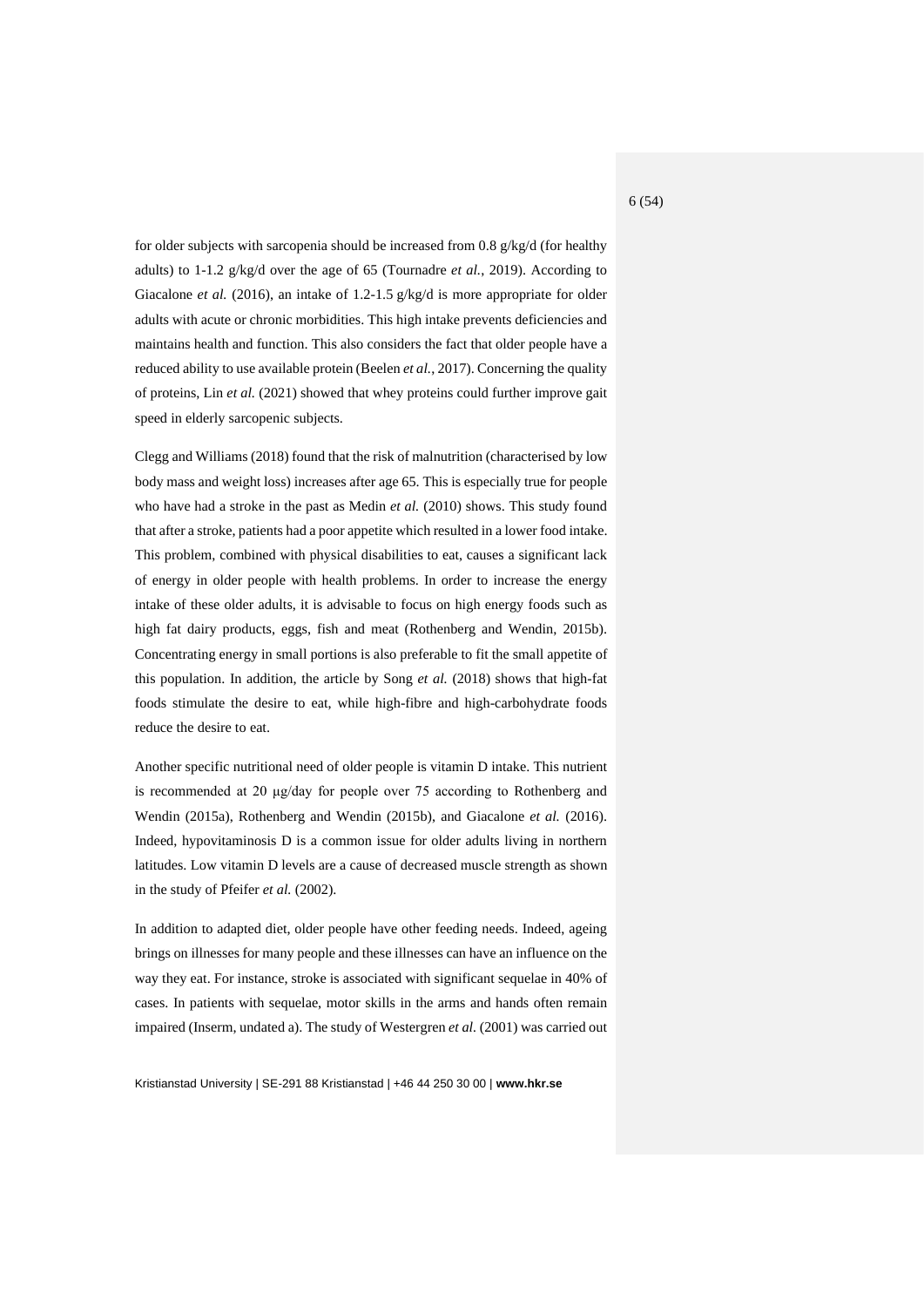for older subjects with sarcopenia should be increased from 0.8 g/kg/d (for healthy adults) to 1-1.2 g/kg/d over the age of 65 (Tournadre *et al.*, 2019). According to Giacalone *et al.* (2016), an intake of 1.2-1.5 g/kg/d is more appropriate for older adults with acute or chronic morbidities. This high intake prevents deficiencies and maintains health and function. This also considers the fact that older people have a reduced ability to use available protein (Beelen *et al.*, 2017). Concerning the quality of proteins, Lin *et al.* (2021) showed that whey proteins could further improve gait speed in elderly sarcopenic subjects.

Clegg and Williams (2018) found that the risk of malnutrition (characterised by low body mass and weight loss) increases after age 65. This is especially true for people who have had a stroke in the past as Medin *et al.* (2010) shows. This study found that after a stroke, patients had a poor appetite which resulted in a lower food intake. This problem, combined with physical disabilities to eat, causes a significant lack of energy in older people with health problems. In order to increase the energy intake of these older adults, it is advisable to focus on high energy foods such as high fat dairy products, eggs, fish and meat (Rothenberg and Wendin, 2015b). Concentrating energy in small portions is also preferable to fit the small appetite of this population. In addition, the article by Song *et al.* (2018) shows that high-fat foods stimulate the desire to eat, while high-fibre and high-carbohydrate foods reduce the desire to eat.

Another specific nutritional need of older people is vitamin D intake. This nutrient is recommended at 20 µg/day for people over 75 according to Rothenberg and Wendin (2015a), Rothenberg and Wendin (2015b), and Giacalone *et al.* (2016). Indeed, hypovitaminosis D is a common issue for older adults living in northern latitudes. Low vitamin D levels are a cause of decreased muscle strength as shown in the study of Pfeifer *et al.* (2002).

In addition to adapted diet, older people have other feeding needs. Indeed, ageing brings on illnesses for many people and these illnesses can have an influence on the way they eat. For instance, stroke is associated with significant sequelae in 40% of cases. In patients with sequelae, motor skills in the arms and hands often remain impaired (Inserm, undated a). The study of Westergren *et al.* (2001) was carried out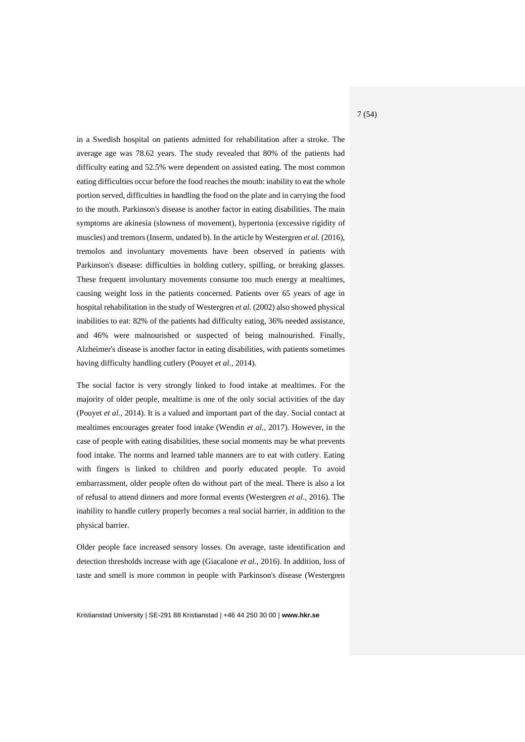in a Swedish hospital on patients admitted for rehabilitation after a stroke. The average age was 78.62 years. The study revealed that 80% of the patients had difficulty eating and 52.5% were dependent on assisted eating. The most common eating difficulties occur before the food reaches the mouth: inability to eat the whole portion served, difficulties in handling the food on the plate and in carrying the food to the mouth. Parkinson's disease is another factor in eating disabilities. The main symptoms are akinesia (slowness of movement), hypertonia (excessive rigidity of muscles) and tremors (Inserm, undated b). In the article by Westergren *et al.* (2016), tremolos and involuntary movements have been observed in patients with Parkinson's disease: difficulties in holding cutlery, spilling, or breaking glasses. These frequent involuntary movements consume too much energy at mealtimes, causing weight loss in the patients concerned. Patients over 65 years of age in hospital rehabilitation in the study of Westergren *et al.* (2002) also showed physical inabilities to eat: 82% of the patients had difficulty eating, 36% needed assistance, and 46% were malnourished or suspected of being malnourished. Finally, Alzheimer's disease is another factor in eating disabilities, with patients sometimes having difficulty handling cutlery (Pouyet *et al.*, 2014).

The social factor is very strongly linked to food intake at mealtimes. For the majority of older people, mealtime is one of the only social activities of the day (Pouyet *et al.*, 2014). It is a valued and important part of the day. Social contact at mealtimes encourages greater food intake (Wendin *et al.*, 2017). However, in the case of people with eating disabilities, these social moments may be what prevents food intake. The norms and learned table manners are to eat with cutlery. Eating with fingers is linked to children and poorly educated people. To avoid embarrassment, older people often do without part of the meal. There is also a lot of refusal to attend dinners and more formal events (Westergren *et al.*, 2016). The inability to handle cutlery properly becomes a real social barrier, in addition to the physical barrier.

Older people face increased sensory losses. On average, taste identification and detection thresholds increase with age (Giacalone *et al.*, 2016). In addition, loss of taste and smell is more common in people with Parkinson's disease (Westergren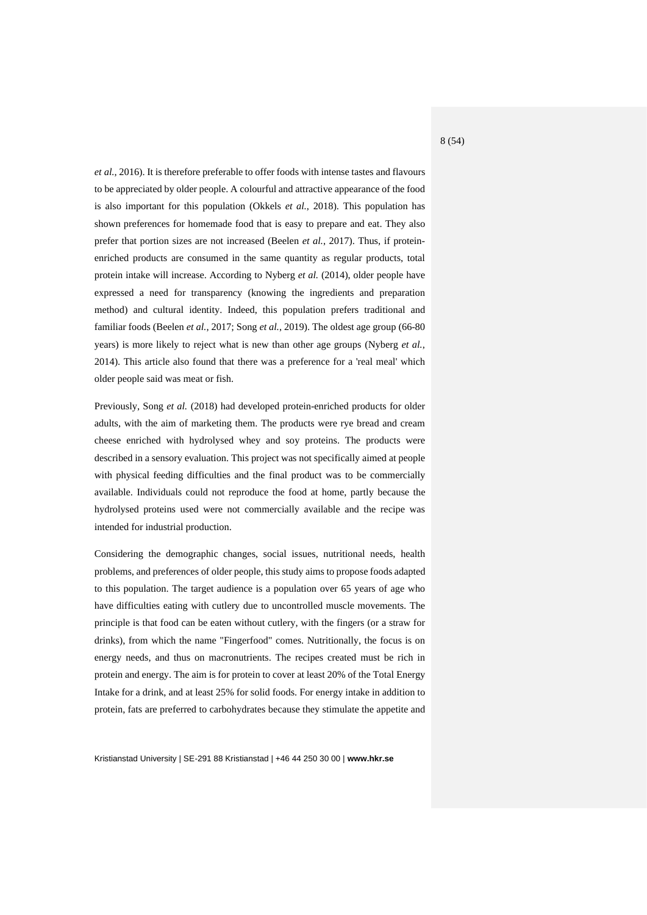*et al.*, 2016). It is therefore preferable to offer foods with intense tastes and flavours to be appreciated by older people. A colourful and attractive appearance of the food is also important for this population (Okkels *et al.*, 2018). This population has shown preferences for homemade food that is easy to prepare and eat. They also prefer that portion sizes are not increased (Beelen *et al.*, 2017). Thus, if protein-enriched products are consumed in the same quantity as regular products, total protein intake will increase. According to Nyberg *et al.* (2014), older people have expressed a need for transparency (knowing the ingredients and preparation method) and cultural identity. Indeed, this population prefers traditional and familiar foods (Beelen *et al.*, 2017; Song *et al.*, 2019). The oldest age group (66-80 years) is more likely to reject what is new than other age groups (Nyberg *et al.*, 2014). This article also found that there was a preference for a 'real meal' which older people said was meat or fish.

Previously, Song *et al.* (2018) had developed protein-enriched products for older adults, with the aim of marketing them. The products were rye bread and cream cheese enriched with hydrolysed whey and soy proteins. The products were described in a sensory evaluation. This project was not specifically aimed at people with physical feeding difficulties and the final product was to be commercially available. Individuals could not reproduce the food at home, partly because the hydrolysed proteins used were not commercially available and the recipe was intended for industrial production.

Considering the demographic changes, social issues, nutritional needs, health problems, and preferences of older people, this study aims to propose foods adapted to this population. The target audience is a population over 65 years of age who have difficulties eating with cutlery due to uncontrolled muscle movements. The principle is that food can be eaten without cutlery, with the fingers (or a straw for drinks), from which the name "Fingerfood" comes. Nutritionally, the focus is on energy needs, and thus on macronutrients. The recipes created must be rich in protein and energy. The aim is for protein to cover at least 20% of the Total Energy Intake for a drink, and at least 25% for solid foods. For energy intake in addition to protein, fats are preferred to carbohydrates because they stimulate the appetite and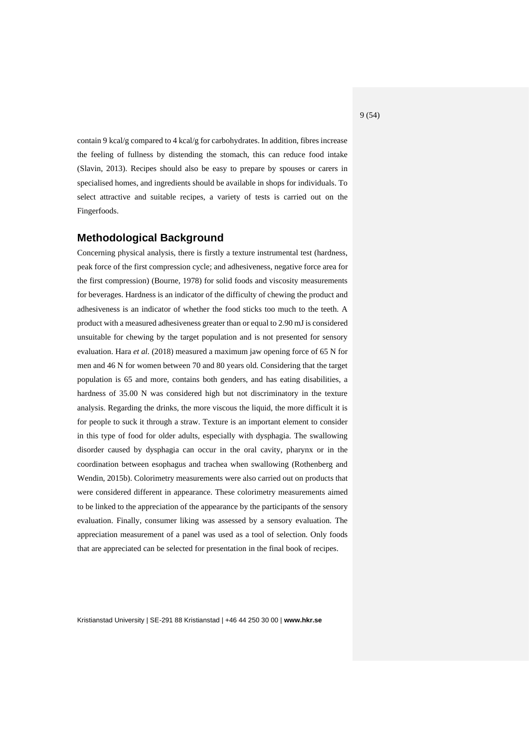contain 9 kcal/g compared to 4 kcal/g for carbohydrates. In addition, fibres increase the feeling of fullness by distending the stomach, this can reduce food intake (Slavin, 2013). Recipes should also be easy to prepare by spouses or carers in specialised homes, and ingredients should be available in shops for individuals. To select attractive and suitable recipes, a variety of tests is carried out on the Fingerfoods.

## Methodological Background

Concerning physical analysis, there is firstly a texture instrumental test (hardness, peak force of the first compression cycle; and adhesiveness, negative force area for the first compression) (Bourne, 1978) for solid foods and viscosity measurements for beverages. Hardness is an indicator of the difficulty of chewing the product and adhesiveness is an indicator of whether the food sticks too much to the teeth. A product with a measured adhesiveness greater than or equal to 2.90 mJ is considered unsuitable for chewing by the target population and is not presented for sensory evaluation. Hara *et al.* (2018) measured a maximum jaw opening force of 65 N for men and 46 N for women between 70 and 80 years old. Considering that the target population is 65 and more, contains both genders, and has eating disabilities, a hardness of 35.00 N was considered high but not discriminatory in the texture analysis. Regarding the drinks, the more viscous the liquid, the more difficult it is for people to suck it through a straw. Texture is an important element to consider in this type of food for older adults, especially with dysphagia. The swallowing disorder caused by dysphagia can occur in the oral cavity, pharynx or in the coordination between esophagus and trachea when swallowing (Rothenberg and Wendin, 2015b). Colorimetry measurements were also carried out on products that were considered different in appearance. These colorimetry measurements aimed to be linked to the appreciation of the appearance by the participants of the sensory evaluation. Finally, consumer liking was assessed by a sensory evaluation. The appreciation measurement of a panel was used as a tool of selection. Only foods that are appreciated can be selected for presentation in the final book of recipes.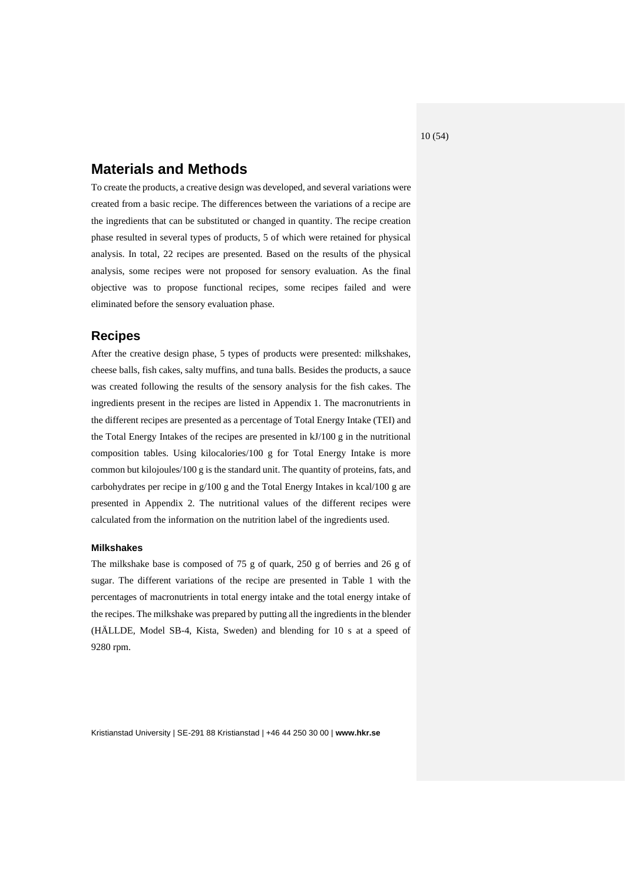## Materials and Methods

To create the products, a creative design was developed, and several variations were created from a basic recipe. The differences between the variations of a recipe are the ingredients that can be substituted or changed in quantity. The recipe creation phase resulted in several types of products, 5 of which were retained for physical analysis. In total, 22 recipes are presented. Based on the results of the physical analysis, some recipes were not proposed for sensory evaluation. As the final objective was to propose functional recipes, some recipes failed and were eliminated before the sensory evaluation phase.

## Recipes

After the creative design phase, 5 types of products were presented: milkshakes, cheese balls, fish cakes, salty muffins, and tuna balls. Besides the products, a sauce was created following the results of the sensory analysis for the fish cakes. The ingredients present in the recipes are listed in Appendix 1. The macronutrients in the different recipes are presented as a percentage of Total Energy Intake (TEI) and the Total Energy Intakes of the recipes are presented in kJ/100 g in the nutritional composition tables. Using kilocalories/100 g for Total Energy Intake is more common but kilojoules/100 g is the standard unit. The quantity of proteins, fats, and carbohydrates per recipe in g/100 g and the Total Energy Intakes in kcal/100 g are presented in Appendix 2. The nutritional values of the different recipes were calculated from the information on the nutrition label of the ingredients used.

### Milkshakes

The milkshake base is composed of 75 g of quark, 250 g of berries and 26 g of sugar. The different variations of the recipe are presented in Table 1 with the percentages of macronutrients in total energy intake and the total energy intake of the recipes. The milkshake was prepared by putting all the ingredients in the blender (HÄLLDE, Model SB-4, Kista, Sweden) and blending for 10 s at a speed of 9280 rpm.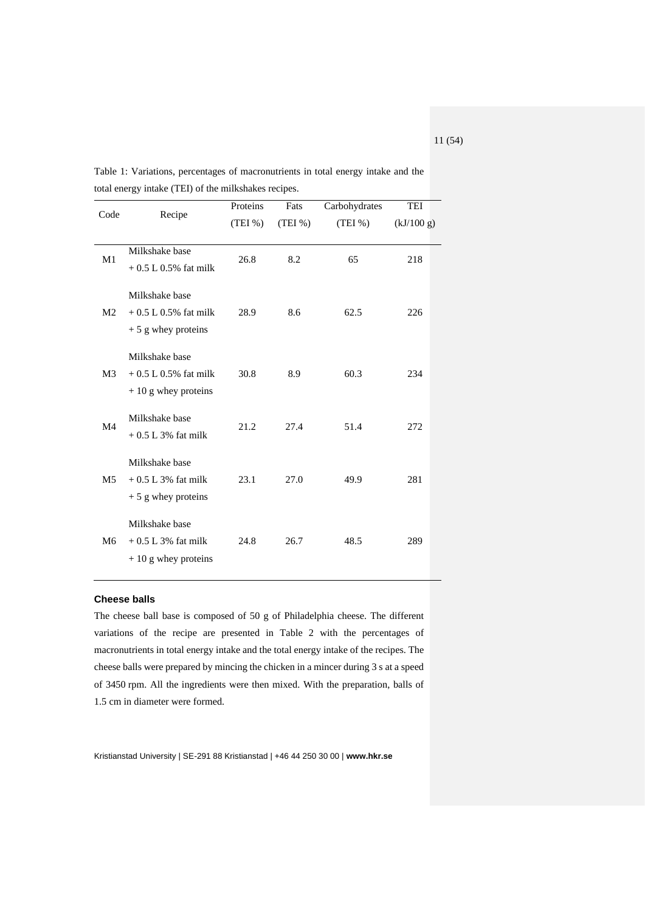Table 1: Variations, percentages of macronutrients in total energy intake and the total energy intake (TEI) of the milkshakes recipes.

| Code | Recipe | Proteins (TEI %) | Fats (TEI %) | Carbohydrates (TEI %) | TEI (kJ/100 g) |
| --- | --- | --- | --- | --- | --- |
| M1 | Milkshake base + 0.5 L 0.5% fat milk | 26.8 | 8.2 | 65 | 218 |
| M2 | Milkshake base + 0.5 L 0.5% fat milk + 5 g whey proteins | 28.9 | 8.6 | 62.5 | 226 |
| M3 | Milkshake base + 0.5 L 0.5% fat milk + 10 g whey proteins | 30.8 | 8.9 | 60.3 | 234 |
| M4 | Milkshake base + 0.5 L 3% fat milk | 21.2 | 27.4 | 51.4 | 272 |
| M5 | Milkshake base + 0.5 L 3% fat milk + 5 g whey proteins | 23.1 | 27.0 | 49.9 | 281 |
| M6 | Milkshake base + 0.5 L 3% fat milk + 10 g whey proteins | 24.8 | 26.7 | 48.5 | 289 |

### Cheese balls

The cheese ball base is composed of 50 g of Philadelphia cheese. The different variations of the recipe are presented in Table 2 with the percentages of macronutrients in total energy intake and the total energy intake of the recipes. The cheese balls were prepared by mincing the chicken in a mincer during 3 s at a speed of 3450 rpm. All the ingredients were then mixed. With the preparation, balls of 1.5 cm in diameter were formed.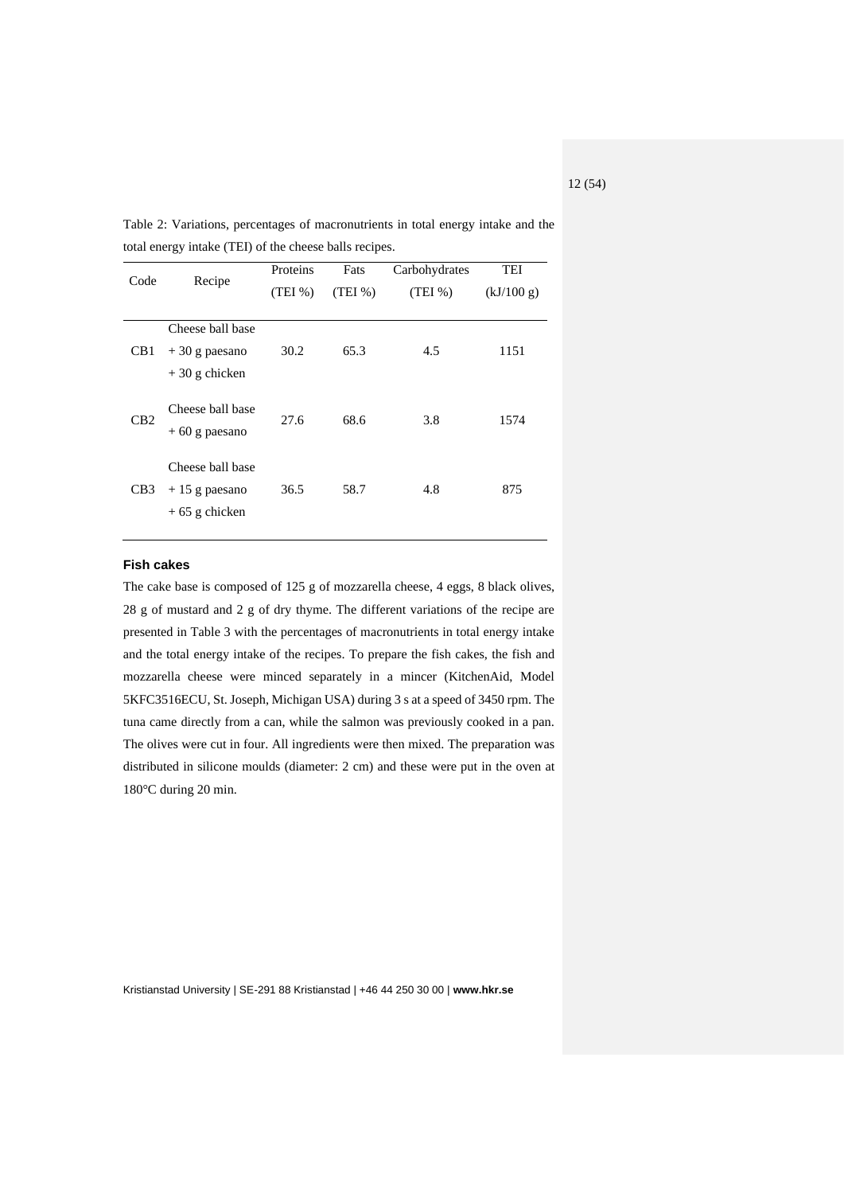Table 2: Variations, percentages of macronutrients in total energy intake and the total energy intake (TEI) of the cheese balls recipes.

| Code | Recipe | Proteins (TEI %) | Fats (TEI %) | Carbohydrates (TEI %) | TEI (kJ/100 g) |
|---|---|---|---|---|---|
| CB1 | Cheese ball base + 30 g paesano + 30 g chicken | 30.2 | 65.3 | 4.5 | 1151 |
| CB2 | Cheese ball base + 60 g paesano | 27.6 | 68.6 | 3.8 | 1574 |
| CB3 | Cheese ball base + 15 g paesano + 65 g chicken | 36.5 | 58.7 | 4.8 | 875 |

### Fish cakes

The cake base is composed of 125 g of mozzarella cheese, 4 eggs, 8 black olives, 28 g of mustard and 2 g of dry thyme. The different variations of the recipe are presented in Table 3 with the percentages of macronutrients in total energy intake and the total energy intake of the recipes. To prepare the fish cakes, the fish and mozzarella cheese were minced separately in a mincer (KitchenAid, Model 5KFC3516ECU, St. Joseph, Michigan USA) during 3 s at a speed of 3450 rpm. The tuna came directly from a can, while the salmon was previously cooked in a pan. The olives were cut in four. All ingredients were then mixed. The preparation was distributed in silicone moulds (diameter: 2 cm) and these were put in the oven at 180°C during 20 min.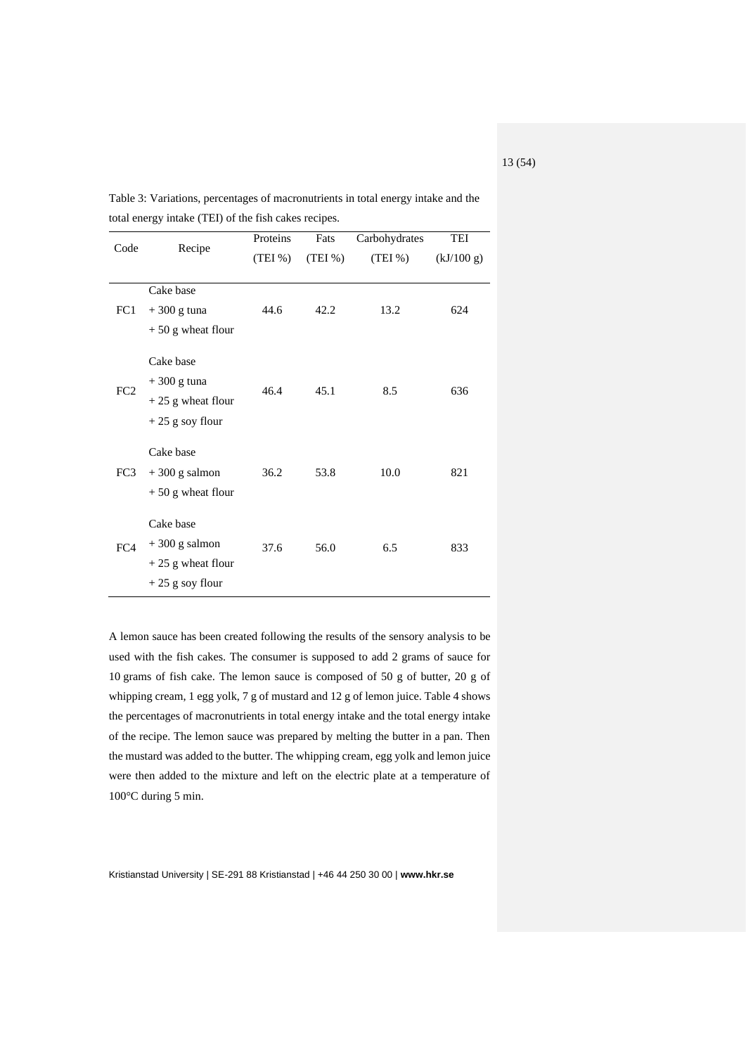Table 3: Variations, percentages of macronutrients in total energy intake and the total energy intake (TEI) of the fish cakes recipes.

| Code | Recipe | Proteins (TEI %) | Fats (TEI %) | Carbohydrates (TEI %) | TEI (kJ/100 g) |
|---|---|---|---|---|---|
| FC1 | Cake base + 300 g tuna + 50 g wheat flour | 44.6 | 42.2 | 13.2 | 624 |
| FC2 | Cake base + 300 g tuna + 25 g wheat flour + 25 g soy flour | 46.4 | 45.1 | 8.5 | 636 |
| FC3 | Cake base + 300 g salmon + 50 g wheat flour | 36.2 | 53.8 | 10.0 | 821 |
| FC4 | Cake base + 300 g salmon + 25 g wheat flour + 25 g soy flour | 37.6 | 56.0 | 6.5 | 833 |

A lemon sauce has been created following the results of the sensory analysis to be used with the fish cakes. The consumer is supposed to add 2 grams of sauce for 10 grams of fish cake. The lemon sauce is composed of 50 g of butter, 20 g of whipping cream, 1 egg yolk, 7 g of mustard and 12 g of lemon juice. Table 4 shows the percentages of macronutrients in total energy intake and the total energy intake of the recipe. The lemon sauce was prepared by melting the butter in a pan. Then the mustard was added to the butter. The whipping cream, egg yolk and lemon juice were then added to the mixture and left on the electric plate at a temperature of 100°C during 5 min.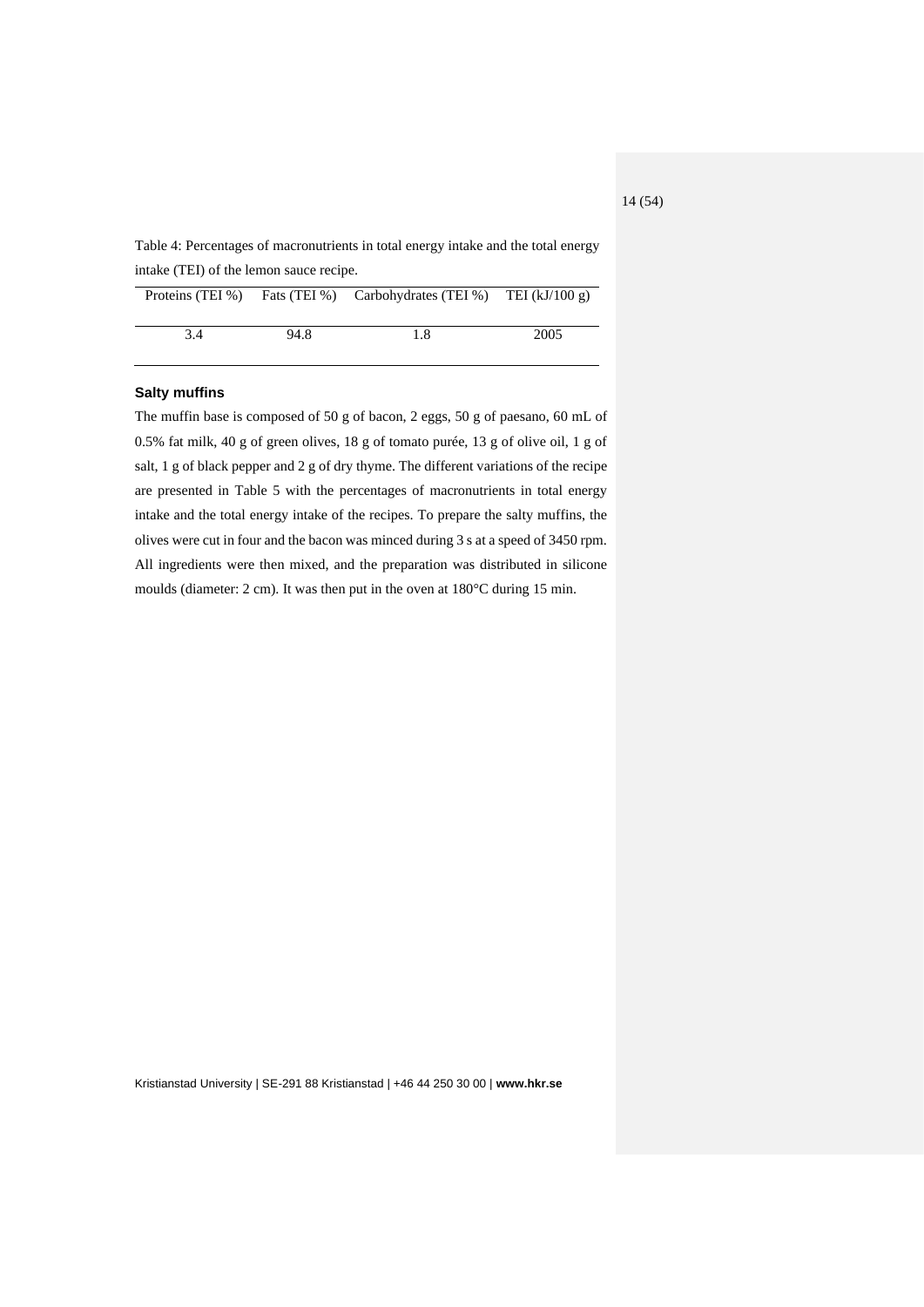Table 4: Percentages of macronutrients in total energy intake and the total energy intake (TEI) of the lemon sauce recipe.

| Proteins (TEI %) | Fats (TEI %) | Carbohydrates (TEI %) | TEI (kJ/100 g) |
|---|---|---|---|
| 3.4 | 94.8 | 1.8 | 2005 |

### Salty muffins

The muffin base is composed of 50 g of bacon, 2 eggs, 50 g of paesano, 60 mL of 0.5% fat milk, 40 g of green olives, 18 g of tomato purée, 13 g of olive oil, 1 g of salt, 1 g of black pepper and 2 g of dry thyme. The different variations of the recipe are presented in Table 5 with the percentages of macronutrients in total energy intake and the total energy intake of the recipes. To prepare the salty muffins, the olives were cut in four and the bacon was minced during 3 s at a speed of 3450 rpm. All ingredients were then mixed, and the preparation was distributed in silicone moulds (diameter: 2 cm). It was then put in the oven at 180°C during 15 min.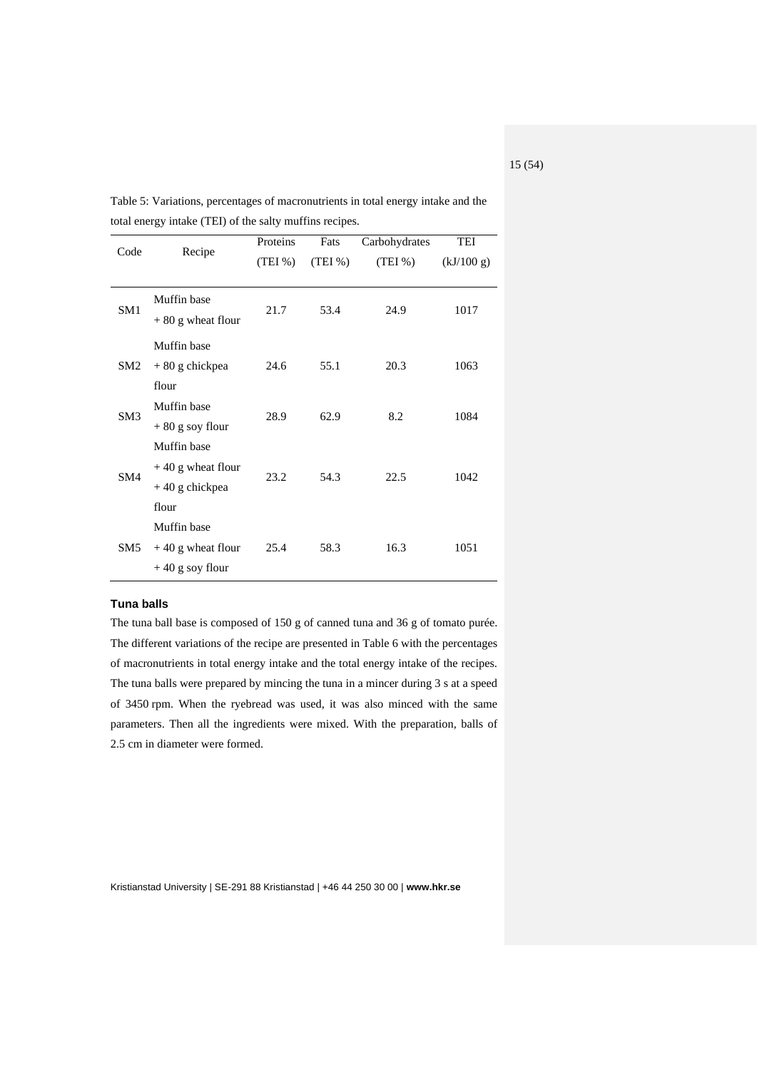Table 5: Variations, percentages of macronutrients in total energy intake and the total energy intake (TEI) of the salty muffins recipes.

| Code | Recipe | Proteins (TEI %) | Fats (TEI %) | Carbohydrates (TEI %) | TEI (kJ/100 g) |
|---|---|---|---|---|---|
| SM1 | Muffin base + 80 g wheat flour | 21.7 | 53.4 | 24.9 | 1017 |
| SM2 | Muffin base + 80 g chickpea flour | 24.6 | 55.1 | 20.3 | 1063 |
| SM3 | Muffin base + 80 g soy flour | 28.9 | 62.9 | 8.2 | 1084 |
| SM4 | Muffin base + 40 g wheat flour + 40 g chickpea flour | 23.2 | 54.3 | 22.5 | 1042 |
| SM5 | Muffin base + 40 g wheat flour + 40 g soy flour | 25.4 | 58.3 | 16.3 | 1051 |

### Tuna balls

The tuna ball base is composed of 150 g of canned tuna and 36 g of tomato purée. The different variations of the recipe are presented in Table 6 with the percentages of macronutrients in total energy intake and the total energy intake of the recipes. The tuna balls were prepared by mincing the tuna in a mincer during 3 s at a speed of 3450 rpm. When the ryebread was used, it was also minced with the same parameters. Then all the ingredients were mixed. With the preparation, balls of 2.5 cm in diameter were formed.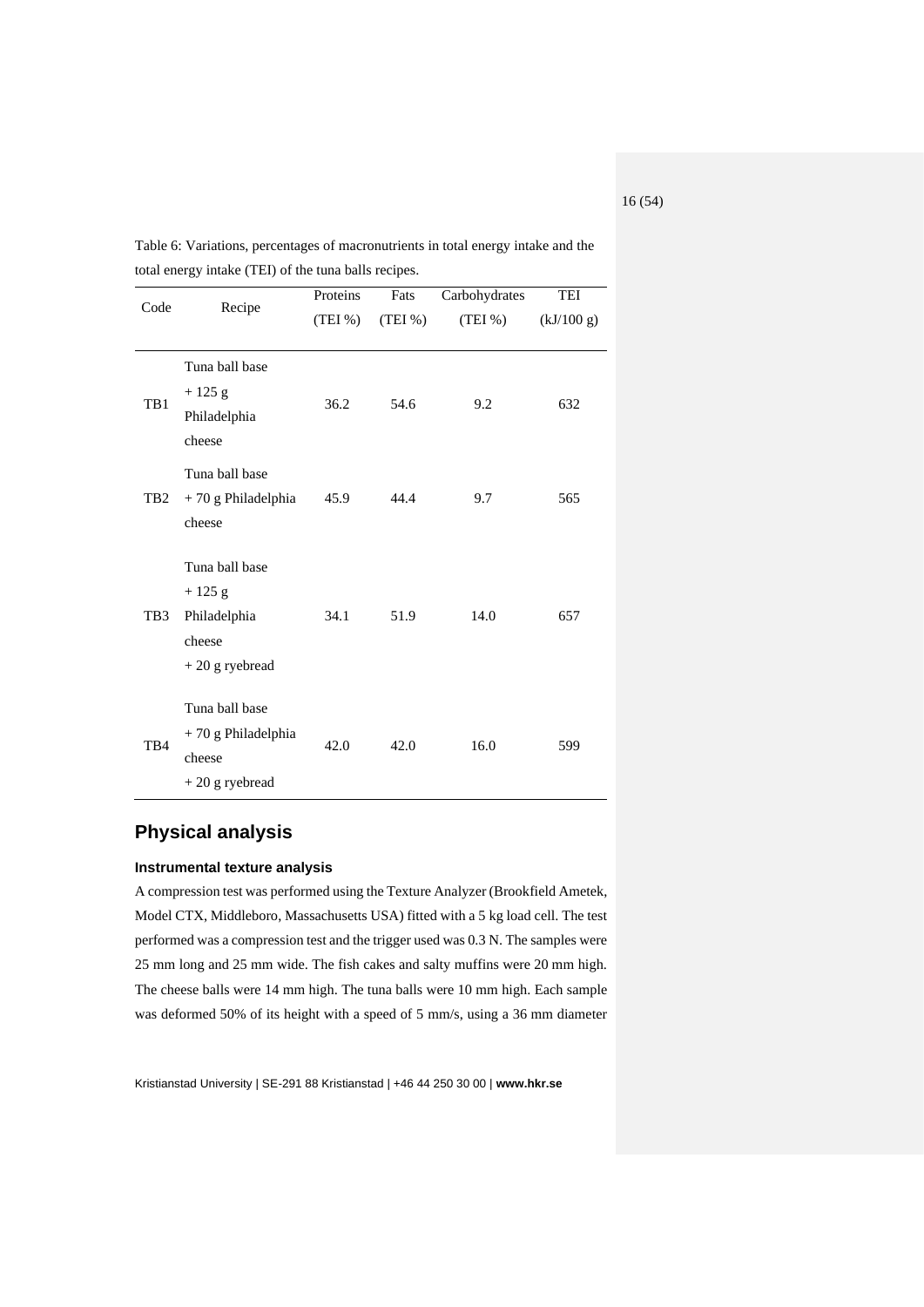Table 6: Variations, percentages of macronutrients in total energy intake and the total energy intake (TEI) of the tuna balls recipes.

| Code | Recipe | Proteins (TEI %) | Fats (TEI %) | Carbohydrates (TEI %) | TEI (kJ/100 g) |
|---|---|---|---|---|---|
| TB1 | Tuna ball base + 125 g Philadelphia cheese | 36.2 | 54.6 | 9.2 | 632 |
| TB2 | Tuna ball base + 70 g Philadelphia cheese | 45.9 | 44.4 | 9.7 | 565 |
| TB3 | Tuna ball base + 125 g Philadelphia cheese + 20 g ryebread | 34.1 | 51.9 | 14.0 | 657 |
| TB4 | Tuna ball base + 70 g Philadelphia cheese + 20 g ryebread | 42.0 | 42.0 | 16.0 | 599 |

## Physical analysis

### Instrumental texture analysis

A compression test was performed using the Texture Analyzer (Brookfield Ametek, Model CTX, Middleboro, Massachusetts USA) fitted with a 5 kg load cell. The test performed was a compression test and the trigger used was 0.3 N. The samples were 25 mm long and 25 mm wide. The fish cakes and salty muffins were 20 mm high. The cheese balls were 14 mm high. The tuna balls were 10 mm high. Each sample was deformed 50% of its height with a speed of 5 mm/s, using a 36 mm diameter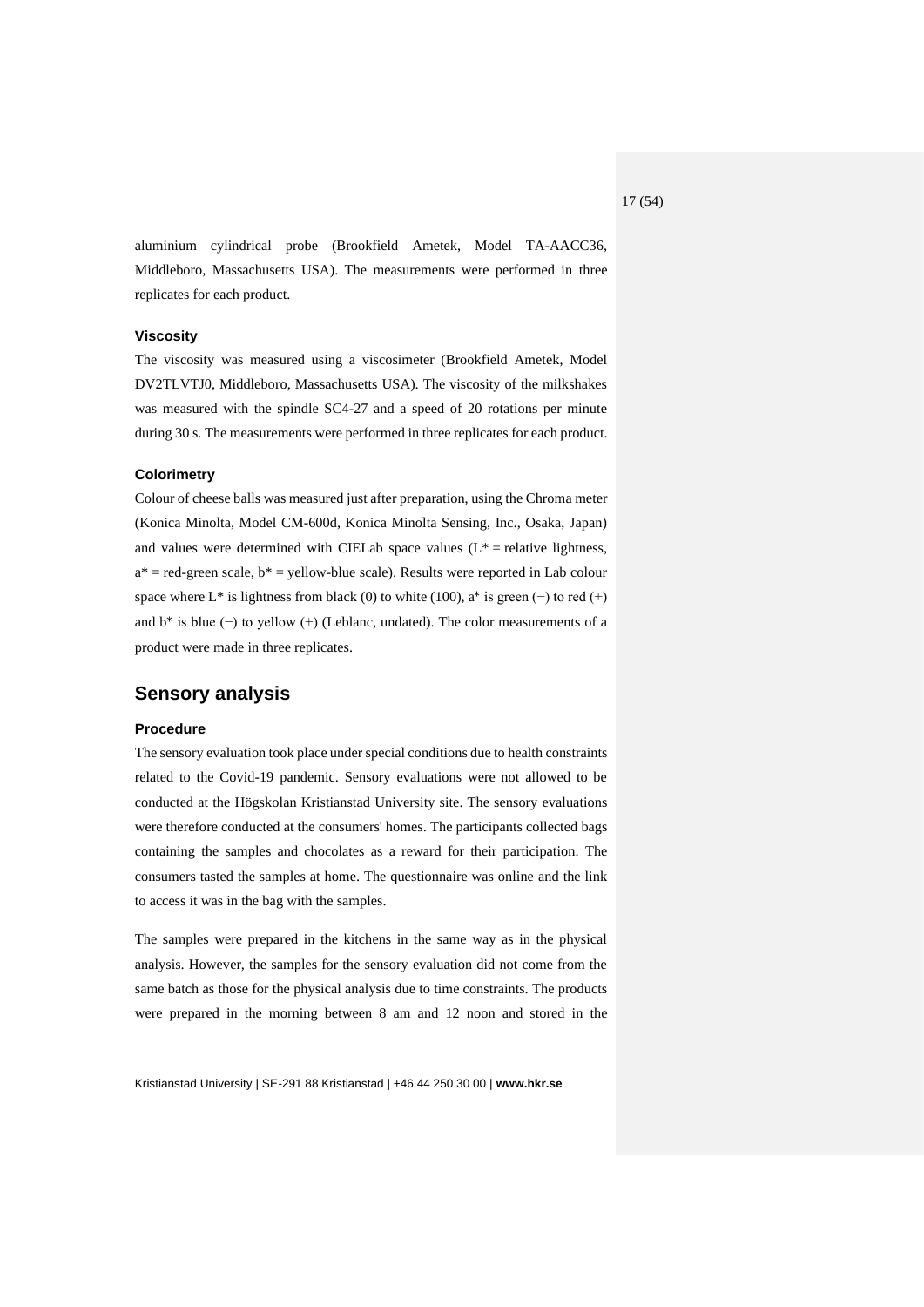aluminium cylindrical probe (Brookfield Ametek, Model TA-AACC36, Middleboro, Massachusetts USA). The measurements were performed in three replicates for each product.

### Viscosity

The viscosity was measured using a viscosimeter (Brookfield Ametek, Model DV2TLVTJ0, Middleboro, Massachusetts USA). The viscosity of the milkshakes was measured with the spindle SC4-27 and a speed of 20 rotations per minute during 30 s. The measurements were performed in three replicates for each product.

### Colorimetry

Colour of cheese balls was measured just after preparation, using the Chroma meter (Konica Minolta, Model CM-600d, Konica Minolta Sensing, Inc., Osaka, Japan) and values were determined with CIELab space values ($L^*$ = relative lightness, $a^*$ = red-green scale, $b^*$ = yellow-blue scale). Results were reported in Lab colour space where $L^*$ is lightness from black (0) to white (100), $a^*$ is green (−) to red (+) and $b^*$ is blue (−) to yellow (+) (Leblanc, undated). The color measurements of a product were made in three replicates.

## Sensory analysis

### Procedure

The sensory evaluation took place under special conditions due to health constraints related to the Covid-19 pandemic. Sensory evaluations were not allowed to be conducted at the Högskolan Kristianstad University site. The sensory evaluations were therefore conducted at the consumers' homes. The participants collected bags containing the samples and chocolates as a reward for their participation. The consumers tasted the samples at home. The questionnaire was online and the link to access it was in the bag with the samples.

The samples were prepared in the kitchens in the same way as in the physical analysis. However, the samples for the sensory evaluation did not come from the same batch as those for the physical analysis due to time constraints. The products were prepared in the morning between 8 am and 12 noon and stored in the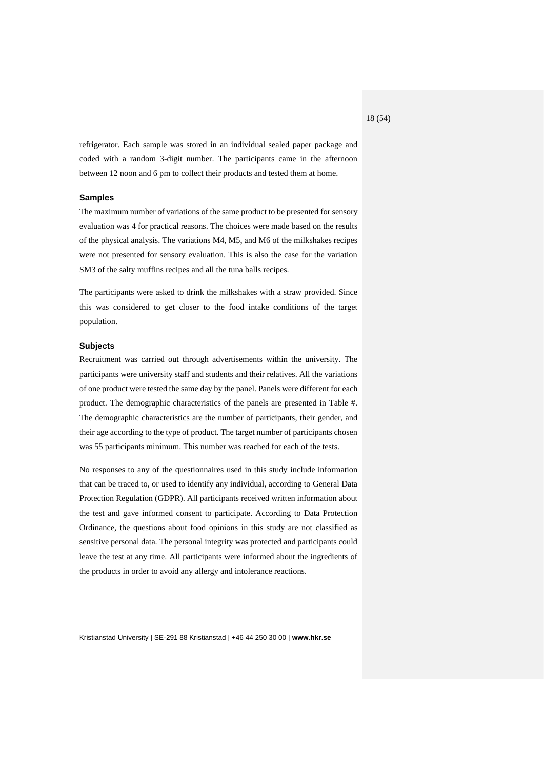refrigerator. Each sample was stored in an individual sealed paper package and coded with a random 3-digit number. The participants came in the afternoon between 12 noon and 6 pm to collect their products and tested them at home.

### Samples

The maximum number of variations of the same product to be presented for sensory evaluation was 4 for practical reasons. The choices were made based on the results of the physical analysis. The variations M4, M5, and M6 of the milkshakes recipes were not presented for sensory evaluation. This is also the case for the variation SM3 of the salty muffins recipes and all the tuna balls recipes.

The participants were asked to drink the milkshakes with a straw provided. Since this was considered to get closer to the food intake conditions of the target population.

### Subjects

Recruitment was carried out through advertisements within the university. The participants were university staff and students and their relatives. All the variations of one product were tested the same day by the panel. Panels were different for each product. The demographic characteristics of the panels are presented in Table #. The demographic characteristics are the number of participants, their gender, and their age according to the type of product. The target number of participants chosen was 55 participants minimum. This number was reached for each of the tests.

No responses to any of the questionnaires used in this study include information that can be traced to, or used to identify any individual, according to General Data Protection Regulation (GDPR). All participants received written information about the test and gave informed consent to participate. According to Data Protection Ordinance, the questions about food opinions in this study are not classified as sensitive personal data. The personal integrity was protected and participants could leave the test at any time. All participants were informed about the ingredients of the products in order to avoid any allergy and intolerance reactions.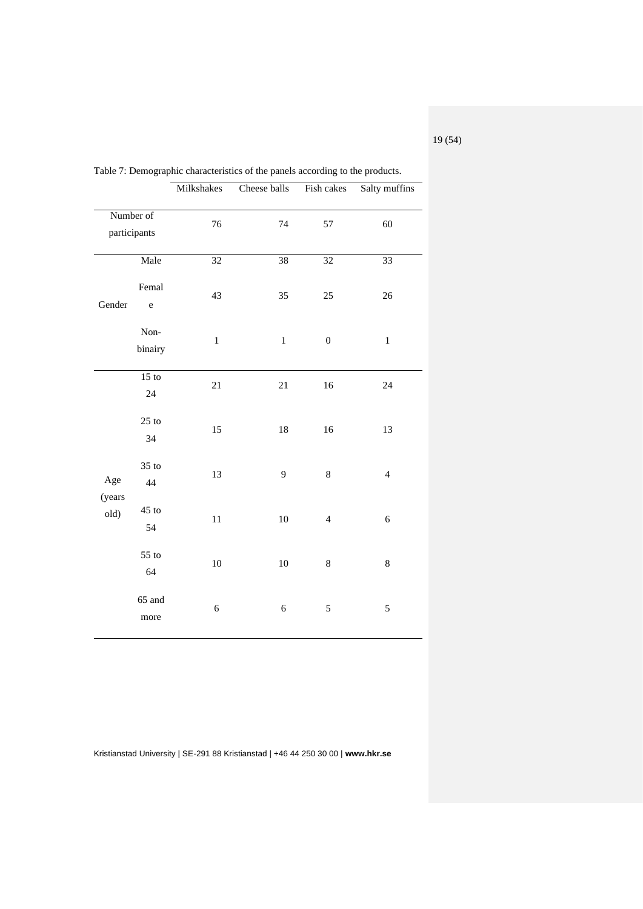Table 7: Demographic characteristics of the panels according to the products.

| | | Milkshakes | Cheese balls | Fish cakes | Salty muffins |
|---|---|---|---|---|---|
| Number of participants | | 76 | 74 | 57 | 60 |
| Gender | Male | 32 | 38 | 32 | 33 |
| | Female | 43 | 35 | 25 | 26 |
| | Non-binairy | 1 | 1 | 0 | 1 |
| Age (years old) | 15 to 24 | 21 | 21 | 16 | 24 |
| | 25 to 34 | 15 | 18 | 16 | 13 |
| | 35 to 44 | 13 | 9 | 8 | 4 |
| | 45 to 54 | 11 | 10 | 4 | 6 |
| | 55 to 64 | 10 | 10 | 8 | 8 |
| | 65 and more | 6 | 6 | 5 | 5 |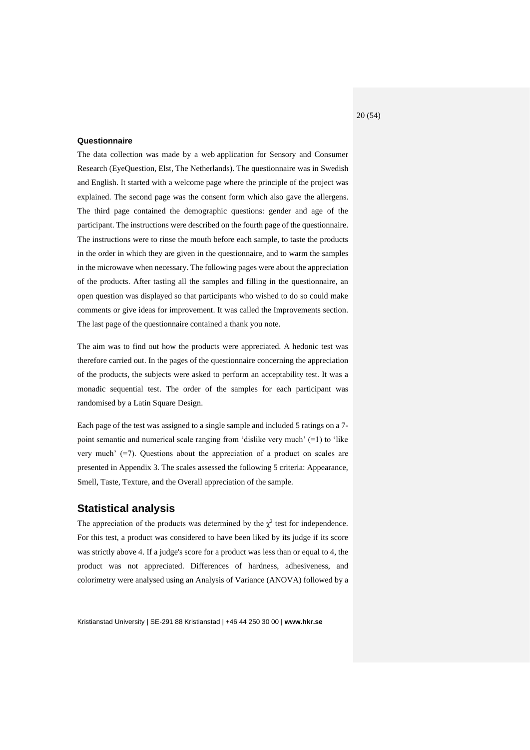### Questionnaire

The data collection was made by a web application for Sensory and Consumer Research (EyeQuestion, Elst, The Netherlands). The questionnaire was in Swedish and English. It started with a welcome page where the principle of the project was explained. The second page was the consent form which also gave the allergens. The third page contained the demographic questions: gender and age of the participant. The instructions were described on the fourth page of the questionnaire. The instructions were to rinse the mouth before each sample, to taste the products in the order in which they are given in the questionnaire, and to warm the samples in the microwave when necessary. The following pages were about the appreciation of the products. After tasting all the samples and filling in the questionnaire, an open question was displayed so that participants who wished to do so could make comments or give ideas for improvement. It was called the Improvements section. The last page of the questionnaire contained a thank you note.

The aim was to find out how the products were appreciated. A hedonic test was therefore carried out. In the pages of the questionnaire concerning the appreciation of the products, the subjects were asked to perform an acceptability test. It was a monadic sequential test. The order of the samples for each participant was randomised by a Latin Square Design.

Each page of the test was assigned to a single sample and included 5 ratings on a 7-point semantic and numerical scale ranging from 'dislike very much' (=1) to 'like very much' (=7). Questions about the appreciation of a product on scales are presented in Appendix 3. The scales assessed the following 5 criteria: Appearance, Smell, Taste, Texture, and the Overall appreciation of the sample.

## Statistical analysis

The appreciation of the products was determined by the $\chi^2$ test for independence. For this test, a product was considered to have been liked by its judge if its score was strictly above 4. If a judge's score for a product was less than or equal to 4, the product was not appreciated. Differences of hardness, adhesiveness, and colorimetry were analysed using an Analysis of Variance (ANOVA) followed by a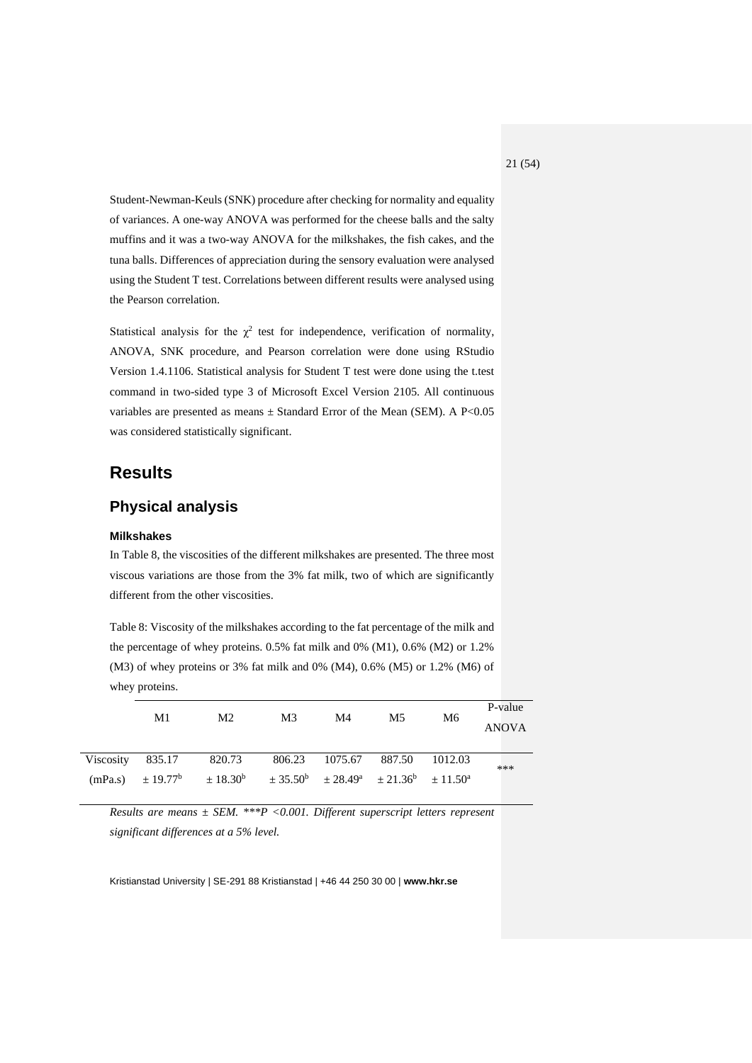Student-Newman-Keuls (SNK) procedure after checking for normality and equality of variances. A one-way ANOVA was performed for the cheese balls and the salty muffins and it was a two-way ANOVA for the milkshakes, the fish cakes, and the tuna balls. Differences of appreciation during the sensory evaluation were analysed using the Student T test. Correlations between different results were analysed using the Pearson correlation.

Statistical analysis for the $\chi^2$ test for independence, verification of normality, ANOVA, SNK procedure, and Pearson correlation were done using RStudio Version 1.4.1106. Statistical analysis for Student T test were done using the t.test command in two-sided type 3 of Microsoft Excel Version 2105. All continuous variables are presented as means ± Standard Error of the Mean (SEM). A $P<0.05$ was considered statistically significant.

# Results

## Physical analysis

### Milkshakes

In Table 8, the viscosities of the different milkshakes are presented. The three most viscous variations are those from the 3% fat milk, two of which are significantly different from the other viscosities.

Table 8: Viscosity of the milkshakes according to the fat percentage of the milk and the percentage of whey proteins. 0.5% fat milk and 0% (M1), 0.6% (M2) or 1.2% (M3) of whey proteins or 3% fat milk and 0% (M4), 0.6% (M5) or 1.2% (M6) of whey proteins.

| | M1 | M2 | M3 | M4 | M5 | M6 | P-value ANOVA |
|---|---|---|---|---|---|---|---|
| Viscosity (mPa.s) | 835.17 ± 19.77$^{b}$ | 820.73 ± 18.30$^{b}$ | 806.23 ± 35.50$^{b}$ | 1075.67 ± 28.49$^{a}$ | 887.50 ± 21.36$^{b}$ | 1012.03 ± 11.50$^{a}$ | *** |

*Results are means ± SEM. ***P <0.001. Different superscript letters represent significant differences at a 5% level.*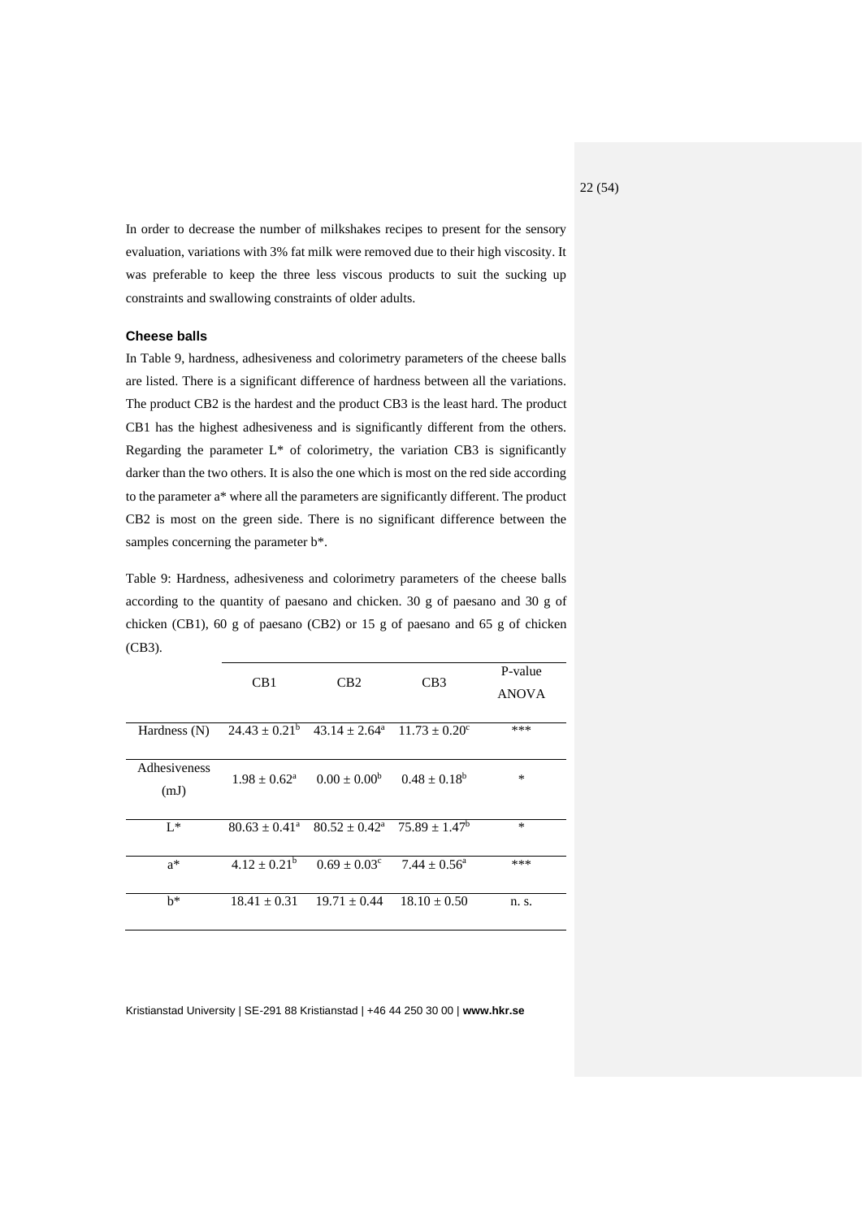In order to decrease the number of milkshakes recipes to present for the sensory evaluation, variations with 3% fat milk were removed due to their high viscosity. It was preferable to keep the three less viscous products to suit the sucking up constraints and swallowing constraints of older adults.

### Cheese balls

In Table 9, hardness, adhesiveness and colorimetry parameters of the cheese balls are listed. There is a significant difference of hardness between all the variations. The product CB2 is the hardest and the product CB3 is the least hard. The product CB1 has the highest adhesiveness and is significantly different from the others. Regarding the parameter L* of colorimetry, the variation CB3 is significantly darker than the two others. It is also the one which is most on the red side according to the parameter a* where all the parameters are significantly different. The product CB2 is most on the green side. There is no significant difference between the samples concerning the parameter b*.

Table 9: Hardness, adhesiveness and colorimetry parameters of the cheese balls according to the quantity of paesano and chicken. 30 g of paesano and 30 g of chicken (CB1), 60 g of paesano (CB2) or 15 g of paesano and 65 g of chicken (CB3).

| | CB1 | CB2 | CB3 | P-value ANOVA |
|---|---|---|---|---|
| Hardness (N) | $24.43 \pm 0.21^{b}$ | $43.14 \pm 2.64^{a}$ | $11.73 \pm 0.20^{c}$ | *** |
| Adhesiveness (mJ) | $1.98 \pm 0.62^{a}$ | $0.00 \pm 0.00^{b}$ | $0.48 \pm 0.18^{b}$ | * |
| L* | $80.63 \pm 0.41^{a}$ | $80.52 \pm 0.42^{a}$ | $75.89 \pm 1.47^{b}$ | * |
| a* | $4.12 \pm 0.21^{b}$ | $0.69 \pm 0.03^{c}$ | $7.44 \pm 0.56^{a}$ | *** |
| b* | $18.41 \pm 0.31$ | $19.71 \pm 0.44$ | $18.10 \pm 0.50$ | n. s. |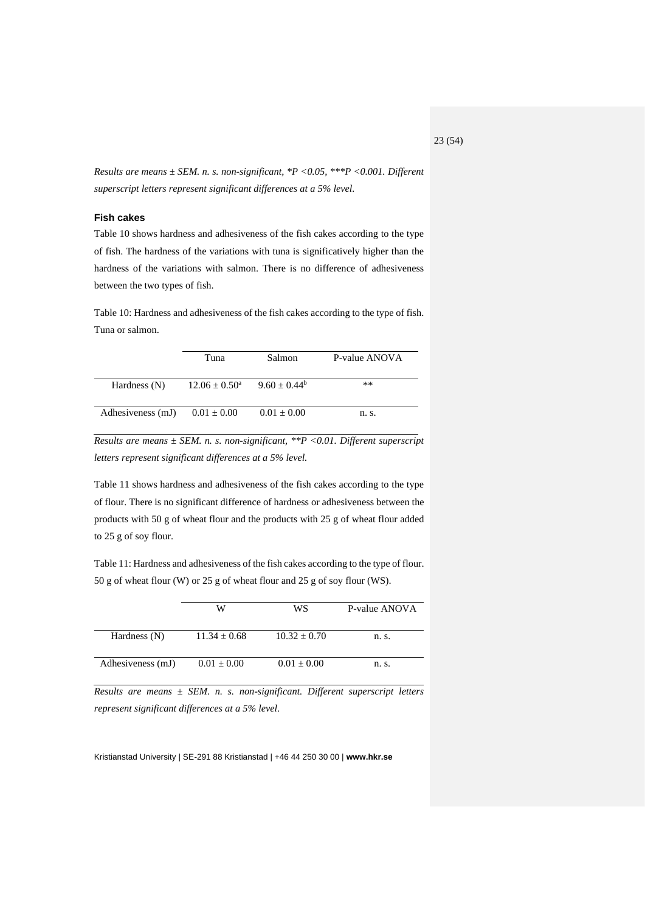*Results are means ± SEM. n. s. non-significant, *P <0.05, ***P <0.001. Different superscript letters represent significant differences at a 5% level.*

### Fish cakes

Table 10 shows hardness and adhesiveness of the fish cakes according to the type of fish. The hardness of the variations with tuna is significatively higher than the hardness of the variations with salmon. There is no difference of adhesiveness between the two types of fish.

Table 10: Hardness and adhesiveness of the fish cakes according to the type of fish. Tuna or salmon.

| | Tuna | Salmon | P-value ANOVA |
|---|---|---|---|
| Hardness (N) | $12.06 \pm 0.50^{a}$ | $9.60 \pm 0.44^{b}$ | ** |
| Adhesiveness (mJ) | $0.01 \pm 0.00$ | $0.01 \pm 0.00$ | n. s. |

*Results are means ± SEM. n. s. non-significant, **P <0.01. Different superscript letters represent significant differences at a 5% level.*

Table 11 shows hardness and adhesiveness of the fish cakes according to the type of flour. There is no significant difference of hardness or adhesiveness between the products with 50 g of wheat flour and the products with 25 g of wheat flour added to 25 g of soy flour.

Table 11: Hardness and adhesiveness of the fish cakes according to the type of flour. 50 g of wheat flour (W) or 25 g of wheat flour and 25 g of soy flour (WS).

| | W | WS | P-value ANOVA |
|---|---|---|---|
| Hardness (N) | $11.34 \pm 0.68$ | $10.32 \pm 0.70$ | n. s. |
| Adhesiveness (mJ) | $0.01 \pm 0.00$ | $0.01 \pm 0.00$ | n. s. |

*Results are means ± SEM. n. s. non-significant. Different superscript letters represent significant differences at a 5% level.*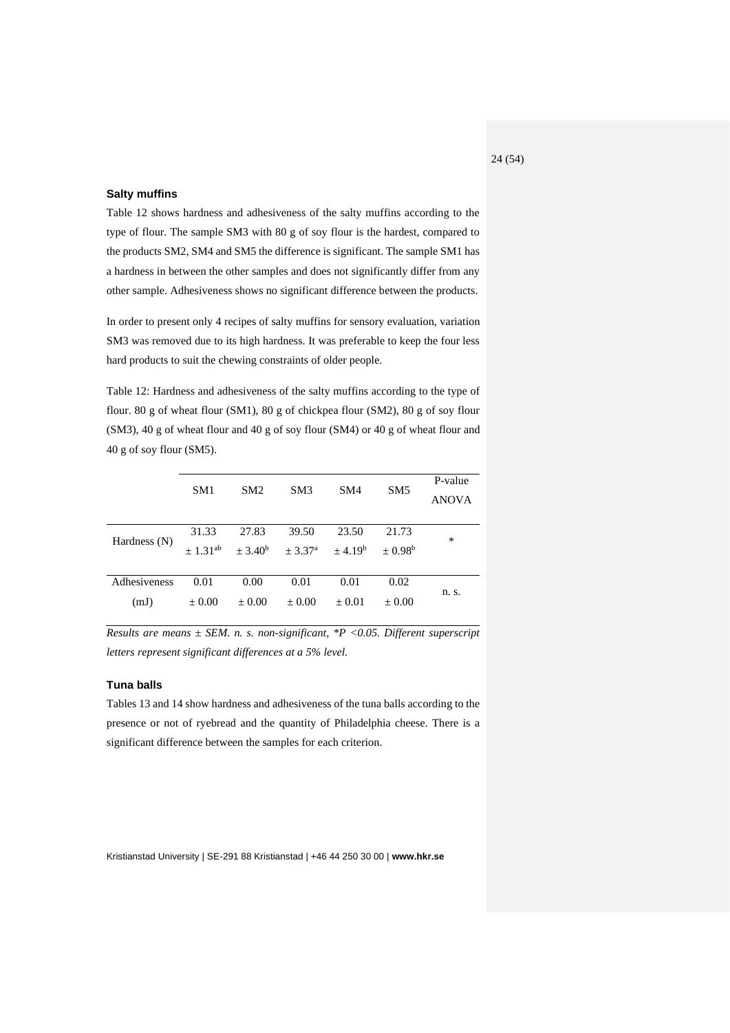### Salty muffins

Table 12 shows hardness and adhesiveness of the salty muffins according to the type of flour. The sample SM3 with 80 g of soy flour is the hardest, compared to the products SM2, SM4 and SM5 the difference is significant. The sample SM1 has a hardness in between the other samples and does not significantly differ from any other sample. Adhesiveness shows no significant difference between the products.

In order to present only 4 recipes of salty muffins for sensory evaluation, variation SM3 was removed due to its high hardness. It was preferable to keep the four less hard products to suit the chewing constraints of older people.

Table 12: Hardness and adhesiveness of the salty muffins according to the type of flour. 80 g of wheat flour (SM1), 80 g of chickpea flour (SM2), 80 g of soy flour (SM3), 40 g of wheat flour and 40 g of soy flour (SM4) or 40 g of wheat flour and 40 g of soy flour (SM5).

| | SM1 | SM2 | SM3 | SM4 | SM5 | P-value ANOVA |
|---|---|---|---|---|---|---|
| Hardness (N) | 31.33 ± $1.31^{ab}$ | 27.83 ± $3.40^{b}$ | 39.50 ± $3.37^{a}$ | 23.50 ± $4.19^{b}$ | 21.73 ± $0.98^{b}$ | * |
| Adhesiveness (mJ) | 0.01 ± 0.00 | 0.00 ± 0.00 | 0.01 ± 0.00 | 0.01 ± 0.01 | 0.02 ± 0.00 | n. s. |

*Results are means ± SEM. n. s. non-significant, *P <0.05. Different superscript letters represent significant differences at a 5% level.*

### Tuna balls

Tables 13 and 14 show hardness and adhesiveness of the tuna balls according to the presence or not of ryebread and the quantity of Philadelphia cheese. There is a significant difference between the samples for each criterion.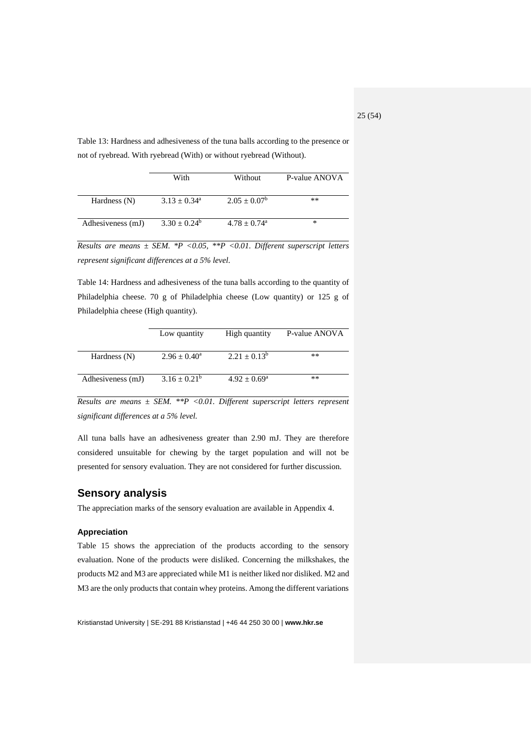Table 13: Hardness and adhesiveness of the tuna balls according to the presence or not of ryebread. With ryebread (With) or without ryebread (Without).

| | With | Without | P-value ANOVA |
|---|---|---|---|
| Hardness (N) | $3.13 \pm 0.34^a$ | $2.05 \pm 0.07^b$ | ** |
| Adhesiveness (mJ) | $3.30 \pm 0.24^b$ | $4.78 \pm 0.74^a$ | * |

*Results are means ± SEM. *P <0.05, **P <0.01. Different superscript letters represent significant differences at a 5% level.*

Table 14: Hardness and adhesiveness of the tuna balls according to the quantity of Philadelphia cheese. 70 g of Philadelphia cheese (Low quantity) or 125 g of Philadelphia cheese (High quantity).

| | Low quantity | High quantity | P-value ANOVA |
|---|---|---|---|
| Hardness (N) | $2.96 \pm 0.40^a$ | $2.21 \pm 0.13^b$ | ** |
| Adhesiveness (mJ) | $3.16 \pm 0.21^b$ | $4.92 \pm 0.69^a$ | ** |

*Results are means ± SEM. **P <0.01. Different superscript letters represent significant differences at a 5% level.*

All tuna balls have an adhesiveness greater than 2.90 mJ. They are therefore considered unsuitable for chewing by the target population and will not be presented for sensory evaluation. They are not considered for further discussion.

## Sensory analysis

The appreciation marks of the sensory evaluation are available in Appendix 4.

### Appreciation

Table 15 shows the appreciation of the products according to the sensory evaluation. None of the products were disliked. Concerning the milkshakes, the products M2 and M3 are appreciated while M1 is neither liked nor disliked. M2 and M3 are the only products that contain whey proteins. Among the different variations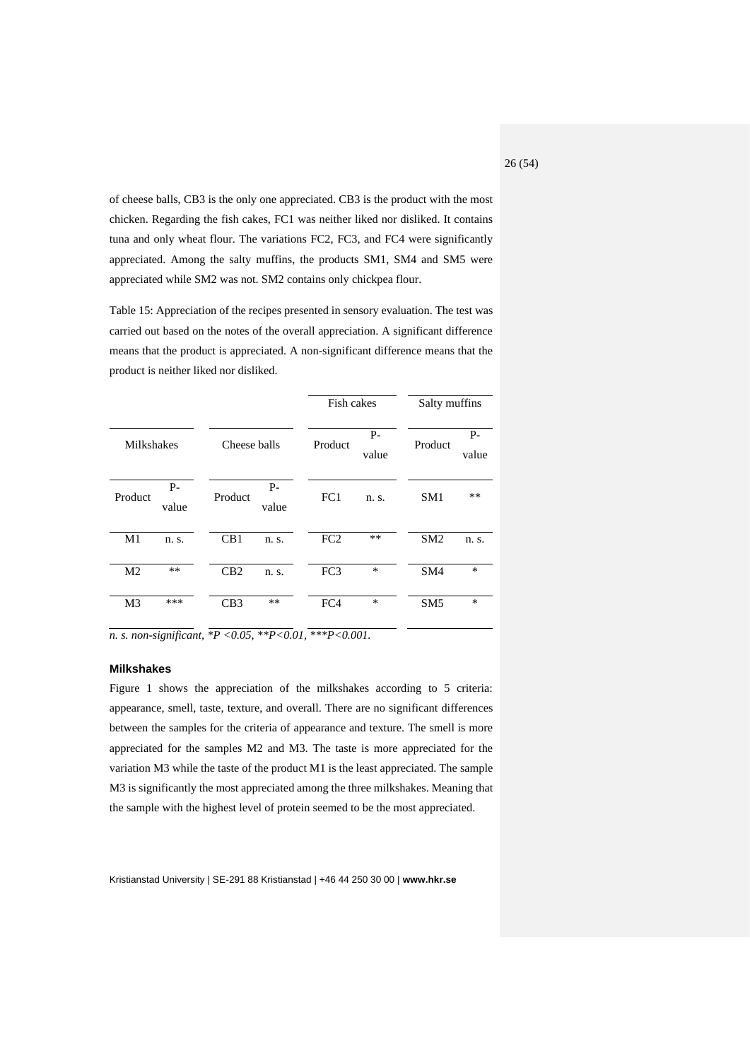of cheese balls, CB3 is the only one appreciated. CB3 is the product with the most chicken. Regarding the fish cakes, FC1 was neither liked nor disliked. It contains tuna and only wheat flour. The variations FC2, FC3, and FC4 were significantly appreciated. Among the salty muffins, the products SM1, SM4 and SM5 were appreciated while SM2 was not. SM2 contains only chickpea flour.

Table 15: Appreciation of the recipes presented in sensory evaluation. The test was carried out based on the notes of the overall appreciation. A significant difference means that the product is appreciated. A non-significant difference means that the product is neither liked nor disliked.

| Milkshakes | | Cheese balls | | Fish cakes | | Salty muffins | |
|---|---|---|---|---|---|---|---|
| Product | P-value | Product | P-value | Product | P-value | Product | P-value |
| M1 | n. s. | CB1 | n. s. | FC1 | n. s. | SM1 | ** |
| M2 | ** | CB2 | n. s. | FC2 | ** | SM2 | n. s. |
| M3 | *** | CB3 | ** | FC3 | * | SM4 | * |
| | | | | FC4 | * | SM5 | * |

*n. s. non-significant, *P <0.05, **P<0.01, ***P<0.001.*

### Milkshakes

Figure 1 shows the appreciation of the milkshakes according to 5 criteria: appearance, smell, taste, texture, and overall. There are no significant differences between the samples for the criteria of appearance and texture. The smell is more appreciated for the samples M2 and M3. The taste is more appreciated for the variation M3 while the taste of the product M1 is the least appreciated. The sample M3 is significantly the most appreciated among the three milkshakes. Meaning that the sample with the highest level of protein seemed to be the most appreciated.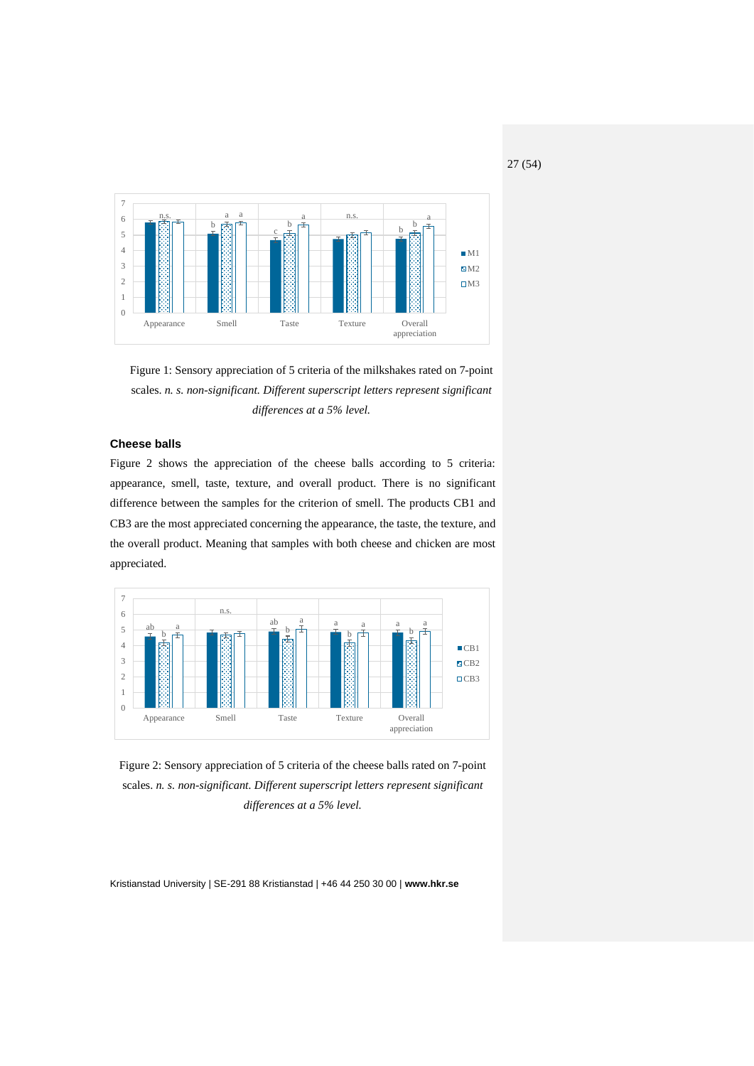Figure 1: Sensory appreciation of 5 criteria of the milkshakes rated on 7-point scales. *n. s. non-significant. Different superscript letters represent significant differences at a 5% level.*

### Cheese balls

Figure 2 shows the appreciation of the cheese balls according to 5 criteria: appearance, smell, taste, texture, and overall product. There is no significant difference between the samples for the criterion of smell. The products CB1 and CB3 are the most appreciated concerning the appearance, the taste, the texture, and the overall product. Meaning that samples with both cheese and chicken are most appreciated.

Figure 2: Sensory appreciation of 5 criteria of the cheese balls rated on 7-point scales. *n. s. non-significant. Different superscript letters represent significant differences at a 5% level.*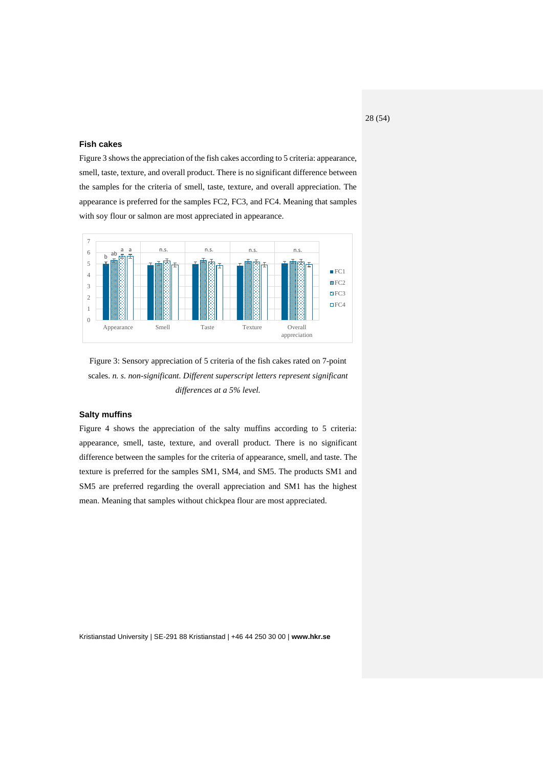### Fish cakes

Figure 3 shows the appreciation of the fish cakes according to 5 criteria: appearance, smell, taste, texture, and overall product. There is no significant difference between the samples for the criteria of smell, taste, texture, and overall appreciation. The appearance is preferred for the samples FC2, FC3, and FC4. Meaning that samples with soy flour or salmon are most appreciated in appearance.

Figure 3: Sensory appreciation of 5 criteria of the fish cakes rated on 7-point scales. *n. s. non-significant. Different superscript letters represent significant differences at a 5% level.*

### Salty muffins

Figure 4 shows the appreciation of the salty muffins according to 5 criteria: appearance, smell, taste, texture, and overall product. There is no significant difference between the samples for the criteria of appearance, smell, and taste. The texture is preferred for the samples SM1, SM4, and SM5. The products SM1 and SM5 are preferred regarding the overall appreciation and SM1 has the highest mean. Meaning that samples without chickpea flour are most appreciated.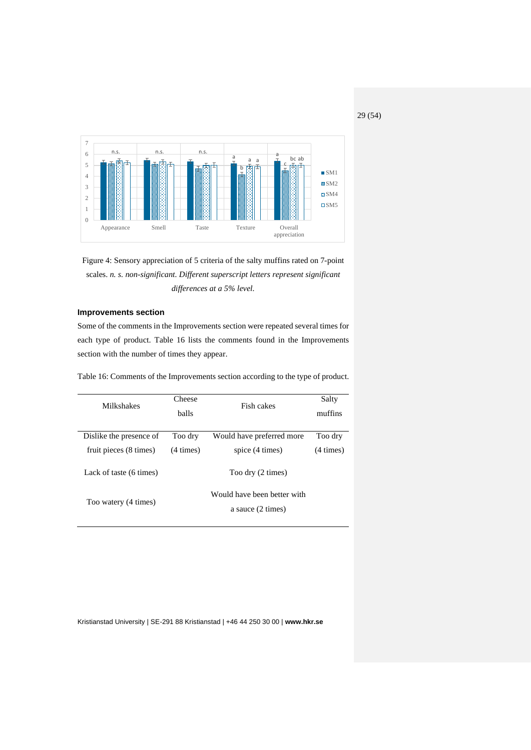Figure 4: Sensory appreciation of 5 criteria of the salty muffins rated on 7-point scales. *n. s. non-significant. Different superscript letters represent significant differences at a 5% level.*

### Improvements section

Some of the comments in the Improvements section were repeated several times for each type of product. Table 16 lists the comments found in the Improvements section with the number of times they appear.

Table 16: Comments of the Improvements section according to the type of product.

| Milkshakes | Cheese balls | Fish cakes | Salty muffins |
|---|---|---|---|
| Dislike the presence of fruit pieces (8 times) | Too dry (4 times) | Would have preferred more spice (4 times) | Too dry (4 times) |
| Lack of taste (6 times) | | Too dry (2 times) | |
| Too watery (4 times) | | Would have been better with a sauce (2 times) | |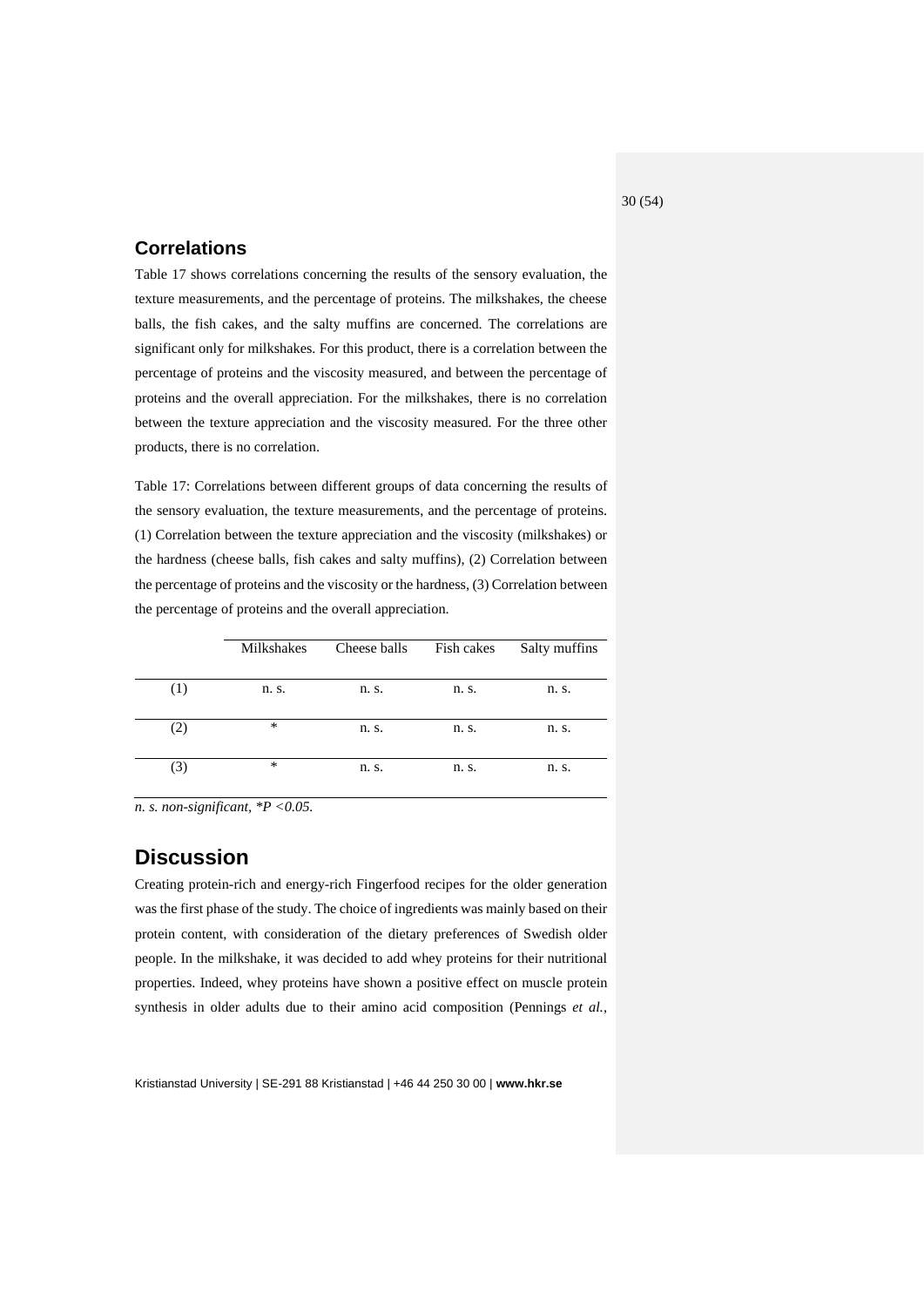## Correlations

Table 17 shows correlations concerning the results of the sensory evaluation, the texture measurements, and the percentage of proteins. The milkshakes, the cheese balls, the fish cakes, and the salty muffins are concerned. The correlations are significant only for milkshakes. For this product, there is a correlation between the percentage of proteins and the viscosity measured, and between the percentage of proteins and the overall appreciation. For the milkshakes, there is no correlation between the texture appreciation and the viscosity measured. For the three other products, there is no correlation.

Table 17: Correlations between different groups of data concerning the results of the sensory evaluation, the texture measurements, and the percentage of proteins. (1) Correlation between the texture appreciation and the viscosity (milkshakes) or the hardness (cheese balls, fish cakes and salty muffins), (2) Correlation between the percentage of proteins and the viscosity or the hardness, (3) Correlation between the percentage of proteins and the overall appreciation.

| | Milkshakes | Cheese balls | Fish cakes | Salty muffins |
|---|---|---|---|---|
| (1) | n. s. | n. s. | n. s. | n. s. |
| (2) | * | n. s. | n. s. | n. s. |
| (3) | * | n. s. | n. s. | n. s. |

*n. s. non-significant, \*P <0.05.*

## Discussion

Creating protein-rich and energy-rich Fingerfood recipes for the older generation was the first phase of the study. The choice of ingredients was mainly based on their protein content, with consideration of the dietary preferences of Swedish older people. In the milkshake, it was decided to add whey proteins for their nutritional properties. Indeed, whey proteins have shown a positive effect on muscle protein synthesis in older adults due to their amino acid composition (Pennings *et al.*,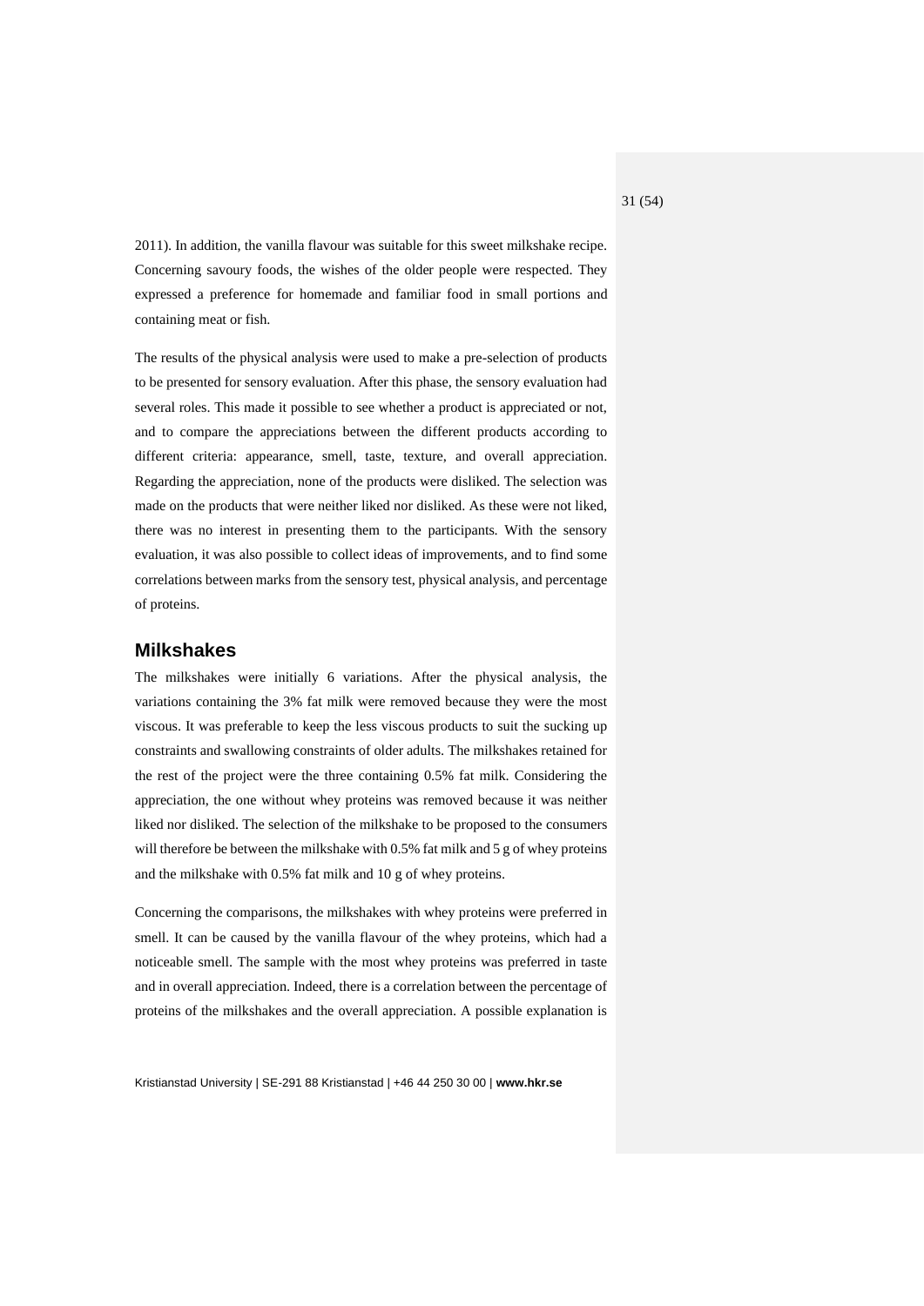2011). In addition, the vanilla flavour was suitable for this sweet milkshake recipe. Concerning savoury foods, the wishes of the older people were respected. They expressed a preference for homemade and familiar food in small portions and containing meat or fish.

The results of the physical analysis were used to make a pre-selection of products to be presented for sensory evaluation. After this phase, the sensory evaluation had several roles. This made it possible to see whether a product is appreciated or not, and to compare the appreciations between the different products according to different criteria: appearance, smell, taste, texture, and overall appreciation. Regarding the appreciation, none of the products were disliked. The selection was made on the products that were neither liked nor disliked. As these were not liked, there was no interest in presenting them to the participants. With the sensory evaluation, it was also possible to collect ideas of improvements, and to find some correlations between marks from the sensory test, physical analysis, and percentage of proteins.

## Milkshakes

The milkshakes were initially 6 variations. After the physical analysis, the variations containing the 3% fat milk were removed because they were the most viscous. It was preferable to keep the less viscous products to suit the sucking up constraints and swallowing constraints of older adults. The milkshakes retained for the rest of the project were the three containing 0.5% fat milk. Considering the appreciation, the one without whey proteins was removed because it was neither liked nor disliked. The selection of the milkshake to be proposed to the consumers will therefore be between the milkshake with 0.5% fat milk and 5 g of whey proteins and the milkshake with 0.5% fat milk and 10 g of whey proteins.

Concerning the comparisons, the milkshakes with whey proteins were preferred in smell. It can be caused by the vanilla flavour of the whey proteins, which had a noticeable smell. The sample with the most whey proteins was preferred in taste and in overall appreciation. Indeed, there is a correlation between the percentage of proteins of the milkshakes and the overall appreciation. A possible explanation is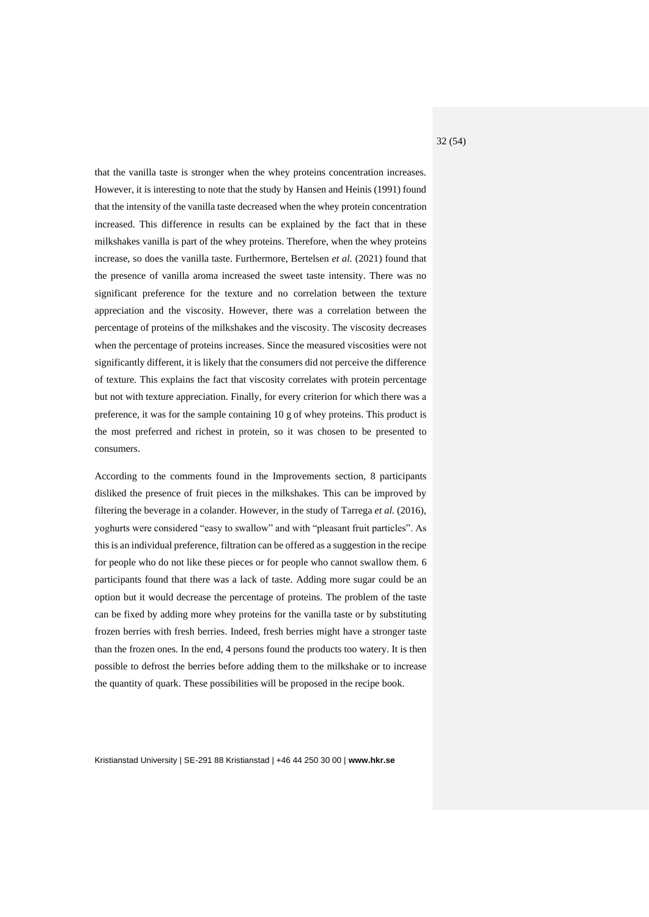that the vanilla taste is stronger when the whey proteins concentration increases. However, it is interesting to note that the study by Hansen and Heinis (1991) found that the intensity of the vanilla taste decreased when the whey protein concentration increased. This difference in results can be explained by the fact that in these milkshakes vanilla is part of the whey proteins. Therefore, when the whey proteins increase, so does the vanilla taste. Furthermore, Bertelsen *et al.* (2021) found that the presence of vanilla aroma increased the sweet taste intensity. There was no significant preference for the texture and no correlation between the texture appreciation and the viscosity. However, there was a correlation between the percentage of proteins of the milkshakes and the viscosity. The viscosity decreases when the percentage of proteins increases. Since the measured viscosities were not significantly different, it is likely that the consumers did not perceive the difference of texture. This explains the fact that viscosity correlates with protein percentage but not with texture appreciation. Finally, for every criterion for which there was a preference, it was for the sample containing 10 g of whey proteins. This product is the most preferred and richest in protein, so it was chosen to be presented to consumers.

According to the comments found in the Improvements section, 8 participants disliked the presence of fruit pieces in the milkshakes. This can be improved by filtering the beverage in a colander. However, in the study of Tarrega *et al.* (2016), yoghurts were considered "easy to swallow" and with "pleasant fruit particles". As this is an individual preference, filtration can be offered as a suggestion in the recipe for people who do not like these pieces or for people who cannot swallow them. 6 participants found that there was a lack of taste. Adding more sugar could be an option but it would decrease the percentage of proteins. The problem of the taste can be fixed by adding more whey proteins for the vanilla taste or by substituting frozen berries with fresh berries. Indeed, fresh berries might have a stronger taste than the frozen ones. In the end, 4 persons found the products too watery. It is then possible to defrost the berries before adding them to the milkshake or to increase the quantity of quark. These possibilities will be proposed in the recipe book.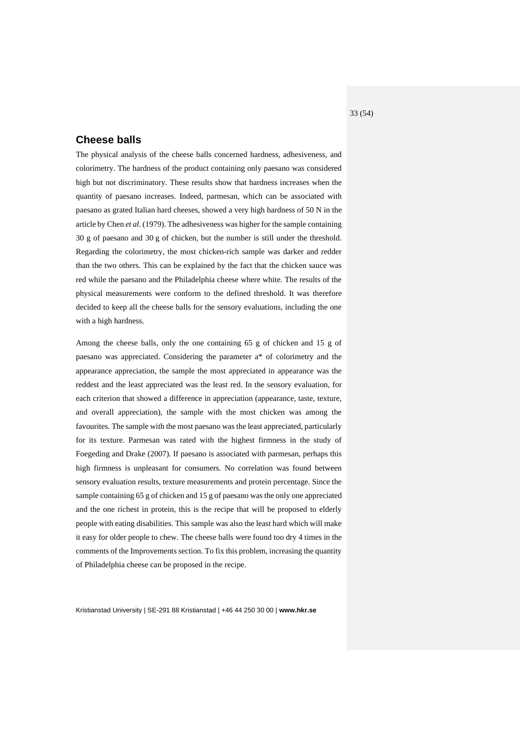## Cheese balls

The physical analysis of the cheese balls concerned hardness, adhesiveness, and colorimetry. The hardness of the product containing only paesano was considered high but not discriminatory. These results show that hardness increases when the quantity of paesano increases. Indeed, parmesan, which can be associated with paesano as grated Italian hard cheeses, showed a very high hardness of 50 N in the article by Chen *et al.* (1979). The adhesiveness was higher for the sample containing 30 g of paesano and 30 g of chicken, but the number is still under the threshold. Regarding the colorimetry, the most chicken-rich sample was darker and redder than the two others. This can be explained by the fact that the chicken sauce was red while the paesano and the Philadelphia cheese where white. The results of the physical measurements were conform to the defined threshold. It was therefore decided to keep all the cheese balls for the sensory evaluations, including the one with a high hardness.

Among the cheese balls, only the one containing 65 g of chicken and 15 g of paesano was appreciated. Considering the parameter a* of colorimetry and the appearance appreciation, the sample the most appreciated in appearance was the reddest and the least appreciated was the least red. In the sensory evaluation, for each criterion that showed a difference in appreciation (appearance, taste, texture, and overall appreciation), the sample with the most chicken was among the favourites. The sample with the most paesano was the least appreciated, particularly for its texture. Parmesan was rated with the highest firmness in the study of Foegeding and Drake (2007). If paesano is associated with parmesan, perhaps this high firmness is unpleasant for consumers. No correlation was found between sensory evaluation results, texture measurements and protein percentage. Since the sample containing 65 g of chicken and 15 g of paesano was the only one appreciated and the one richest in protein, this is the recipe that will be proposed to elderly people with eating disabilities. This sample was also the least hard which will make it easy for older people to chew. The cheese balls were found too dry 4 times in the comments of the Improvements section. To fix this problem, increasing the quantity of Philadelphia cheese can be proposed in the recipe.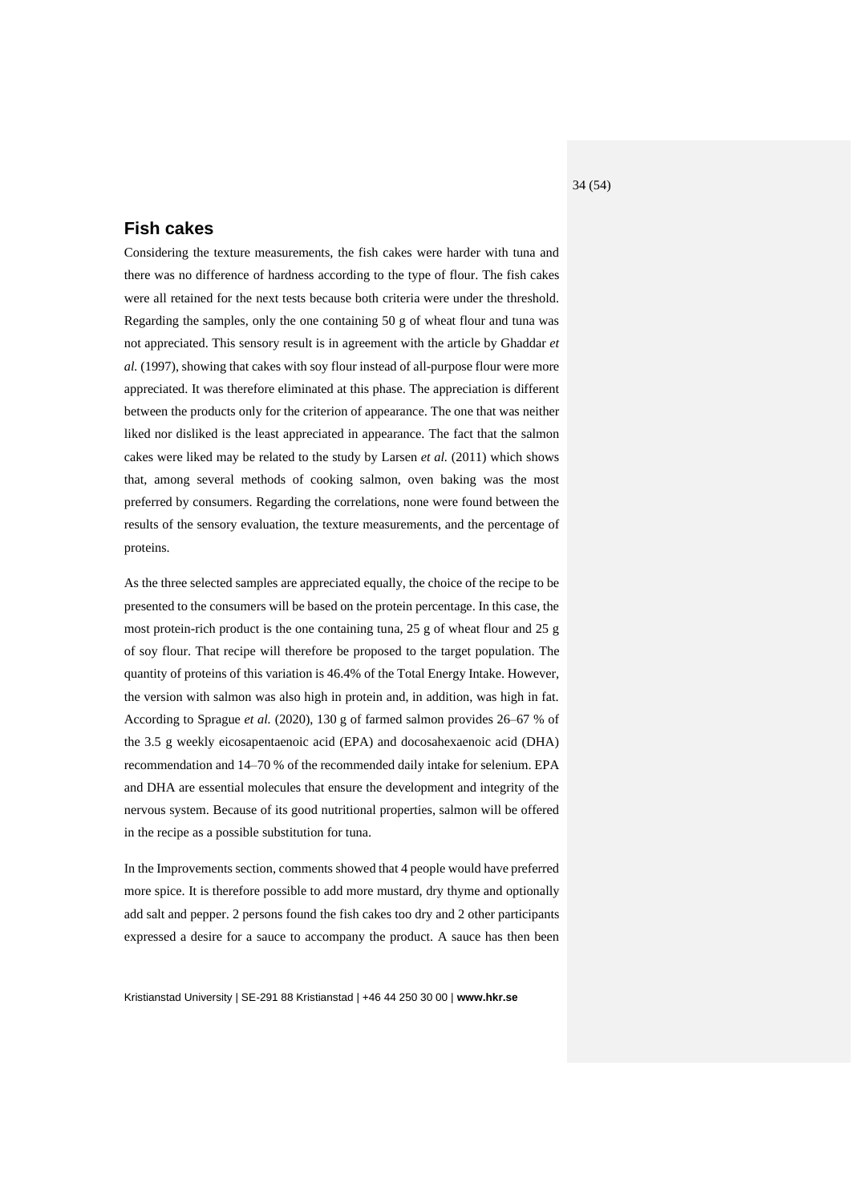## Fish cakes

Considering the texture measurements, the fish cakes were harder with tuna and there was no difference of hardness according to the type of flour. The fish cakes were all retained for the next tests because both criteria were under the threshold. Regarding the samples, only the one containing 50 g of wheat flour and tuna was not appreciated. This sensory result is in agreement with the article by Ghaddar *et al.* (1997), showing that cakes with soy flour instead of all-purpose flour were more appreciated. It was therefore eliminated at this phase. The appreciation is different between the products only for the criterion of appearance. The one that was neither liked nor disliked is the least appreciated in appearance. The fact that the salmon cakes were liked may be related to the study by Larsen *et al.* (2011) which shows that, among several methods of cooking salmon, oven baking was the most preferred by consumers. Regarding the correlations, none were found between the results of the sensory evaluation, the texture measurements, and the percentage of proteins.

As the three selected samples are appreciated equally, the choice of the recipe to be presented to the consumers will be based on the protein percentage. In this case, the most protein-rich product is the one containing tuna, 25 g of wheat flour and 25 g of soy flour. That recipe will therefore be proposed to the target population. The quantity of proteins of this variation is 46.4% of the Total Energy Intake. However, the version with salmon was also high in protein and, in addition, was high in fat. According to Sprague *et al.* (2020), 130 g of farmed salmon provides 26–67 % of the 3.5 g weekly eicosapentaenoic acid (EPA) and docosahexaenoic acid (DHA) recommendation and 14–70 % of the recommended daily intake for selenium. EPA and DHA are essential molecules that ensure the development and integrity of the nervous system. Because of its good nutritional properties, salmon will be offered in the recipe as a possible substitution for tuna.

In the Improvements section, comments showed that 4 people would have preferred more spice. It is therefore possible to add more mustard, dry thyme and optionally add salt and pepper. 2 persons found the fish cakes too dry and 2 other participants expressed a desire for a sauce to accompany the product. A sauce has then been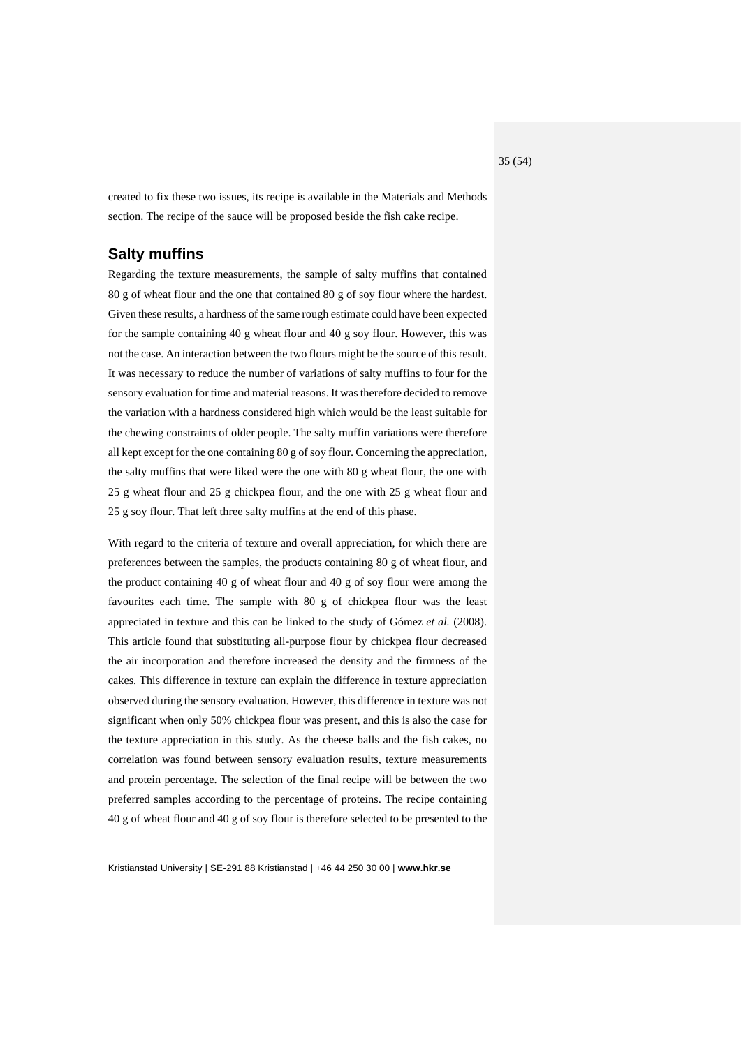created to fix these two issues, its recipe is available in the Materials and Methods section. The recipe of the sauce will be proposed beside the fish cake recipe.

## Salty muffins

Regarding the texture measurements, the sample of salty muffins that contained 80 g of wheat flour and the one that contained 80 g of soy flour where the hardest. Given these results, a hardness of the same rough estimate could have been expected for the sample containing 40 g wheat flour and 40 g soy flour. However, this was not the case. An interaction between the two flours might be the source of this result. It was necessary to reduce the number of variations of salty muffins to four for the sensory evaluation for time and material reasons. It was therefore decided to remove the variation with a hardness considered high which would be the least suitable for the chewing constraints of older people. The salty muffin variations were therefore all kept except for the one containing 80 g of soy flour. Concerning the appreciation, the salty muffins that were liked were the one with 80 g wheat flour, the one with 25 g wheat flour and 25 g chickpea flour, and the one with 25 g wheat flour and 25 g soy flour. That left three salty muffins at the end of this phase.

With regard to the criteria of texture and overall appreciation, for which there are preferences between the samples, the products containing 80 g of wheat flour, and the product containing 40 g of wheat flour and 40 g of soy flour were among the favourites each time. The sample with 80 g of chickpea flour was the least appreciated in texture and this can be linked to the study of Gómez *et al.* (2008). This article found that substituting all-purpose flour by chickpea flour decreased the air incorporation and therefore increased the density and the firmness of the cakes. This difference in texture can explain the difference in texture appreciation observed during the sensory evaluation. However, this difference in texture was not significant when only 50% chickpea flour was present, and this is also the case for the texture appreciation in this study. As the cheese balls and the fish cakes, no correlation was found between sensory evaluation results, texture measurements and protein percentage. The selection of the final recipe will be between the two preferred samples according to the percentage of proteins. The recipe containing 40 g of wheat flour and 40 g of soy flour is therefore selected to be presented to the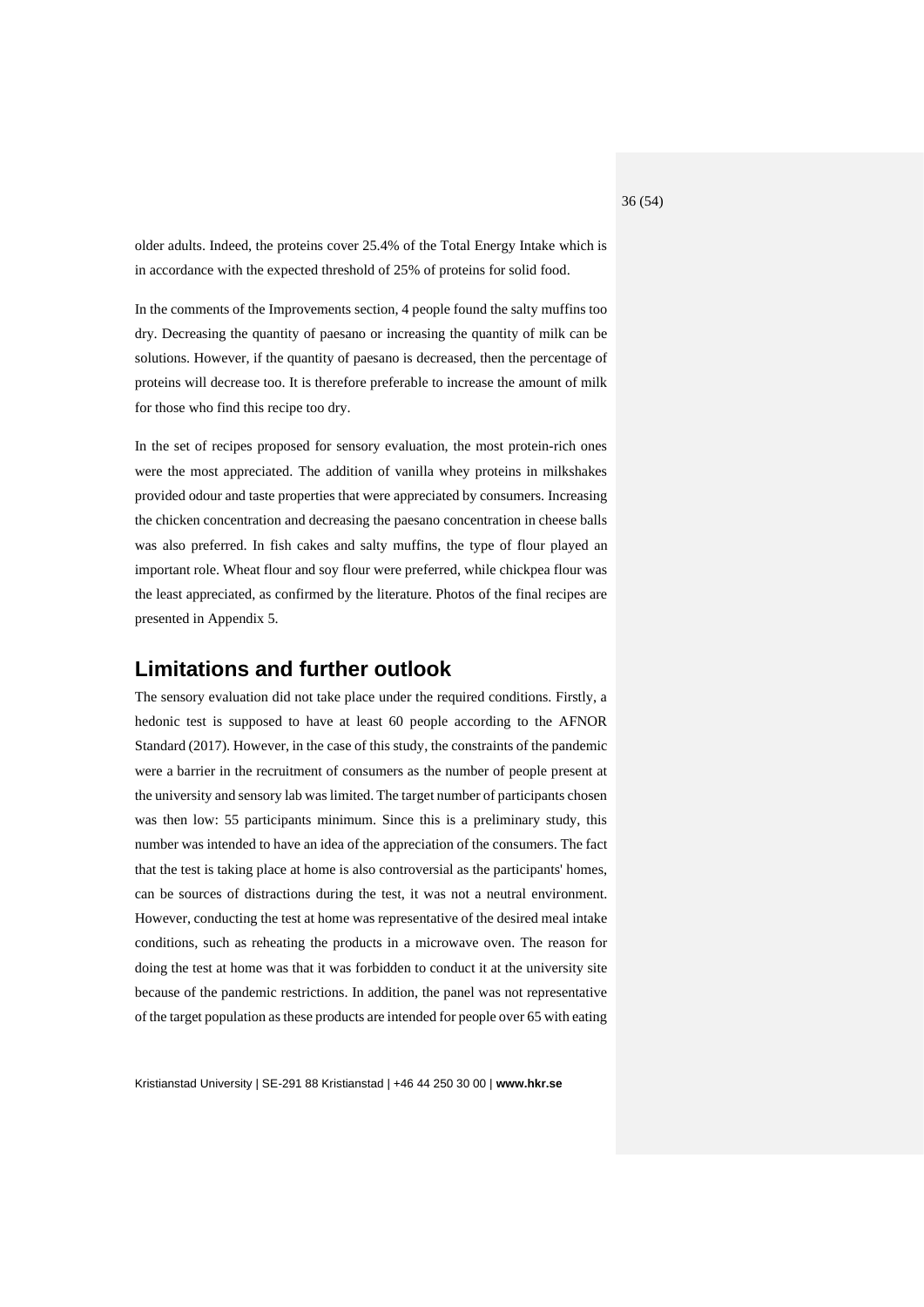older adults. Indeed, the proteins cover 25.4% of the Total Energy Intake which is in accordance with the expected threshold of 25% of proteins for solid food.

In the comments of the Improvements section, 4 people found the salty muffins too dry. Decreasing the quantity of paesano or increasing the quantity of milk can be solutions. However, if the quantity of paesano is decreased, then the percentage of proteins will decrease too. It is therefore preferable to increase the amount of milk for those who find this recipe too dry.

In the set of recipes proposed for sensory evaluation, the most protein-rich ones were the most appreciated. The addition of vanilla whey proteins in milkshakes provided odour and taste properties that were appreciated by consumers. Increasing the chicken concentration and decreasing the paesano concentration in cheese balls was also preferred. In fish cakes and salty muffins, the type of flour played an important role. Wheat flour and soy flour were preferred, while chickpea flour was the least appreciated, as confirmed by the literature. Photos of the final recipes are presented in Appendix 5.

## Limitations and further outlook

The sensory evaluation did not take place under the required conditions. Firstly, a hedonic test is supposed to have at least 60 people according to the AFNOR Standard (2017). However, in the case of this study, the constraints of the pandemic were a barrier in the recruitment of consumers as the number of people present at the university and sensory lab was limited. The target number of participants chosen was then low: 55 participants minimum. Since this is a preliminary study, this number was intended to have an idea of the appreciation of the consumers. The fact that the test is taking place at home is also controversial as the participants' homes, can be sources of distractions during the test, it was not a neutral environment. However, conducting the test at home was representative of the desired meal intake conditions, such as reheating the products in a microwave oven. The reason for doing the test at home was that it was forbidden to conduct it at the university site because of the pandemic restrictions. In addition, the panel was not representative of the target population as these products are intended for people over 65 with eating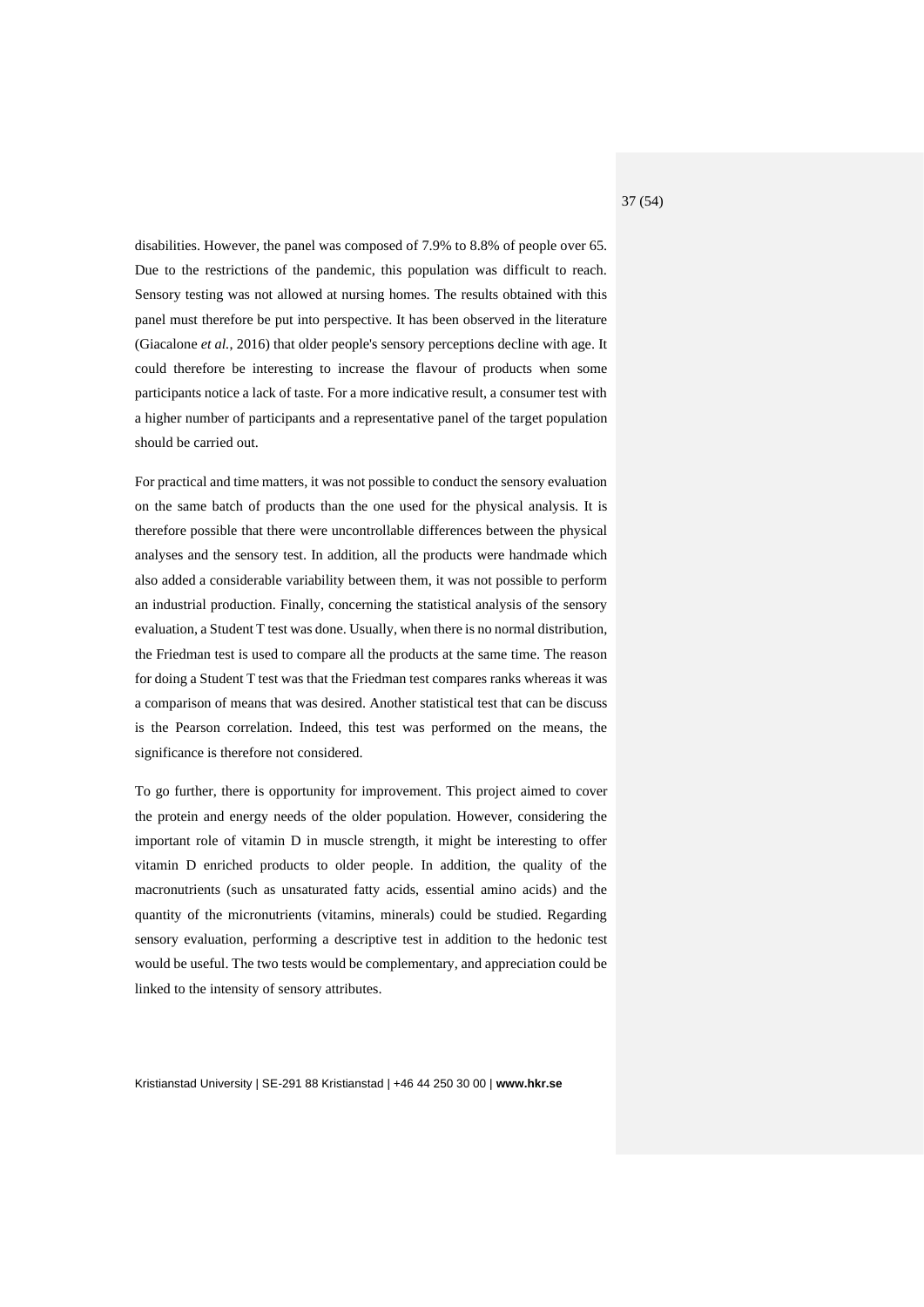disabilities. However, the panel was composed of 7.9% to 8.8% of people over 65. Due to the restrictions of the pandemic, this population was difficult to reach. Sensory testing was not allowed at nursing homes. The results obtained with this panel must therefore be put into perspective. It has been observed in the literature (Giacalone *et al.*, 2016) that older people's sensory perceptions decline with age. It could therefore be interesting to increase the flavour of products when some participants notice a lack of taste. For a more indicative result, a consumer test with a higher number of participants and a representative panel of the target population should be carried out.

For practical and time matters, it was not possible to conduct the sensory evaluation on the same batch of products than the one used for the physical analysis. It is therefore possible that there were uncontrollable differences between the physical analyses and the sensory test. In addition, all the products were handmade which also added a considerable variability between them, it was not possible to perform an industrial production. Finally, concerning the statistical analysis of the sensory evaluation, a Student T test was done. Usually, when there is no normal distribution, the Friedman test is used to compare all the products at the same time. The reason for doing a Student T test was that the Friedman test compares ranks whereas it was a comparison of means that was desired. Another statistical test that can be discuss is the Pearson correlation. Indeed, this test was performed on the means, the significance is therefore not considered.

To go further, there is opportunity for improvement. This project aimed to cover the protein and energy needs of the older population. However, considering the important role of vitamin D in muscle strength, it might be interesting to offer vitamin D enriched products to older people. In addition, the quality of the macronutrients (such as unsaturated fatty acids, essential amino acids) and the quantity of the micronutrients (vitamins, minerals) could be studied. Regarding sensory evaluation, performing a descriptive test in addition to the hedonic test would be useful. The two tests would be complementary, and appreciation could be linked to the intensity of sensory attributes.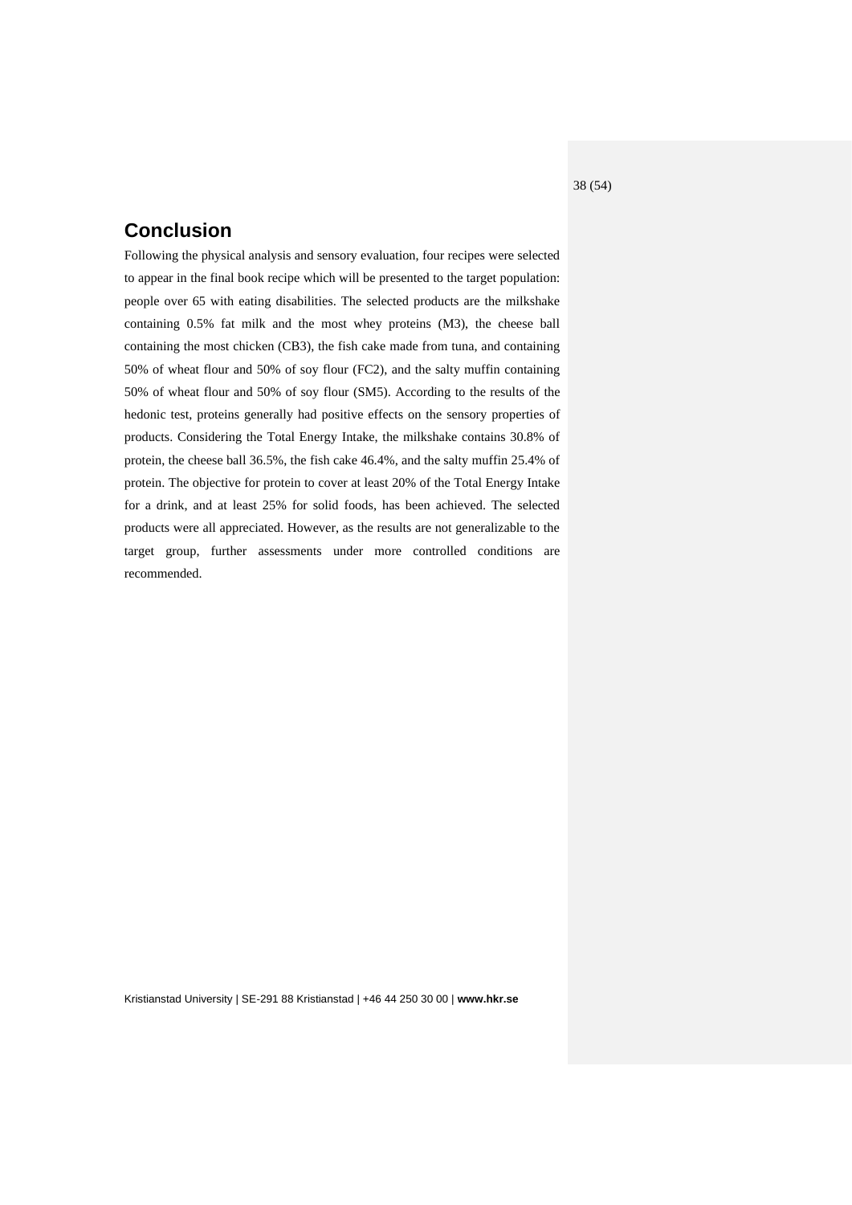## Conclusion

Following the physical analysis and sensory evaluation, four recipes were selected to appear in the final book recipe which will be presented to the target population: people over 65 with eating disabilities. The selected products are the milkshake containing 0.5% fat milk and the most whey proteins (M3), the cheese ball containing the most chicken (CB3), the fish cake made from tuna, and containing 50% of wheat flour and 50% of soy flour (FC2), and the salty muffin containing 50% of wheat flour and 50% of soy flour (SM5). According to the results of the hedonic test, proteins generally had positive effects on the sensory properties of products. Considering the Total Energy Intake, the milkshake contains 30.8% of protein, the cheese ball 36.5%, the fish cake 46.4%, and the salty muffin 25.4% of protein. The objective for protein to cover at least 20% of the Total Energy Intake for a drink, and at least 25% for solid foods, has been achieved. The selected products were all appreciated. However, as the results are not generalizable to the target group, further assessments under more controlled conditions are recommended.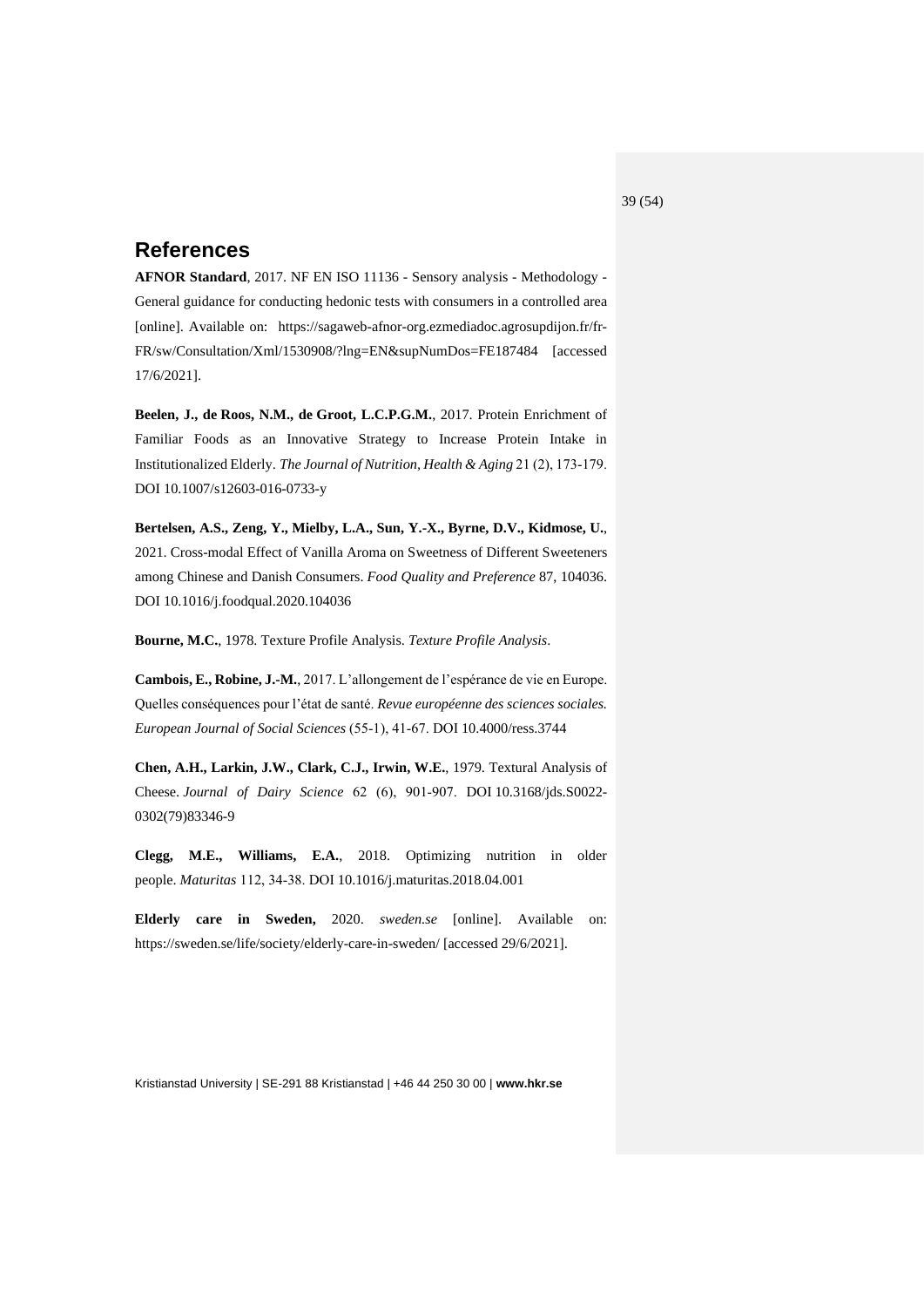## References

**AFNOR Standard**, 2017. NF EN ISO 11136 - Sensory analysis - Methodology - General guidance for conducting hedonic tests with consumers in a controlled area [online]. Available on: https://sagaweb-afnor-org.ezmediadoc.agrosupdijon.fr/fr-FR/sw/Consultation/Xml/1530908/?lng=EN&supNumDos=FE187484 [accessed 17/6/2021].

**Beelen, J., de Roos, N.M., de Groot, L.C.P.G.M.**, 2017. Protein Enrichment of Familiar Foods as an Innovative Strategy to Increase Protein Intake in Institutionalized Elderly. *The Journal of Nutrition, Health & Aging* 21 (2), 173-179. DOI 10.1007/s12603-016-0733-y

**Bertelsen, A.S., Zeng, Y., Mielby, L.A., Sun, Y.-X., Byrne, D.V., Kidmose, U.**, 2021. Cross-modal Effect of Vanilla Aroma on Sweetness of Different Sweeteners among Chinese and Danish Consumers. *Food Quality and Preference* 87, 104036. DOI 10.1016/j.foodqual.2020.104036

**Bourne, M.C.**, 1978. Texture Profile Analysis. *Texture Profile Analysis*.

**Cambois, E., Robine, J.-M.**, 2017. L'allongement de l'espérance de vie en Europe. Quelles conséquences pour l'état de santé. *Revue européenne des sciences sociales. European Journal of Social Sciences* (55-1), 41-67. DOI 10.4000/ress.3744

**Chen, A.H., Larkin, J.W., Clark, C.J., Irwin, W.E.**, 1979. Textural Analysis of Cheese. *Journal of Dairy Science* 62 (6), 901-907. DOI 10.3168/jds.S0022-0302(79)83346-9

**Clegg, M.E., Williams, E.A.**, 2018. Optimizing nutrition in older people. *Maturitas* 112, 34-38. DOI 10.1016/j.maturitas.2018.04.001

**Elderly care in Sweden,** 2020. *sweden.se* [online]. Available on: https://sweden.se/life/society/elderly-care-in-sweden/ [accessed 29/6/2021].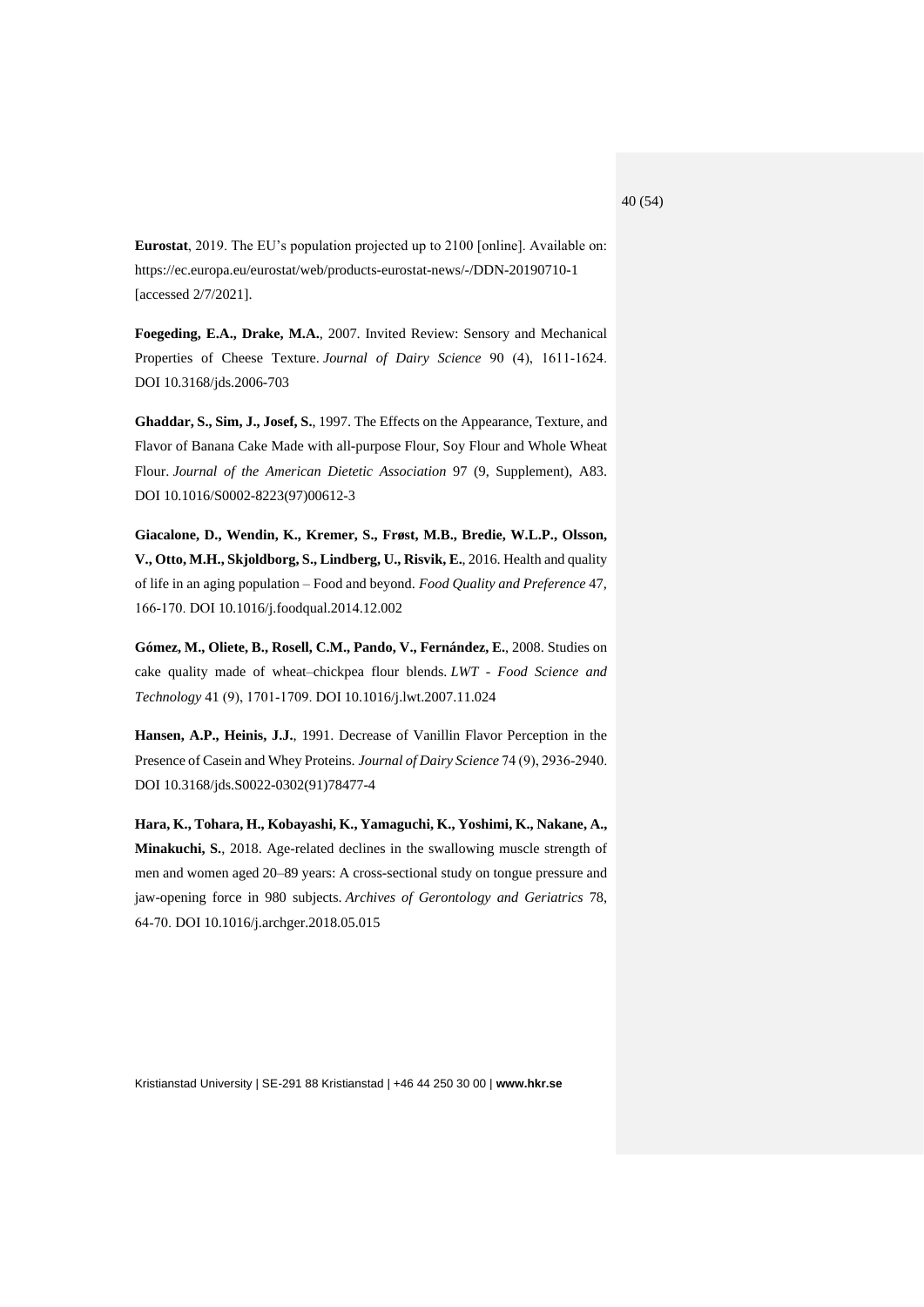**Eurostat**, 2019. The EU's population projected up to 2100 [online]. Available on: https://ec.europa.eu/eurostat/web/products-eurostat-news/-/DDN-20190710-1 [accessed 2/7/2021].

**Foegeding, E.A., Drake, M.A.**, 2007. Invited Review: Sensory and Mechanical Properties of Cheese Texture. *Journal of Dairy Science* 90 (4), 1611-1624. DOI 10.3168/jds.2006-703

**Ghaddar, S., Sim, J., Josef, S.**, 1997. The Effects on the Appearance, Texture, and Flavor of Banana Cake Made with all-purpose Flour, Soy Flour and Whole Wheat Flour. *Journal of the American Dietetic Association* 97 (9, Supplement), A83. DOI 10.1016/S0002-8223(97)00612-3

**Giacalone, D., Wendin, K., Kremer, S., Frøst, M.B., Bredie, W.L.P., Olsson, V., Otto, M.H., Skjoldborg, S., Lindberg, U., Risvik, E.**, 2016. Health and quality of life in an aging population – Food and beyond. *Food Quality and Preference* 47, 166-170. DOI 10.1016/j.foodqual.2014.12.002

**Gómez, M., Oliete, B., Rosell, C.M., Pando, V., Fernández, E.**, 2008. Studies on cake quality made of wheat–chickpea flour blends. *LWT - Food Science and Technology* 41 (9), 1701-1709. DOI 10.1016/j.lwt.2007.11.024

**Hansen, A.P., Heinis, J.J.**, 1991. Decrease of Vanillin Flavor Perception in the Presence of Casein and Whey Proteins. *Journal of Dairy Science* 74 (9), 2936-2940. DOI 10.3168/jds.S0022-0302(91)78477-4

**Hara, K., Tohara, H., Kobayashi, K., Yamaguchi, K., Yoshimi, K., Nakane, A., Minakuchi, S.**, 2018. Age-related declines in the swallowing muscle strength of men and women aged 20–89 years: A cross-sectional study on tongue pressure and jaw-opening force in 980 subjects. *Archives of Gerontology and Geriatrics* 78, 64-70. DOI 10.1016/j.archger.2018.05.015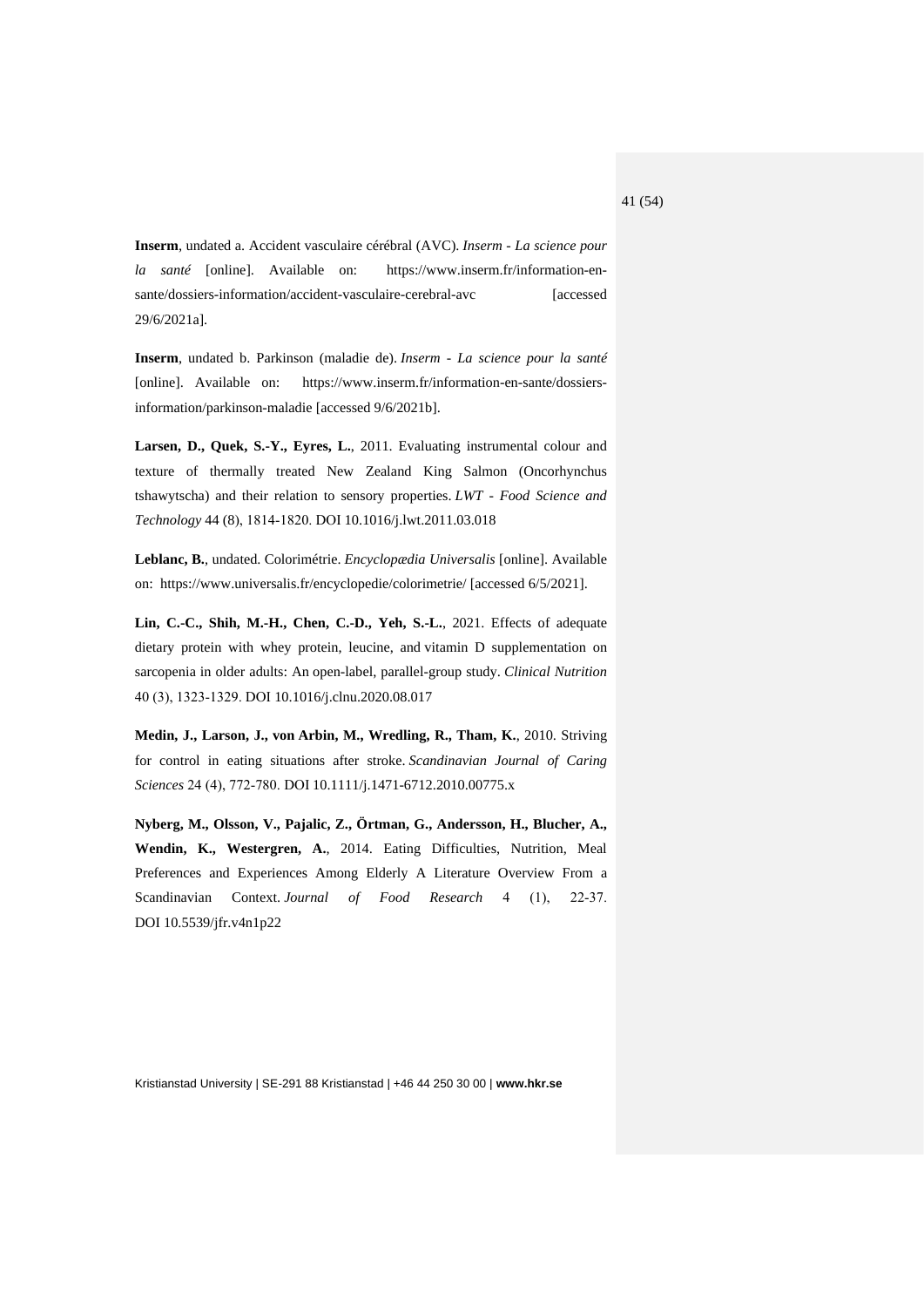**Inserm**, undated a. Accident vasculaire cérébral (AVC). *Inserm - La science pour la santé* [online]. Available on: https://www.inserm.fr/information-en-sante/dossiers-information/accident-vasculaire-cerebral-avc [accessed 29/6/2021a].

**Inserm**, undated b. Parkinson (maladie de). *Inserm - La science pour la santé* [online]. Available on: https://www.inserm.fr/information-en-sante/dossiers-information/parkinson-maladie [accessed 9/6/2021b].

**Larsen, D., Quek, S.-Y., Eyres, L.**, 2011. Evaluating instrumental colour and texture of thermally treated New Zealand King Salmon (Oncorhynchus tshawytscha) and their relation to sensory properties. *LWT - Food Science and Technology* 44 (8), 1814-1820. DOI 10.1016/j.lwt.2011.03.018

**Leblanc, B.**, undated. Colorimétrie. *Encyclopædia Universalis* [online]. Available on: https://www.universalis.fr/encyclopedie/colorimetrie/ [accessed 6/5/2021].

**Lin, C.-C., Shih, M.-H., Chen, C.-D., Yeh, S.-L.**, 2021. Effects of adequate dietary protein with whey protein, leucine, and vitamin D supplementation on sarcopenia in older adults: An open-label, parallel-group study. *Clinical Nutrition* 40 (3), 1323-1329. DOI 10.1016/j.clnu.2020.08.017

**Medin, J., Larson, J., von Arbin, M., Wredling, R., Tham, K.**, 2010. Striving for control in eating situations after stroke. *Scandinavian Journal of Caring Sciences* 24 (4), 772-780. DOI 10.1111/j.1471-6712.2010.00775.x

**Nyberg, M., Olsson, V., Pajalic, Z., Örtman, G., Andersson, H., Blucher, A., Wendin, K., Westergren, A.**, 2014. Eating Difficulties, Nutrition, Meal Preferences and Experiences Among Elderly A Literature Overview From a Scandinavian Context. *Journal of Food Research* 4 (1), 22-37. DOI 10.5539/jfr.v4n1p22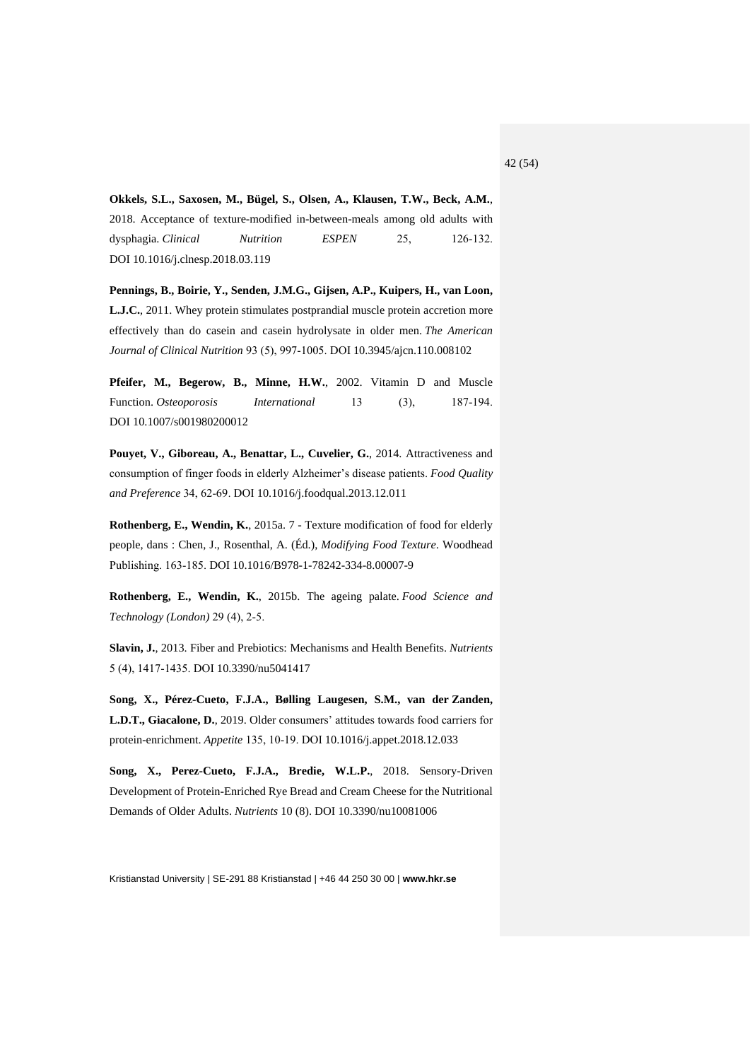**Okkels, S.L., Saxosen, M., Bügel, S., Olsen, A., Klausen, T.W., Beck, A.M.**, 2018. Acceptance of texture-modified in-between-meals among old adults with dysphagia. *Clinical Nutrition ESPEN* 25, 126-132. DOI 10.1016/j.clnesp.2018.03.119

**Pennings, B., Boirie, Y., Senden, J.M.G., Gijsen, A.P., Kuipers, H., van Loon, L.J.C.**, 2011. Whey protein stimulates postprandial muscle protein accretion more effectively than do casein and casein hydrolysate in older men. *The American Journal of Clinical Nutrition* 93 (5), 997-1005. DOI 10.3945/ajcn.110.008102

**Pfeifer, M., Begerow, B., Minne, H.W.**, 2002. Vitamin D and Muscle Function. *Osteoporosis International* 13 (3), 187-194. DOI 10.1007/s001980200012

**Pouyet, V., Giboreau, A., Benattar, L., Cuvelier, G.**, 2014. Attractiveness and consumption of finger foods in elderly Alzheimer's disease patients. *Food Quality and Preference* 34, 62-69. DOI 10.1016/j.foodqual.2013.12.011

**Rothenberg, E., Wendin, K.**, 2015a. 7 - Texture modification of food for elderly people, dans : Chen, J., Rosenthal, A. (Éd.), *Modifying Food Texture*. Woodhead Publishing. 163-185. DOI 10.1016/B978-1-78242-334-8.00007-9

**Rothenberg, E., Wendin, K.**, 2015b. The ageing palate. *Food Science and Technology (London)* 29 (4), 2-5.

**Slavin, J.**, 2013. Fiber and Prebiotics: Mechanisms and Health Benefits. *Nutrients* 5 (4), 1417-1435. DOI 10.3390/nu5041417

**Song, X., Pérez-Cueto, F.J.A., Bølling Laugesen, S.M., van der Zanden, L.D.T., Giacalone, D.**, 2019. Older consumers' attitudes towards food carriers for protein-enrichment. *Appetite* 135, 10-19. DOI 10.1016/j.appet.2018.12.033

**Song, X., Perez-Cueto, F.J.A., Bredie, W.L.P.**, 2018. Sensory-Driven Development of Protein-Enriched Rye Bread and Cream Cheese for the Nutritional Demands of Older Adults. *Nutrients* 10 (8). DOI 10.3390/nu10081006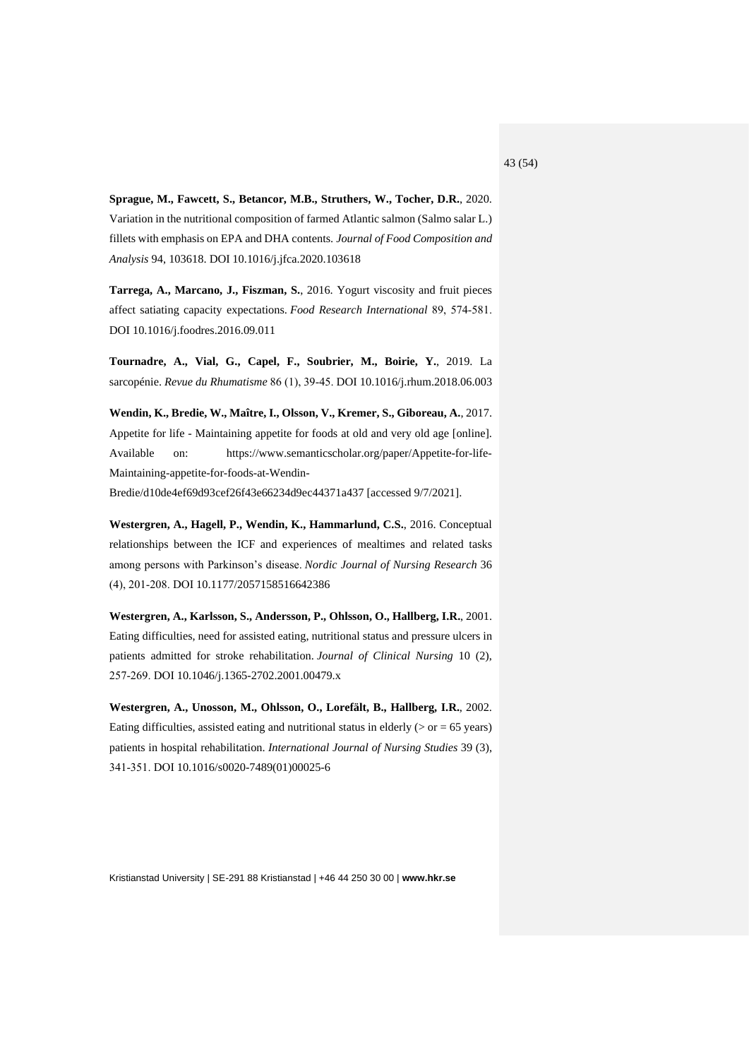**Sprague, M., Fawcett, S., Betancor, M.B., Struthers, W., Tocher, D.R.**, 2020. Variation in the nutritional composition of farmed Atlantic salmon (Salmo salar L.) fillets with emphasis on EPA and DHA contents. *Journal of Food Composition and Analysis* 94, 103618. DOI 10.1016/j.jfca.2020.103618

**Tarrega, A., Marcano, J., Fiszman, S.**, 2016. Yogurt viscosity and fruit pieces affect satiating capacity expectations. *Food Research International* 89, 574-581. DOI 10.1016/j.foodres.2016.09.011

**Tournadre, A., Vial, G., Capel, F., Soubrier, M., Boirie, Y.**, 2019. La sarcopénie. *Revue du Rhumatisme* 86 (1), 39-45. DOI 10.1016/j.rhum.2018.06.003

**Wendin, K., Bredie, W., Maître, I., Olsson, V., Kremer, S., Giboreau, A.**, 2017. Appetite for life - Maintaining appetite for foods at old and very old age [online]. Available on: https://www.semanticscholar.org/paper/Appetite-for-life-Maintaining-appetite-for-foods-at-Wendin-Bredie/d10de4ef69d93cef26f43e66234d9ec44371a437 [accessed 9/7/2021].

**Westergren, A., Hagell, P., Wendin, K., Hammarlund, C.S.**, 2016. Conceptual relationships between the ICF and experiences of mealtimes and related tasks among persons with Parkinson's disease. *Nordic Journal of Nursing Research* 36 (4), 201-208. DOI 10.1177/2057158516642386

**Westergren, A., Karlsson, S., Andersson, P., Ohlsson, O., Hallberg, I.R.**, 2001. Eating difficulties, need for assisted eating, nutritional status and pressure ulcers in patients admitted for stroke rehabilitation. *Journal of Clinical Nursing* 10 (2), 257-269. DOI 10.1046/j.1365-2702.2001.00479.x

**Westergren, A., Unosson, M., Ohlsson, O., Lorefält, B., Hallberg, I.R.**, 2002. Eating difficulties, assisted eating and nutritional status in elderly (> or = 65 years) patients in hospital rehabilitation. *International Journal of Nursing Studies* 39 (3), 341-351. DOI 10.1016/s0020-7489(01)00025-6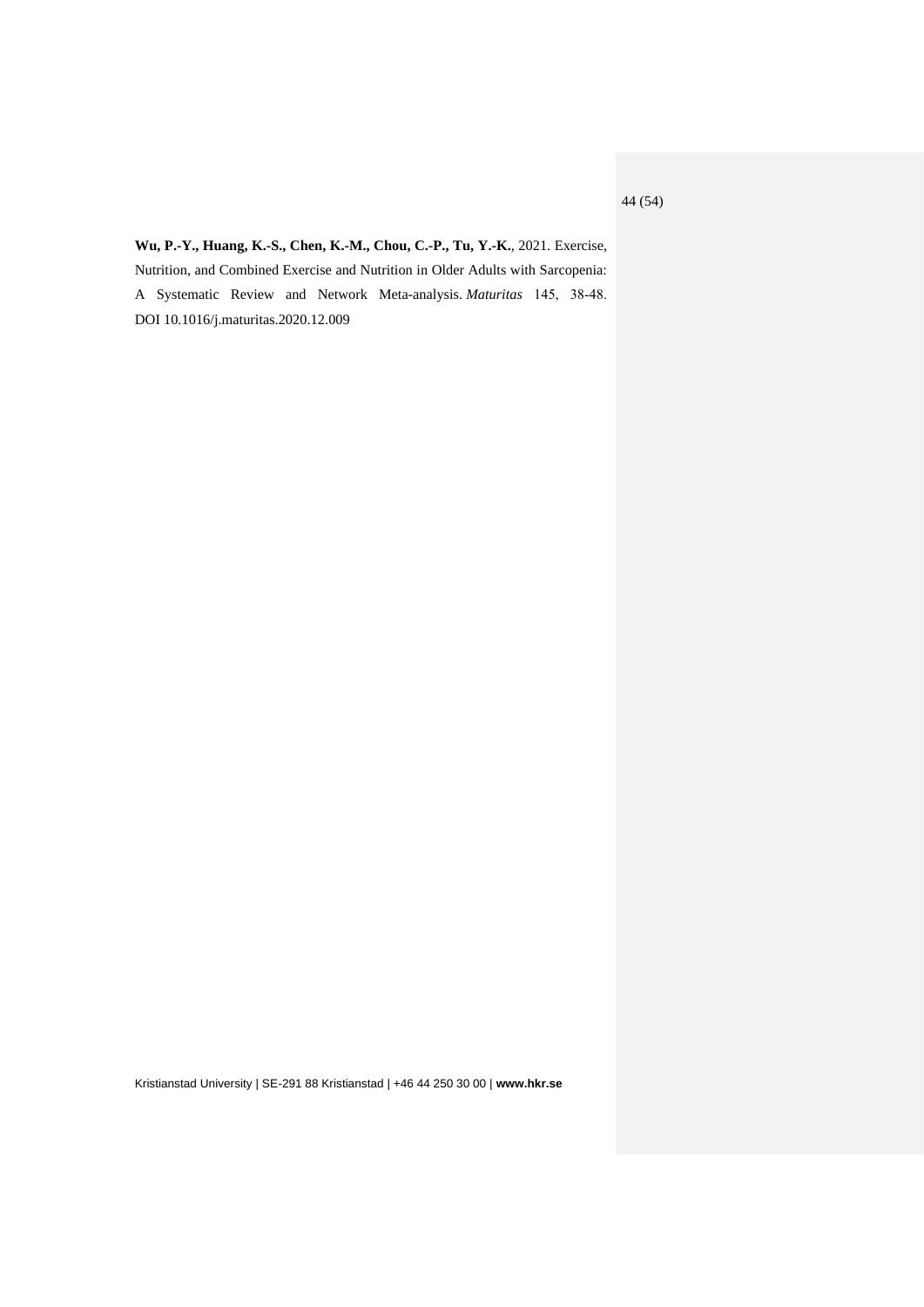**Wu, P.-Y., Huang, K.-S., Chen, K.-M., Chou, C.-P., Tu, Y.-K.**, 2021. Exercise, Nutrition, and Combined Exercise and Nutrition in Older Adults with Sarcopenia: A Systematic Review and Network Meta-analysis. *Maturitas* 145, 38-48. DOI 10.1016/j.maturitas.2020.12.009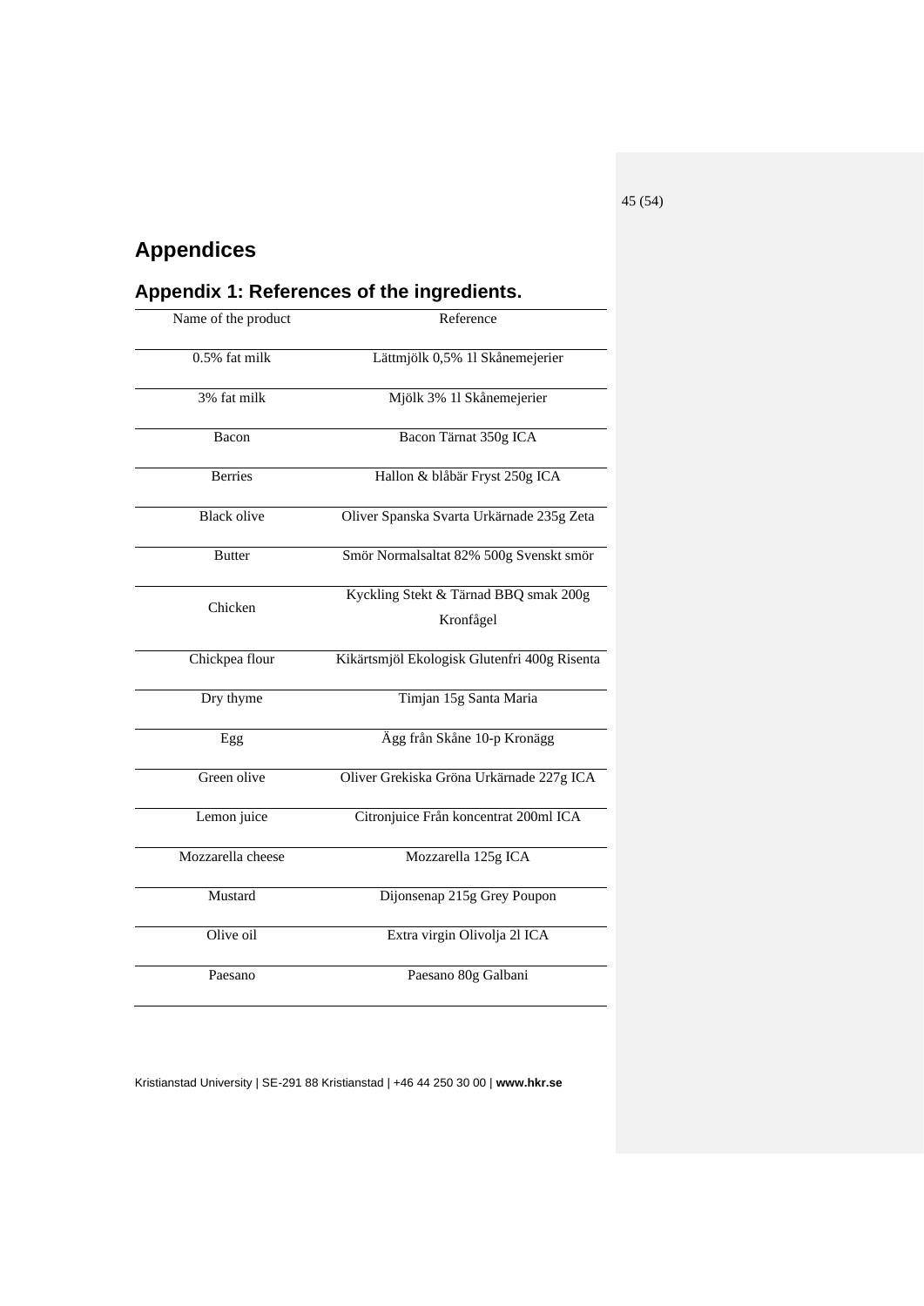# Appendices

## Appendix 1: References of the ingredients.

| Name of the product | Reference |
|---|---|
| 0.5% fat milk | Lättmjölk 0,5% 1l Skånemejerier |
| 3% fat milk | Mjölk 3% 1l Skånemejerier |
| Bacon | Bacon Tärnat 350g ICA |
| Berries | Hallon & blåbär Fryst 250g ICA |
| Black olive | Oliver Spanska Svarta Urkärnade 235g Zeta |
| Butter | Smör Normalsaltat 82% 500g Svenskt smör |
| Chicken | Kyckling Stekt & Tärnad BBQ smak 200g Kronfågel |
| Chickpea flour | Kikärtsmjöl Ekologisk Glutenfri 400g Risenta |
| Dry thyme | Timjan 15g Santa Maria |
| Egg | Ägg från Skåne 10-p Kronägg |
| Green olive | Oliver Grekiska Gröna Urkärnade 227g ICA |
| Lemon juice | Citronjuice Från koncentrat 200ml ICA |
| Mozzarella cheese | Mozzarella 125g ICA |
| Mustard | Dijonsenap 215g Grey Poupon |
| Olive oil | Extra virgin Olivolja 2l ICA |
| Paesano | Paesano 80g Galbani |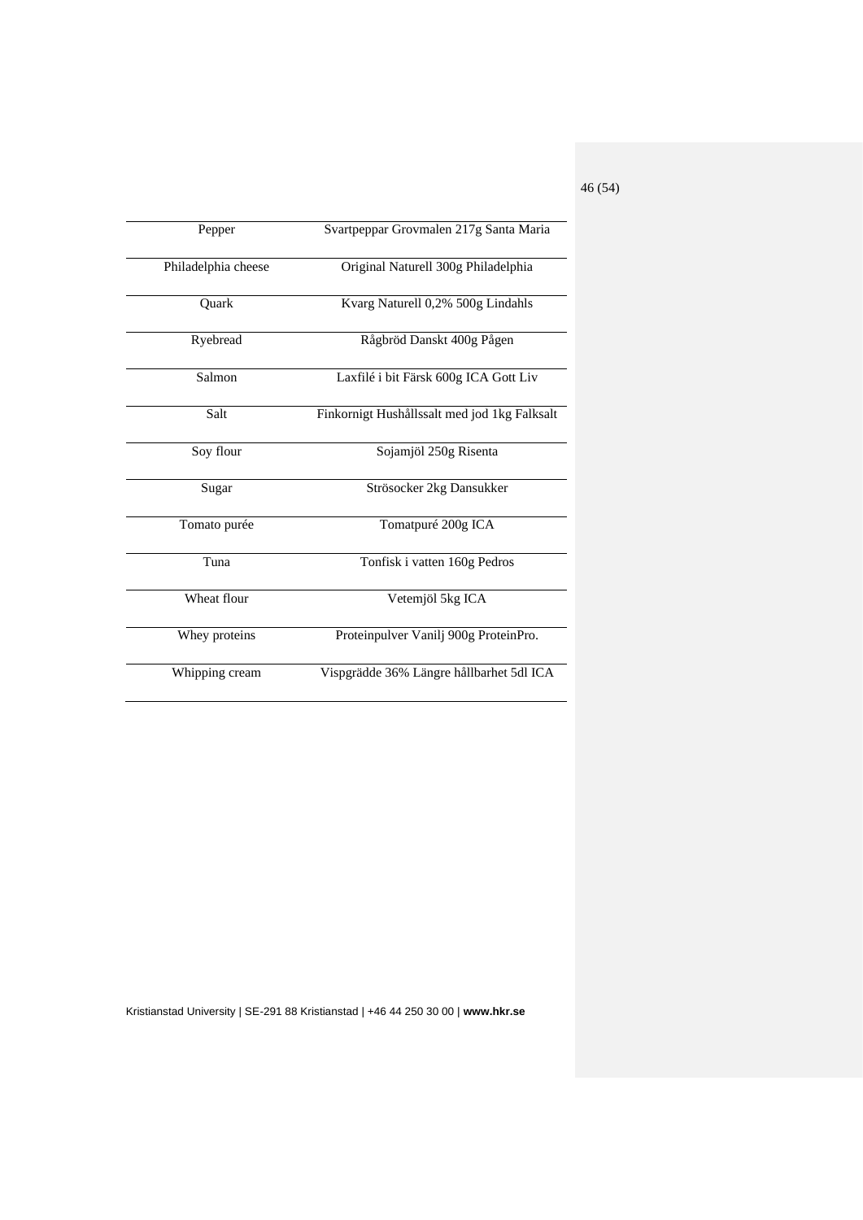| | |
|---|---|
| Pepper | Svartpeppar Grovmalen 217g Santa Maria |
| Philadelphia cheese | Original Naturell 300g Philadelphia |
| Quark | Kvarg Naturell 0,2% 500g Lindahls |
| Ryebread | Rågbröd Danskt 400g Pågen |
| Salmon | Laxfilé i bit Färsk 600g ICA Gott Liv |
| Salt | Finkornigt Hushållssalt med jod 1kg Falksalt |
| Soy flour | Sojamjöl 250g Risenta |
| Sugar | Strösocker 2kg Dansukker |
| Tomato purée | Tomatpuré 200g ICA |
| Tuna | Tonfisk i vatten 160g Pedros |
| Wheat flour | Vetemjöl 5kg ICA |
| Whey proteins | Proteinpulver Vanilj 900g ProteinPro. |
| Whipping cream | Vispgrädde 36% Längre hållbarhet 5dl ICA |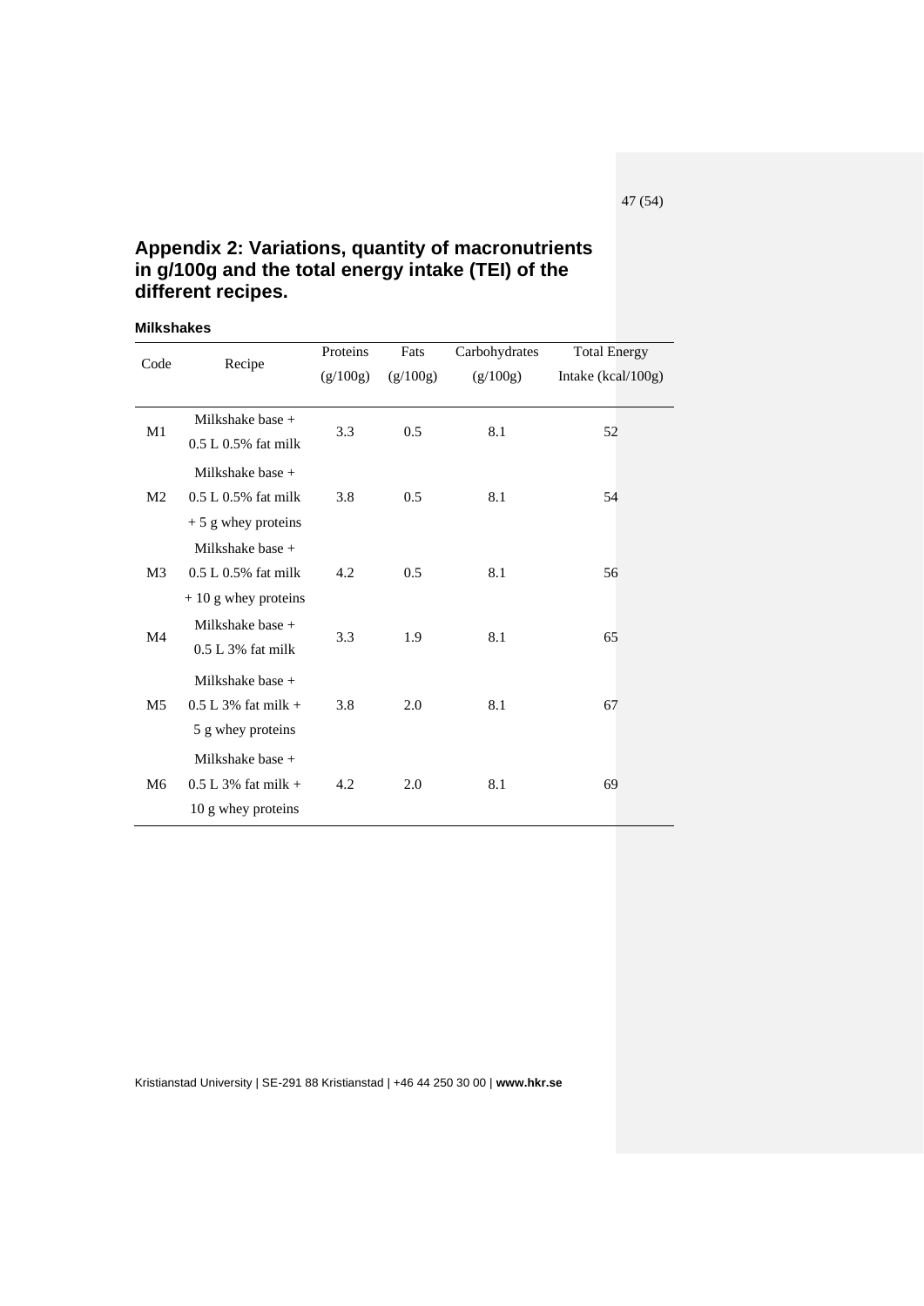## Appendix 2: Variations, quantity of macronutrients in g/100g and the total energy intake (TEI) of the different recipes.

### Milkshakes

| Code | Recipe | Proteins (g/100g) | Fats (g/100g) | Carbohydrates (g/100g) | Total Energy Intake (kcal/100g) |
|---|---|---|---|---|---|
| M1 | Milkshake base + 0.5 L 0.5% fat milk | 3.3 | 0.5 | 8.1 | 52 |
| M2 | Milkshake base + 0.5 L 0.5% fat milk + 5 g whey proteins | 3.8 | 0.5 | 8.1 | 54 |
| M3 | Milkshake base + 0.5 L 0.5% fat milk + 10 g whey proteins | 4.2 | 0.5 | 8.1 | 56 |
| M4 | Milkshake base + 0.5 L 3% fat milk | 3.3 | 1.9 | 8.1 | 65 |
| M5 | Milkshake base + 0.5 L 3% fat milk + 5 g whey proteins | 3.8 | 2.0 | 8.1 | 67 |
| M6 | Milkshake base + 0.5 L 3% fat milk + 10 g whey proteins | 4.2 | 2.0 | 8.1 | 69 |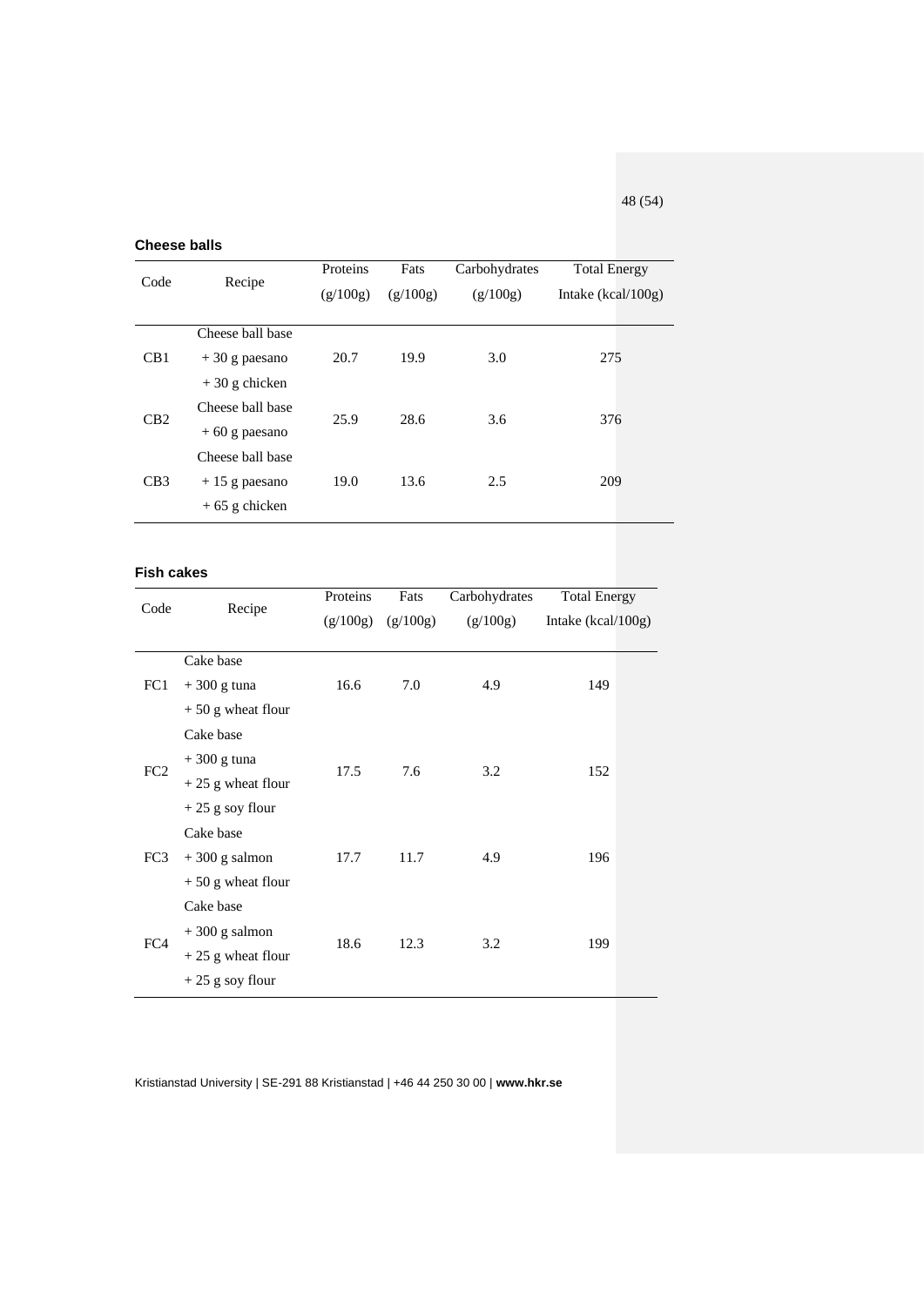**Cheese balls**

| Code | Recipe | Proteins (g/100g) | Fats (g/100g) | Carbohydrates (g/100g) | Total Energy Intake (kcal/100g) |
|---|---|---|---|---|---|
| CB1 | Cheese ball base + 30 g paesano + 30 g chicken | 20.7 | 19.9 | 3.0 | 275 |
| CB2 | Cheese ball base + 60 g paesano | 25.9 | 28.6 | 3.6 | 376 |
| CB3 | Cheese ball base + 15 g paesano + 65 g chicken | 19.0 | 13.6 | 2.5 | 209 |

**Fish cakes**

| Code | Recipe | Proteins (g/100g) | Fats (g/100g) | Carbohydrates (g/100g) | Total Energy Intake (kcal/100g) |
|---|---|---|---|---|---|
| FC1 | Cake base + 300 g tuna + 50 g wheat flour | 16.6 | 7.0 | 4.9 | 149 |
| FC2 | Cake base + 300 g tuna + 25 g wheat flour + 25 g soy flour | 17.5 | 7.6 | 3.2 | 152 |
| FC3 | Cake base + 300 g salmon + 50 g wheat flour | 17.7 | 11.7 | 4.9 | 196 |
| FC4 | Cake base + 300 g salmon + 25 g wheat flour + 25 g soy flour | 18.6 | 12.3 | 3.2 | 199 |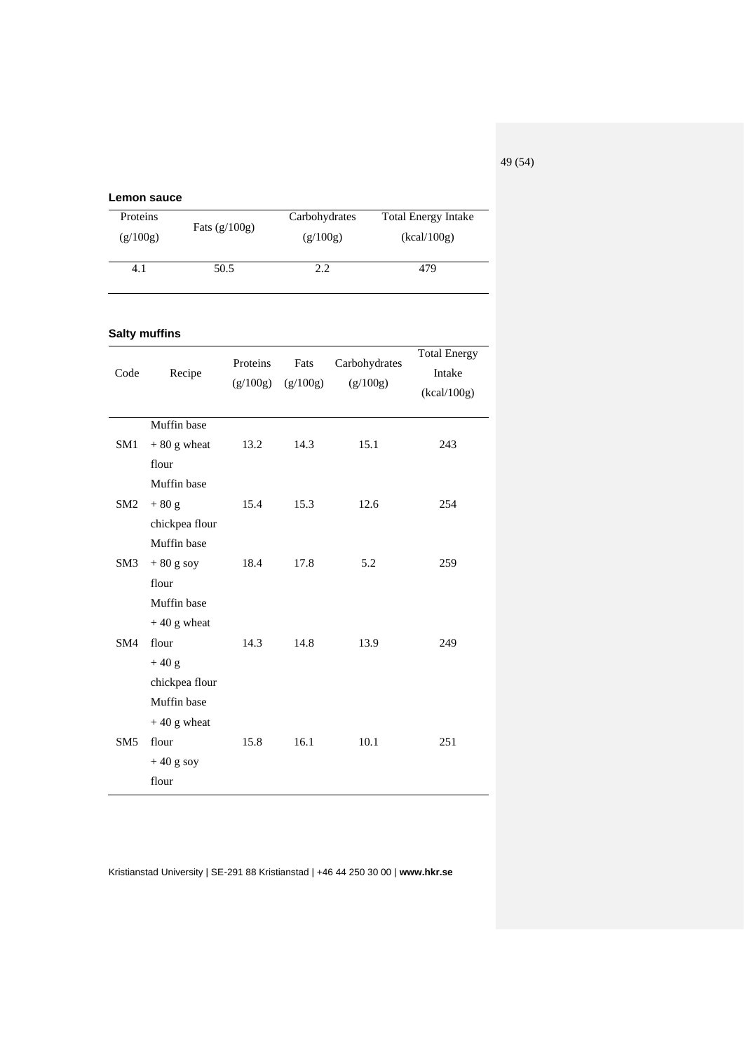**Lemon sauce**

| Proteins (g/100g) | Fats (g/100g) | Carbohydrates (g/100g) | Total Energy Intake (kcal/100g) |
|---|---|---|---|
| 4.1 | 50.5 | 2.2 | 479 |

**Salty muffins**

| Code | Recipe | Proteins (g/100g) | Fats (g/100g) | Carbohydrates (g/100g) | Total Energy Intake (kcal/100g) |
|---|---|---|---|---|---|
| SM1 | Muffin base + 80 g wheat flour | 13.2 | 14.3 | 15.1 | 243 |
| SM2 | Muffin base + 80 g chickpea flour | 15.4 | 15.3 | 12.6 | 254 |
| SM3 | Muffin base + 80 g soy flour | 18.4 | 17.8 | 5.2 | 259 |
| SM4 | Muffin base + 40 g wheat flour + 40 g chickpea flour | 14.3 | 14.8 | 13.9 | 249 |
| SM5 | Muffin base + 40 g wheat flour + 40 g soy flour | 15.8 | 16.1 | 10.1 | 251 |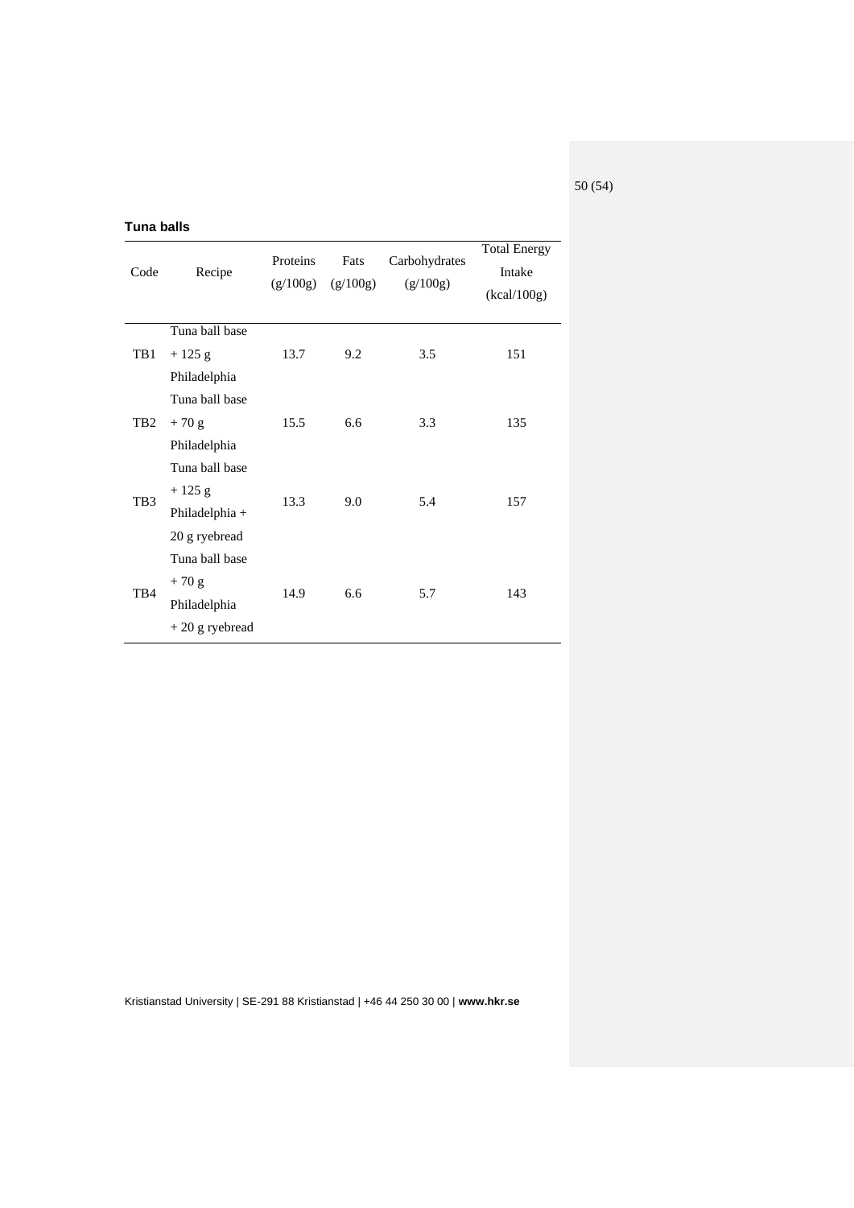**Tuna balls**

| Code | Recipe | Proteins (g/100g) | Fats (g/100g) | Carbohydrates (g/100g) | Total Energy Intake (kcal/100g) |
|---|---|---|---|---|---|
| TB1 | Tuna ball base + 125 g Philadelphia | 13.7 | 9.2 | 3.5 | 151 |
| TB2 | Tuna ball base + 70 g Philadelphia | 15.5 | 6.6 | 3.3 | 135 |
| TB3 | Tuna ball base + 125 g Philadelphia + 20 g ryebread | 13.3 | 9.0 | 5.4 | 157 |
| TB4 | Tuna ball base + 70 g Philadelphia + 20 g ryebread | 14.9 | 6.6 | 5.7 | 143 |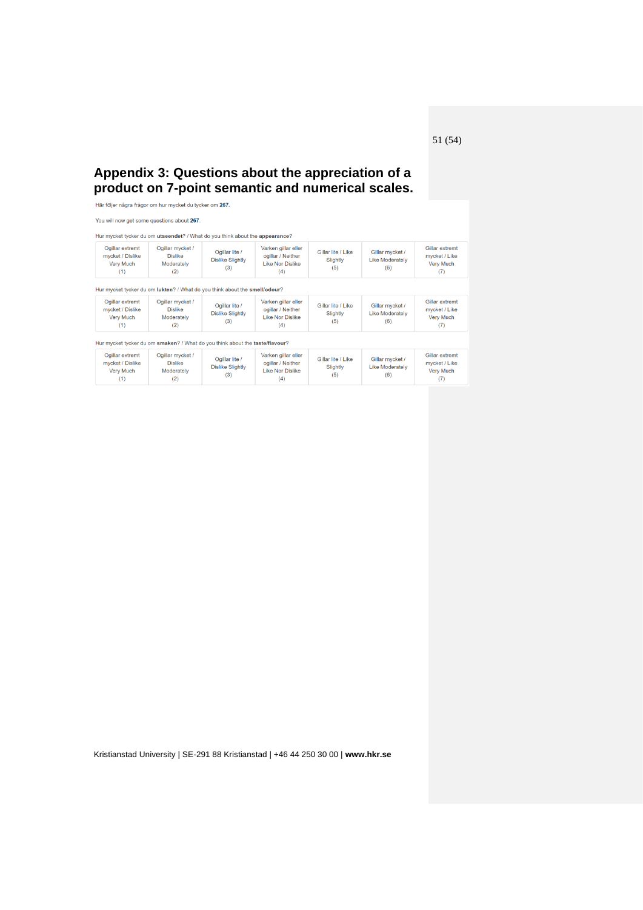## Appendix 3: Questions about the appreciation of a product on 7-point semantic and numerical scales.

Här följer några frågor om hur mycket du tycker om **267**.

You will now get some questions about **267**.

Hur mycket tycker du om **utseendet**? / What do you think about the **appearance**?

| Ogillar extremt mycket / Dislike Very Much (1) | Ogillar mycket / Dislike Moderately (2) | Ogillar lite / Dislike Slightly (3) | Varken gillar eller ogillar / Neither Like Nor Dislike (4) | Gillar lite / Like Slightly (5) | Gillar mycket / Like Moderately (6) | Gillar extremt mycket / Like Very Much (7) |
|---|---|---|---|---|---|---|

Hur mycket tycker du om **lukten**? / What do you think about the **smell/odour**?

| Ogillar extremt mycket / Dislike Very Much (1) | Ogillar mycket / Dislike Moderately (2) | Ogillar lite / Dislike Slightly (3) | Varken gillar eller ogillar / Neither Like Nor Dislike (4) | Gillar lite / Like Slightly (5) | Gillar mycket / Like Moderately (6) | Gillar extremt mycket / Like Very Much (7) |
|---|---|---|---|---|---|---|

Hur mycket tycker du om **smaken**? / What do you think about the **taste/flavour**?

| Ogillar extremt mycket / Dislike Very Much (1) | Ogillar mycket / Dislike Moderately (2) | Ogillar lite / Dislike Slightly (3) | Varken gillar eller ogillar / Neither Like Nor Dislike (4) | Gillar lite / Like Slightly (5) | Gillar mycket / Like Moderately (6) | Gillar extremt mycket / Like Very Much (7) |
|---|---|---|---|---|---|---|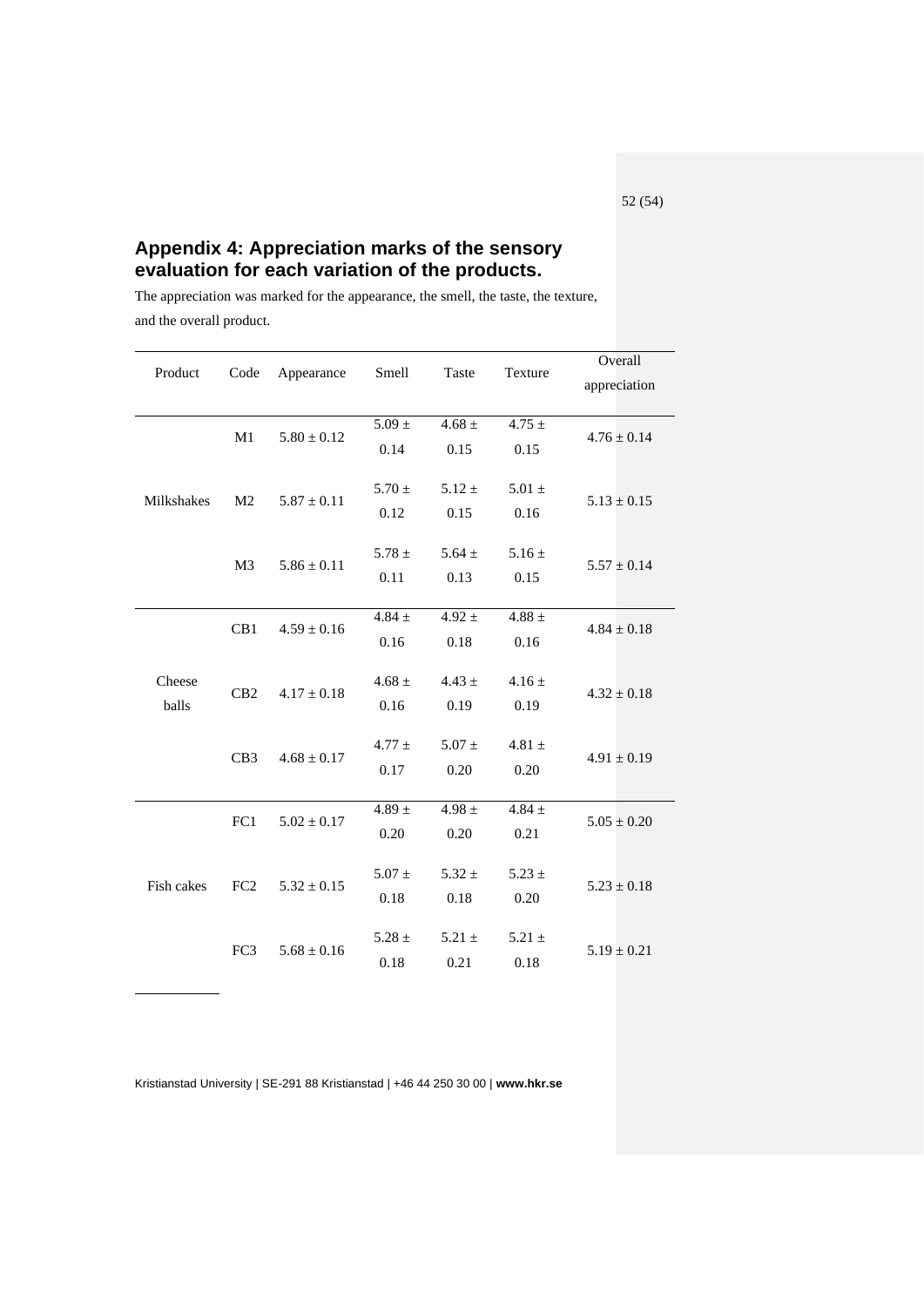## Appendix 4: Appreciation marks of the sensory evaluation for each variation of the products.

The appreciation was marked for the appearance, the smell, the taste, the texture, and the overall product.

| Product | Code | Appearance | Smell | Taste | Texture | Overall appreciation |
|---|---|---|---|---|---|---|
| Milkshakes | M1 | 5.80 ± 0.12 | 5.09 ± 0.14 | 4.68 ± 0.15 | 4.75 ± 0.15 | 4.76 ± 0.14 |
| | M2 | 5.87 ± 0.11 | 5.70 ± 0.12 | 5.12 ± 0.15 | 5.01 ± 0.16 | 5.13 ± 0.15 |
| | M3 | 5.86 ± 0.11 | 5.78 ± 0.11 | 5.64 ± 0.13 | 5.16 ± 0.15 | 5.57 ± 0.14 |
| Cheese balls | CB1 | 4.59 ± 0.16 | 4.84 ± 0.16 | 4.92 ± 0.18 | 4.88 ± 0.16 | 4.84 ± 0.18 |
| | CB2 | 4.17 ± 0.18 | 4.68 ± 0.16 | 4.43 ± 0.19 | 4.16 ± 0.19 | 4.32 ± 0.18 |
| | CB3 | 4.68 ± 0.17 | 4.77 ± 0.17 | 5.07 ± 0.20 | 4.81 ± 0.20 | 4.91 ± 0.19 |
| Fish cakes | FC1 | 5.02 ± 0.17 | 4.89 ± 0.20 | 4.98 ± 0.20 | 4.84 ± 0.21 | 5.05 ± 0.20 |
| | FC2 | 5.32 ± 0.15 | 5.07 ± 0.18 | 5.32 ± 0.18 | 5.23 ± 0.20 | 5.23 ± 0.18 |
| | FC3 | 5.68 ± 0.16 | 5.28 ± 0.18 | 5.21 ± 0.21 | 5.21 ± 0.18 | 5.19 ± 0.21 |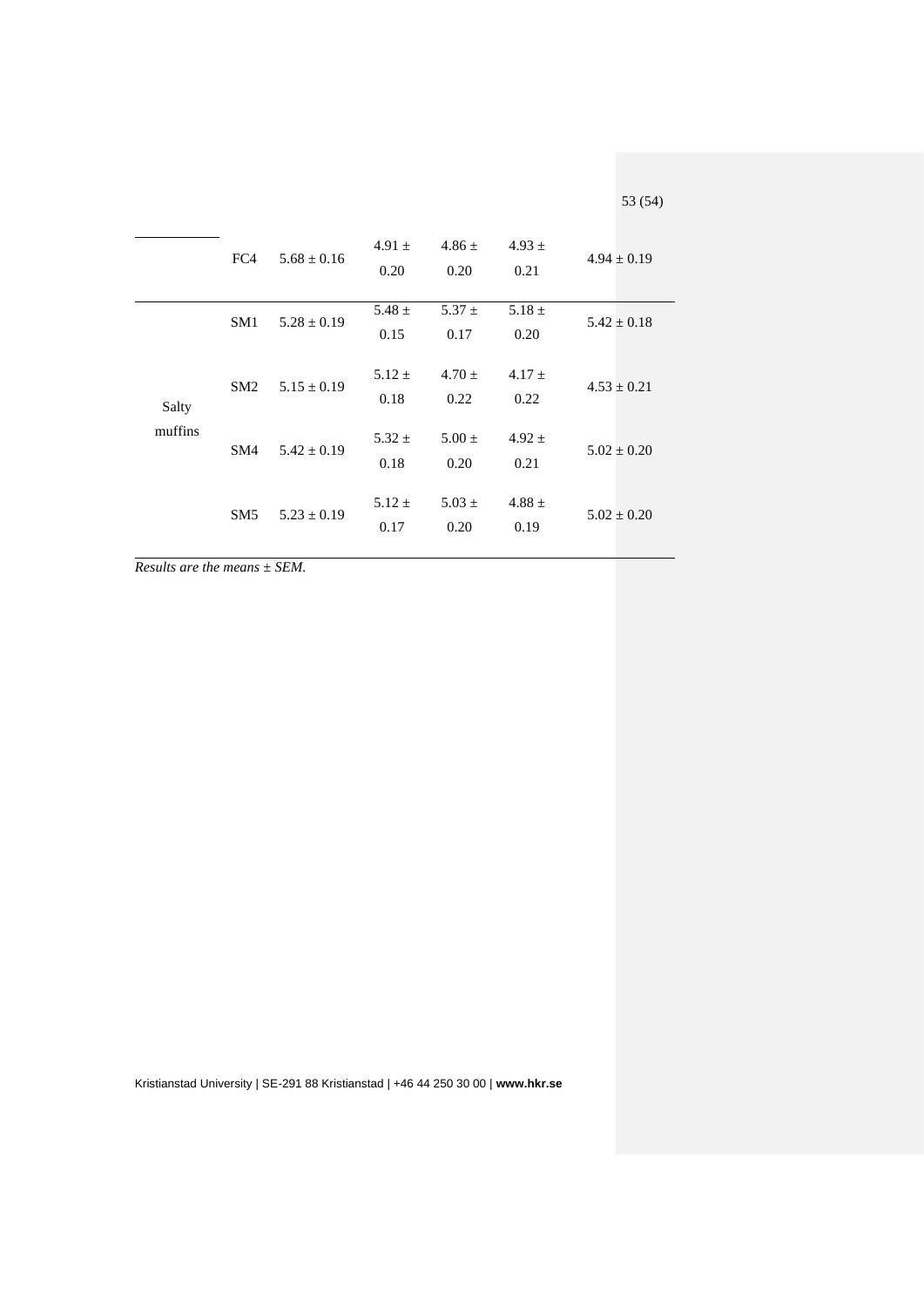| | | | | | | |
|---|---|---|---|---|---|---|
| | FC4 | 5.68 ± 0.16 | 4.91 ± 0.20 | 4.86 ± 0.20 | 4.93 ± 0.21 | 4.94 ± 0.19 |
| Salty muffins | SM1 | 5.28 ± 0.19 | 5.48 ± 0.15 | 5.37 ± 0.17 | 5.18 ± 0.20 | 5.42 ± 0.18 |
| | SM2 | 5.15 ± 0.19 | 5.12 ± 0.18 | 4.70 ± 0.22 | 4.17 ± 0.22 | 4.53 ± 0.21 |
| | SM4 | 5.42 ± 0.19 | 5.32 ± 0.18 | 5.00 ± 0.20 | 4.92 ± 0.21 | 5.02 ± 0.20 |
| | SM5 | 5.23 ± 0.19 | 5.12 ± 0.17 | 5.03 ± 0.20 | 4.88 ± 0.19 | 5.02 ± 0.20 |

*Results are the means ± SEM.*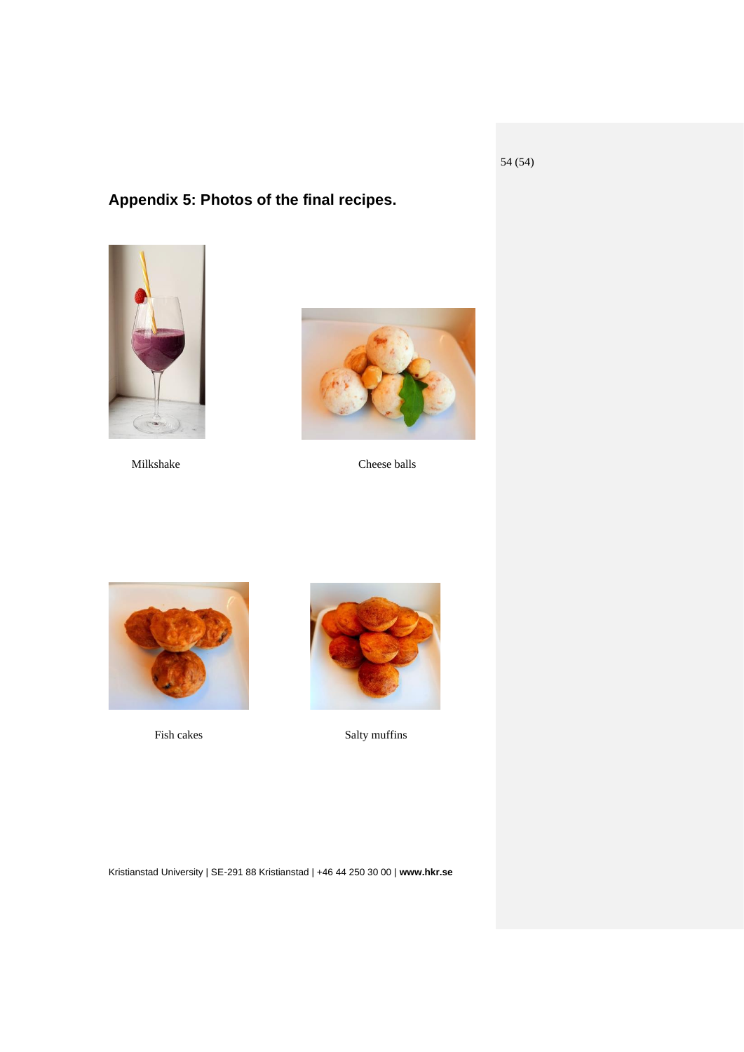## Appendix 5: Photos of the final recipes.

Milkshake

Cheese balls

Fish cakes

Salty muffins